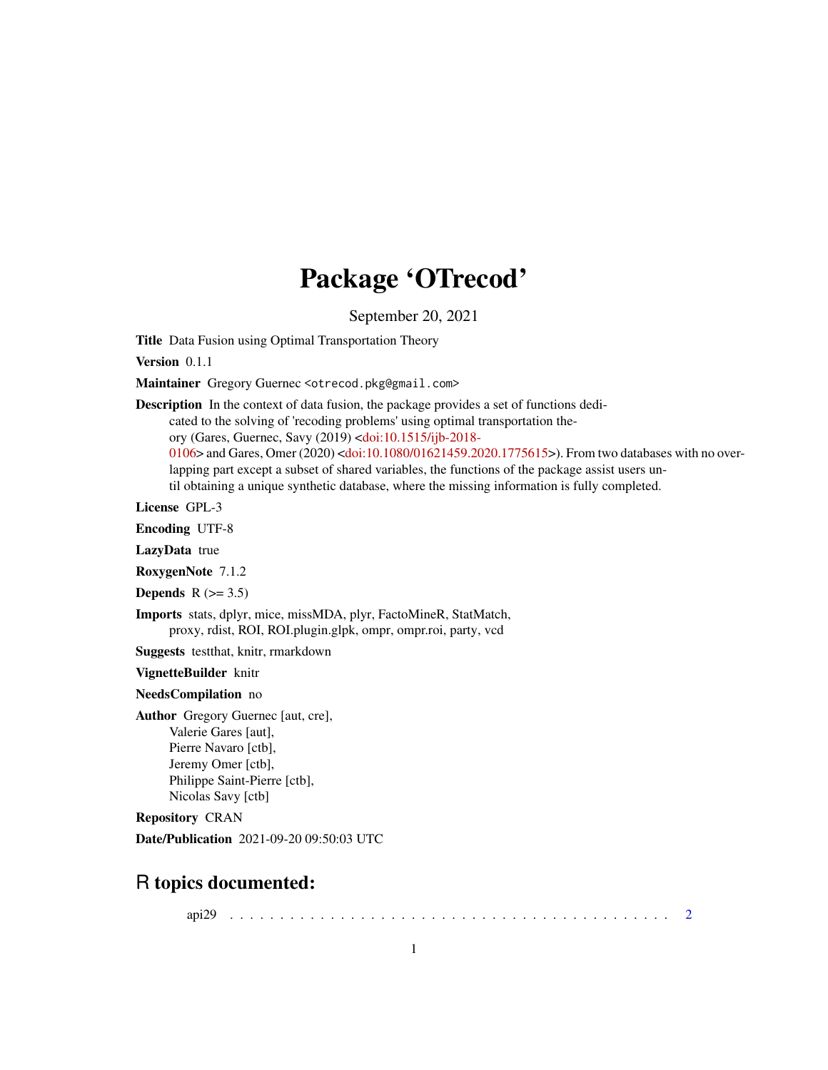# Package 'OTrecod'

September 20, 2021

**Title** Data Fusion using Optimal Transportation Theory

**Version** 0.1.1

**Maintainer** Gregory Guernec <otrecod.pkg@gmail.com>

**Description** In the context of data fusion, the package provides a set of functions dedicated to the solving of 'recoding problems' using optimal transportation theory (Gares, Guernec, Savy (2019) <doi:10.1515/ijb-2018-0106> and Gares, Omer (2020) <doi:10.1080/01621459.2020.1775615>). From two databases with no overlapping part except a subset of shared variables, the functions of the package assist users until obtaining a unique synthetic database, where the missing information is fully completed.

**License** GPL-3

**Encoding** UTF-8

**LazyData** true

**RoxygenNote** 7.1.2

**Depends** R (>= 3.5)

**Imports** stats, dplyr, mice, missMDA, plyr, FactoMineR, StatMatch, proxy, rdist, ROI, ROI.plugin.glpk, ompr, ompr.roi, party, vcd

**Suggests** testthat, knitr, rmarkdown

**VignetteBuilder** knitr

**NeedsCompilation** no

**Author** Gregory Guernec [aut, cre],
Valerie Gares [aut],
Pierre Navaro [ctb],
Jeremy Omer [ctb],
Philippe Saint-Pierre [ctb],
Nicolas Savy [ctb]

**Repository** CRAN

**Date/Publication** 2021-09-20 09:50:03 UTC

## R topics documented:

api29 . . . . . . . . . . . . . . . . . . . . . . . . . . . . . . . . . . . . . . . . . . . . 2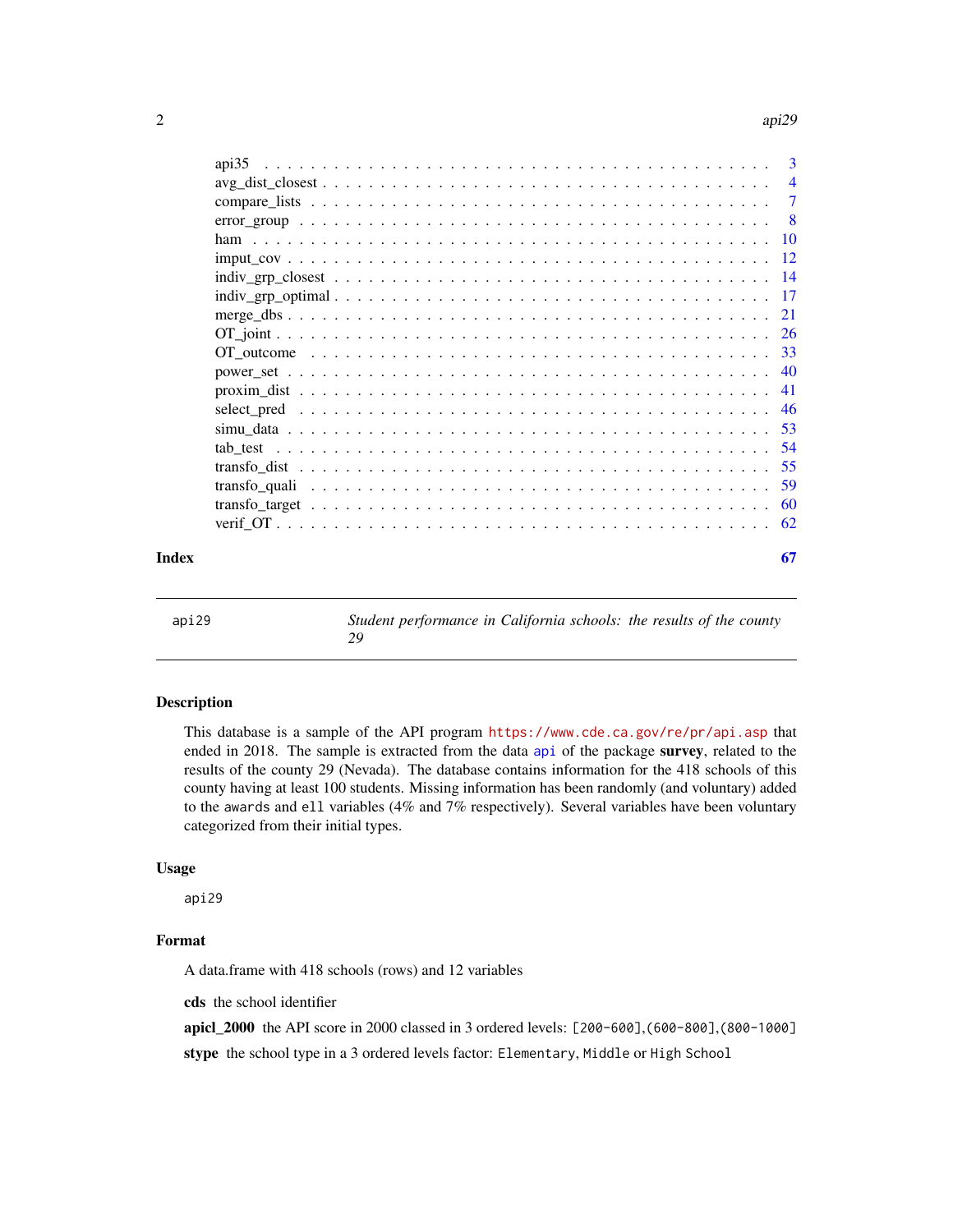| | |
|---|---|
| api35 | 3 |
| avg_dist_closest | 4 |
| compare_lists | 7 |
| error_group | 8 |
| ham | 10 |
| imput_cov | 12 |
| indiv_grp_closest | 14 |
| indiv_grp_optimal | 17 |
| merge_dbs | 21 |
| OT_joint | 26 |
| OT_outcome | 33 |
| power_set | 40 |
| proxim_dist | 41 |
| select_pred | 46 |
| simu_data | 53 |
| tab_test | 54 |
| transfo_dist | 55 |
| transfo_quali | 59 |
| transfo_target | 60 |
| verif_OT | 62 |

**Index** 67

---

`api29` *Student performance in California schools: the results of the county 29*

## Description

This database is a sample of the API program https://www.cde.ca.gov/re/pr/api.asp that ended in 2018. The sample is extracted from the data `api` of the package **survey**, related to the results of the county 29 (Nevada). The database contains information for the 418 schools of this county having at least 100 students. Missing information has been randomly (and voluntary) added to the `awards` and `ell` variables (4% and 7% respectively). Several variables have been voluntary categorized from their initial types.

## Usage

```
api29
```

## Format

A data.frame with 418 schools (rows) and 12 variables

**cds** the school identifier

**apicl_2000** the API score in 2000 classed in 3 ordered levels: `[200-600]`,`(600-800]`,`(800-1000]`

**stype** the school type in a 3 ordered levels factor: `Elementary`, `Middle` or `High School`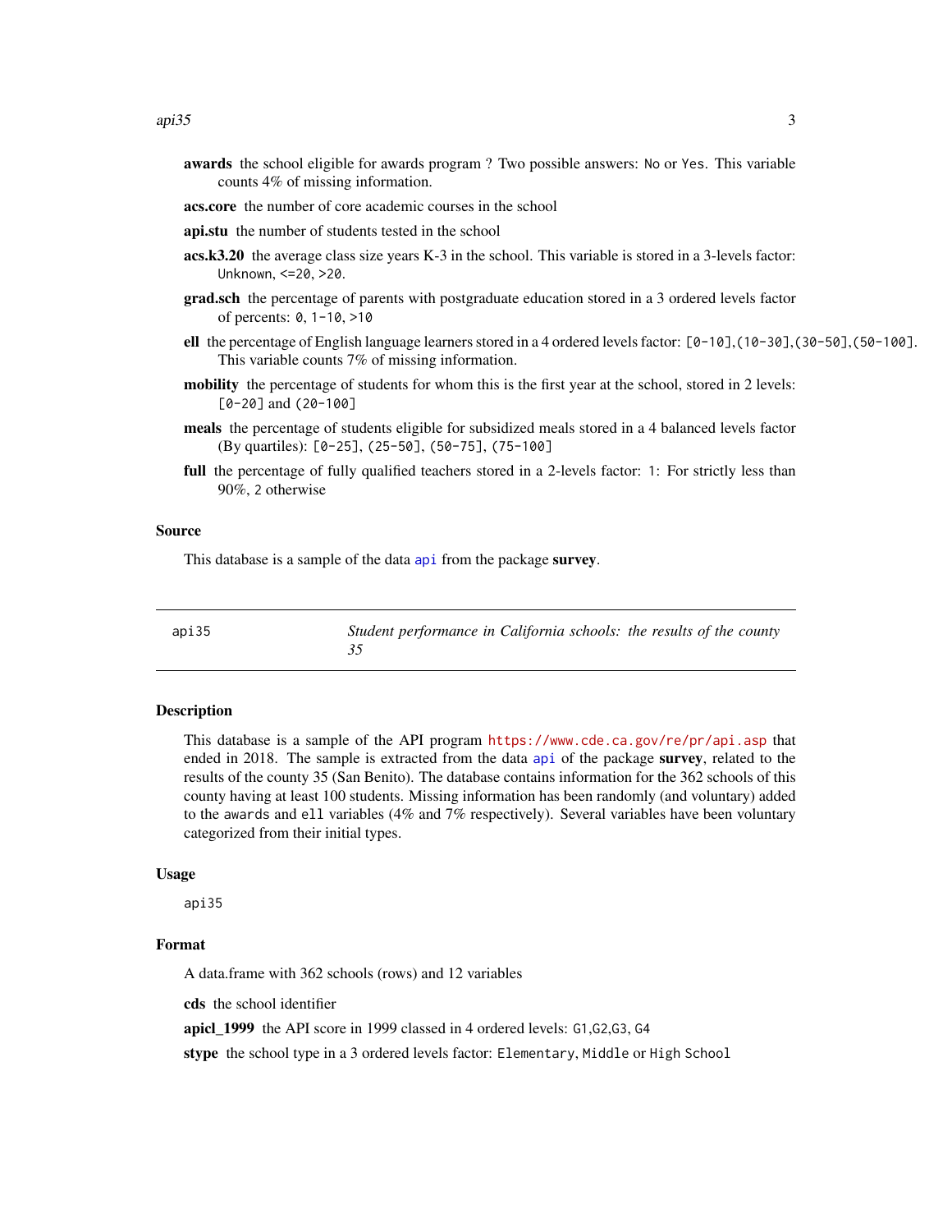**awards** the school eligible for awards program ? Two possible answers: No or Yes. This variable counts 4% of missing information.

**acs.core** the number of core academic courses in the school

**api.stu** the number of students tested in the school

**acs.k3.20** the average class size years K-3 in the school. This variable is stored in a 3-levels factor: Unknown, <=20, >20.

**grad.sch** the percentage of parents with postgraduate education stored in a 3 ordered levels factor of percents: 0, 1-10, >10

**ell** the percentage of English language learners stored in a 4 ordered levels factor: [0-10],(10-30],(30-50],(50-100]. This variable counts 7% of missing information.

**mobility** the percentage of students for whom this is the first year at the school, stored in 2 levels: [0-20] and (20-100]

**meals** the percentage of students eligible for subsidized meals stored in a 4 balanced levels factor (By quartiles): [0-25], (25-50], (50-75], (75-100]

**full** the percentage of fully qualified teachers stored in a 2-levels factor: 1: For strictly less than 90%, 2 otherwise

## Source

This database is a sample of the data api from the package **survey**.

---

| api35 | *Student performance in California schools: the results of the county 35* |
|---|---|

## Description

This database is a sample of the API program https://www.cde.ca.gov/re/pr/api.asp that ended in 2018. The sample is extracted from the data api of the package **survey**, related to the results of the county 35 (San Benito). The database contains information for the 362 schools of this county having at least 100 students. Missing information has been randomly (and voluntary) added to the awards and ell variables (4% and 7% respectively). Several variables have been voluntary categorized from their initial types.

## Usage

```
api35
```

## Format

A data.frame with 362 schools (rows) and 12 variables

**cds** the school identifier

**apicl_1999** the API score in 1999 classed in 4 ordered levels: G1,G2,G3, G4

**stype** the school type in a 3 ordered levels factor: Elementary, Middle or High School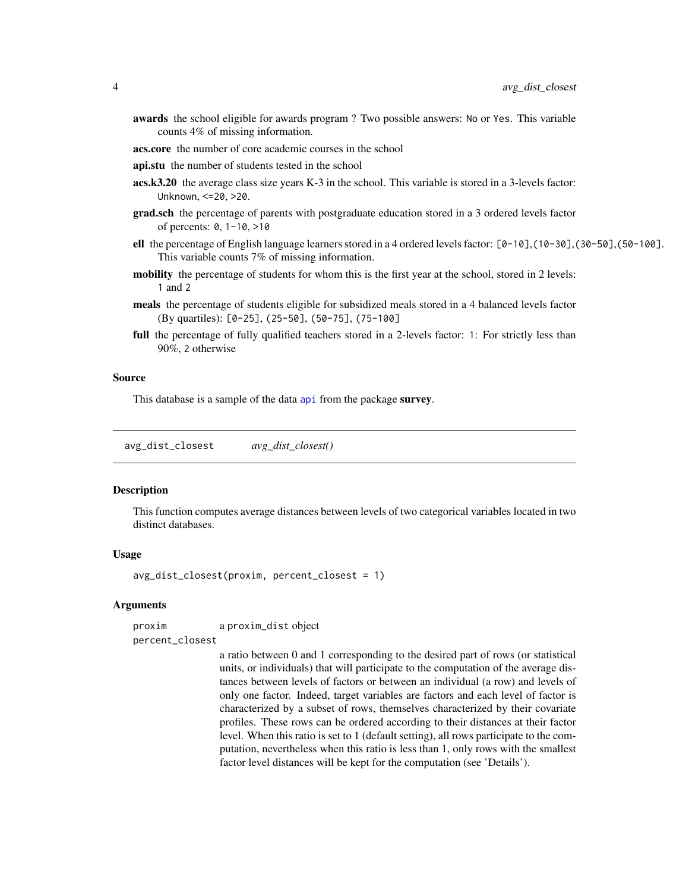**awards** the school eligible for awards program ? Two possible answers: No or Yes. This variable counts 4% of missing information.

**acs.core** the number of core academic courses in the school

**api.stu** the number of students tested in the school

**acs.k3.20** the average class size years K-3 in the school. This variable is stored in a 3-levels factor: Unknown, <=20, >20.

**grad.sch** the percentage of parents with postgraduate education stored in a 3 ordered levels factor of percents: 0, 1-10, >10

**ell** the percentage of English language learners stored in a 4 ordered levels factor: [0-10],(10-30],(30-50],(50-100]. This variable counts 7% of missing information.

**mobility** the percentage of students for whom this is the first year at the school, stored in 2 levels: 1 and 2

**meals** the percentage of students eligible for subsidized meals stored in a 4 balanced levels factor (By quartiles): [0-25], (25-50], (50-75], (75-100]

**full** the percentage of fully qualified teachers stored in a 2-levels factor: 1: For strictly less than 90%, 2 otherwise

### Source

This database is a sample of the data api from the package **survey**.

---

## avg_dist_closest *avg_dist_closest()*

### Description

This function computes average distances between levels of two categorical variables located in two distinct databases.

### Usage

```
avg_dist_closest(proxim, percent_closest = 1)
```

### Arguments

proxim a proxim_dist object

percent_closest a ratio between 0 and 1 corresponding to the desired part of rows (or statistical units, or individuals) that will participate to the computation of the average distances between levels of factors or between an individual (a row) and levels of only one factor. Indeed, target variables are factors and each level of factor is characterized by a subset of rows, themselves characterized by their covariate profiles. These rows can be ordered according to their distances at their factor level. When this ratio is set to 1 (default setting), all rows participate to the computation, nevertheless when this ratio is less than 1, only rows with the smallest factor level distances will be kept for the computation (see 'Details').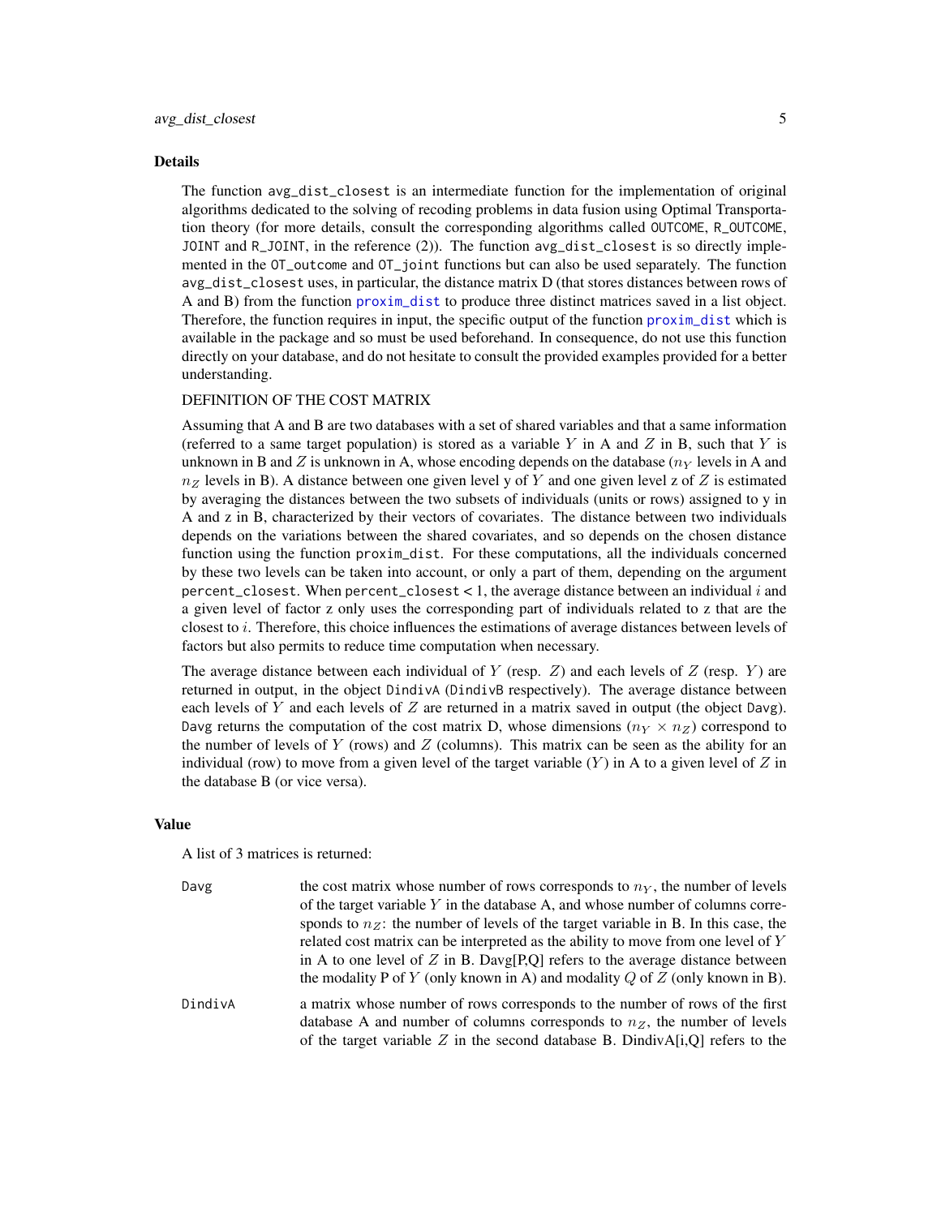### Details

The function avg_dist_closest is an intermediate function for the implementation of original algorithms dedicated to the solving of recoding problems in data fusion using Optimal Transportation theory (for more details, consult the corresponding algorithms called OUTCOME, R_OUTCOME, JOINT and R_JOINT, in the reference (2)). The function avg_dist_closest is so directly implemented in the OT_outcome and OT_joint functions but can also be used separately. The function avg_dist_closest uses, in particular, the distance matrix D (that stores distances between rows of A and B) from the function proxim_dist to produce three distinct matrices saved in a list object. Therefore, the function requires in input, the specific output of the function proxim_dist which is available in the package and so must be used beforehand. In consequence, do not use this function directly on your database, and do not hesitate to consult the provided examples provided for a better understanding.

DEFINITION OF THE COST MATRIX

Assuming that A and B are two databases with a set of shared variables and that a same information (referred to a same target population) is stored as a variable $Y$ in A and $Z$ in B, such that $Y$ is unknown in B and $Z$ is unknown in A, whose encoding depends on the database ($n_Y$ levels in A and $n_Z$ levels in B). A distance between one given level y of $Y$ and one given level z of $Z$ is estimated by averaging the distances between the two subsets of individuals (units or rows) assigned to y in A and z in B, characterized by their vectors of covariates. The distance between two individuals depends on the variations between the shared covariates, and so depends on the chosen distance function using the function proxim_dist. For these computations, all the individuals concerned by these two levels can be taken into account, or only a part of them, depending on the argument percent_closest. When percent_closest < 1, the average distance between an individual $i$ and a given level of factor z only uses the corresponding part of individuals related to z that are the closest to $i$. Therefore, this choice influences the estimations of average distances between levels of factors but also permits to reduce time computation when necessary.

The average distance between each individual of $Y$ (resp. $Z$) and each levels of $Z$ (resp. $Y$) are returned in output, in the object DindivA (DindivB respectively). The average distance between each levels of $Y$ and each levels of $Z$ are returned in a matrix saved in output (the object Davg). Davg returns the computation of the cost matrix D, whose dimensions ($n_Y \times n_Z$) correspond to the number of levels of $Y$ (rows) and $Z$ (columns). This matrix can be seen as the ability for an individual (row) to move from a given level of the target variable ($Y$) in A to a given level of $Z$ in the database B (or vice versa).

### Value

A list of 3 matrices is returned:

Davg — the cost matrix whose number of rows corresponds to $n_Y$, the number of levels of the target variable $Y$ in the database A, and whose number of columns corresponds to $n_Z$: the number of levels of the target variable in B. In this case, the related cost matrix can be interpreted as the ability to move from one level of $Y$ in A to one level of $Z$ in B. Davg[P,Q] refers to the average distance between the modality P of $Y$ (only known in A) and modality $Q$ of $Z$ (only known in B).

DindivA — a matrix whose number of rows corresponds to the number of rows of the first database A and number of columns corresponds to $n_Z$, the number of levels of the target variable $Z$ in the second database B. DindivA[i,Q] refers to the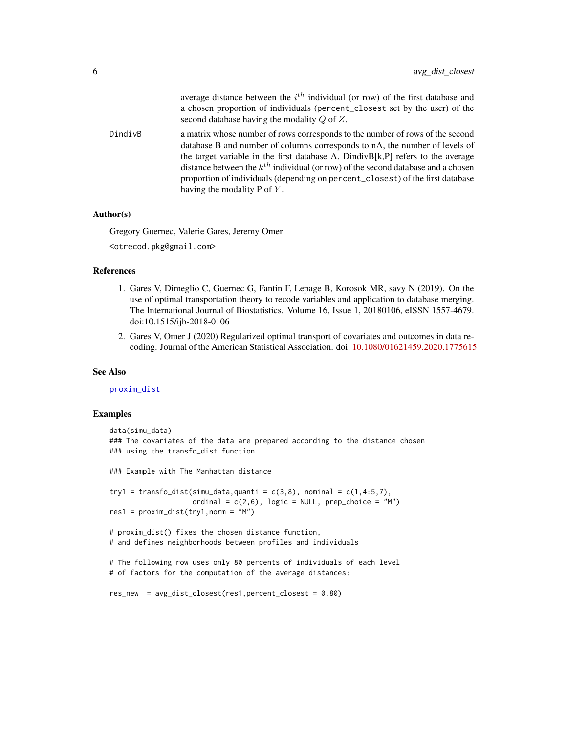average distance between the $i^{th}$ individual (or row) of the first database and a chosen proportion of individuals (percent_closest set by the user) of the second database having the modality $Q$ of $Z$.

DindivB — a matrix whose number of rows corresponds to the number of rows of the second database B and number of columns corresponds to nA, the number of levels of the target variable in the first database A. DindivB[k,P] refers to the average distance between the $k^{th}$ individual (or row) of the second database and a chosen proportion of individuals (depending on percent_closest) of the first database having the modality P of $Y$.

## Author(s)

Gregory Guernec, Valerie Gares, Jeremy Omer

<otrecod.pkg@gmail.com>

## References

1. Gares V, Dimeglio C, Guernec G, Fantin F, Lepage B, Korosok MR, savy N (2019). On the use of optimal transportation theory to recode variables and application to database merging. The International Journal of Biostatistics. Volume 16, Issue 1, 20180106, eISSN 1557-4679. doi:10.1515/ijb-2018-0106
2. Gares V, Omer J (2020) Regularized optimal transport of covariates and outcomes in data recoding. Journal of the American Statistical Association. doi: 10.1080/01621459.2020.1775615

## See Also

proxim_dist

## Examples

```
data(simu_data)
### The covariates of the data are prepared according to the distance chosen
### using the transfo_dist function

### Example with The Manhattan distance

try1 = transfo_dist(simu_data,quanti = c(3,8), nominal = c(1,4:5,7),
                    ordinal = c(2,6), logic = NULL, prep_choice = "M")
res1 = proxim_dist(try1,norm = "M")

# proxim_dist() fixes the chosen distance function,
# and defines neighborhoods between profiles and individuals

# The following row uses only 80 percents of individuals of each level
# of factors for the computation of the average distances:

res_new  = avg_dist_closest(res1,percent_closest = 0.80)
```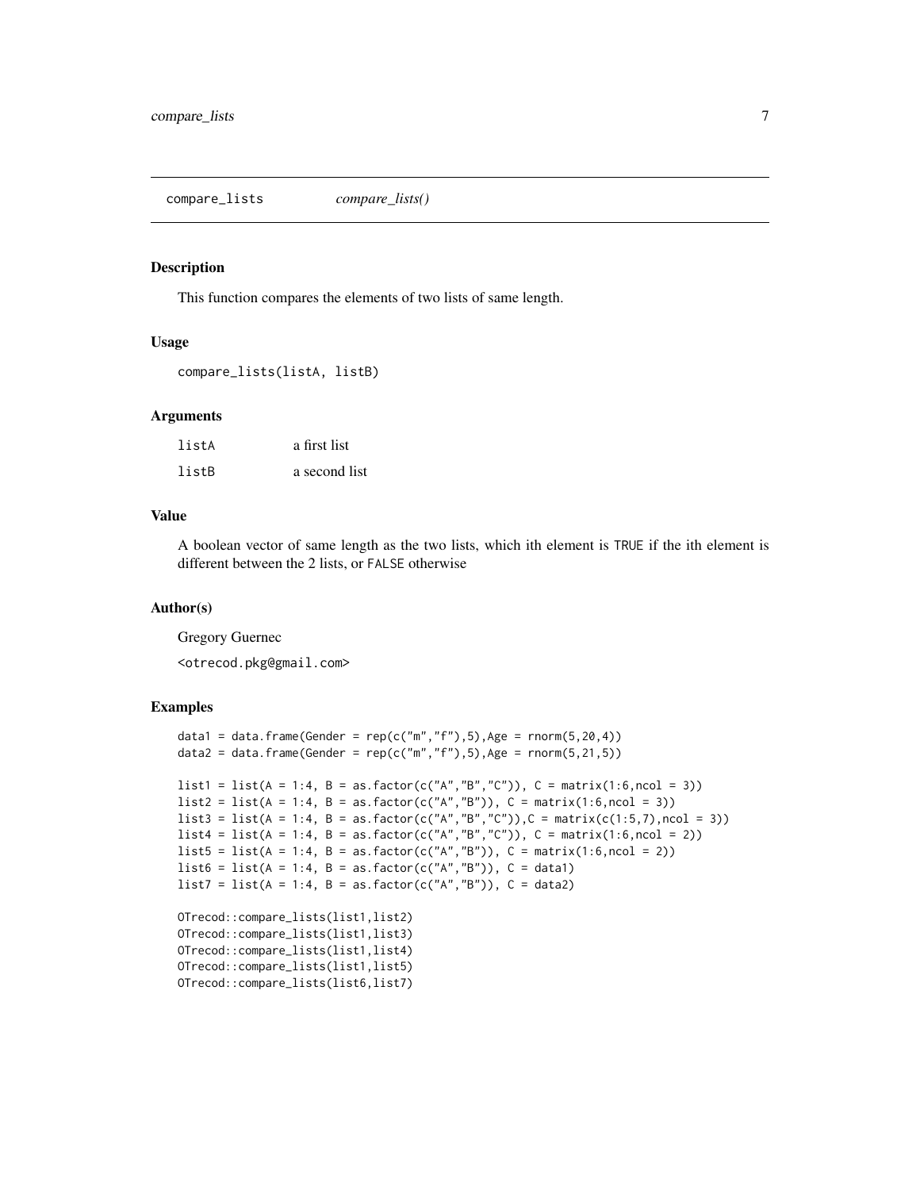# compare_lists *compare_lists()*

## Description

This function compares the elements of two lists of same length.

## Usage

```
compare_lists(listA, listB)
```

## Arguments

| | |
|---|---|
| listA | a first list |
| listB | a second list |

## Value

A boolean vector of same length as the two lists, which ith element is `TRUE` if the ith element is different between the 2 lists, or `FALSE` otherwise

## Author(s)

Gregory Guernec

<otrecod.pkg@gmail.com>

## Examples

```
data1 = data.frame(Gender = rep(c("m","f"),5),Age = rnorm(5,20,4))
data2 = data.frame(Gender = rep(c("m","f"),5),Age = rnorm(5,21,5))

list1 = list(A = 1:4, B = as.factor(c("A","B","C")), C = matrix(1:6,ncol = 3))
list2 = list(A = 1:4, B = as.factor(c("A","B")), C = matrix(1:6,ncol = 3))
list3 = list(A = 1:4, B = as.factor(c("A","B","C")),C = matrix(c(1:5,7),ncol = 3))
list4 = list(A = 1:4, B = as.factor(c("A","B","C")), C = matrix(1:6,ncol = 2))
list5 = list(A = 1:4, B = as.factor(c("A","B")), C = matrix(1:6,ncol = 2))
list6 = list(A = 1:4, B = as.factor(c("A","B")), C = data1)
list7 = list(A = 1:4, B = as.factor(c("A","B")), C = data2)

OTrecod::compare_lists(list1,list2)
OTrecod::compare_lists(list1,list3)
OTrecod::compare_lists(list1,list4)
OTrecod::compare_lists(list1,list5)
OTrecod::compare_lists(list6,list7)
```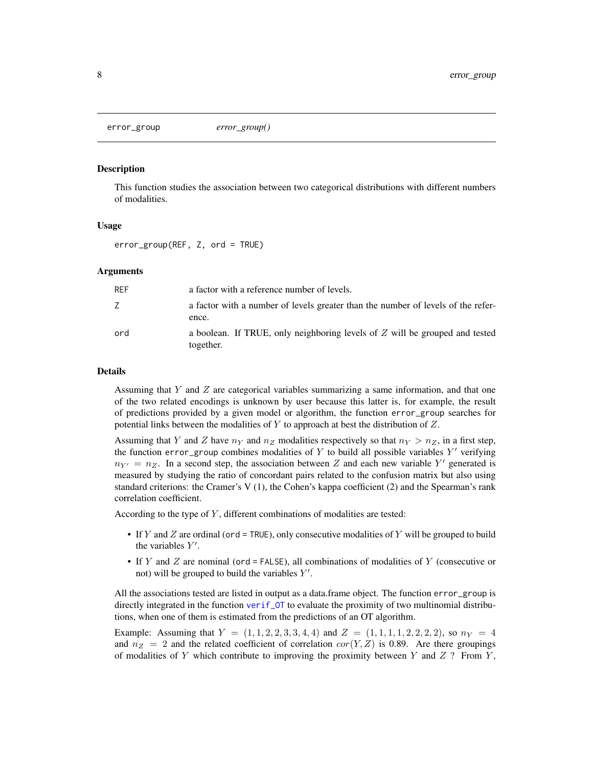# error_group    *error_group()*

## Description

This function studies the association between two categorical distributions with different numbers of modalities.

## Usage

```
error_group(REF, Z, ord = TRUE)
```

## Arguments

| | |
|---|---|
| REF | a factor with a reference number of levels. |
| Z | a factor with a number of levels greater than the number of levels of the reference. |
| ord | a boolean. If TRUE, only neighboring levels of $Z$ will be grouped and tested together. |

## Details

Assuming that $Y$ and $Z$ are categorical variables summarizing a same information, and that one of the two related encodings is unknown by user because this latter is, for example, the result of predictions provided by a given model or algorithm, the function `error_group` searches for potential links between the modalities of $Y$ to approach at best the distribution of $Z$.

Assuming that $Y$ and $Z$ have $n_Y$ and $n_Z$ modalities respectively so that $n_Y > n_Z$, in a first step, the function `error_group` combines modalities of $Y$ to build all possible variables $Y'$ verifying $n_{Y'} = n_Z$. In a second step, the association between $Z$ and each new variable $Y'$ generated is measured by studying the ratio of concordant pairs related to the confusion matrix but also using standard criterions: the Cramer's V (1), the Cohen's kappa coefficient (2) and the Spearman's rank correlation coefficient.

According to the type of $Y$, different combinations of modalities are tested:

- If $Y$ and $Z$ are ordinal (`ord = TRUE`), only consecutive modalities of $Y$ will be grouped to build the variables $Y'$.
- If $Y$ and $Z$ are nominal (`ord = FALSE`), all combinations of modalities of $Y$ (consecutive or not) will be grouped to build the variables $Y'$.

All the associations tested are listed in output as a data.frame object. The function `error_group` is directly integrated in the function `verif_OT` to evaluate the proximity of two multinomial distributions, when one of them is estimated from the predictions of an OT algorithm.

Example: Assuming that $Y = (1, 1, 2, 2, 3, 3, 4, 4)$ and $Z = (1, 1, 1, 1, 2, 2, 2, 2)$, so $n_Y = 4$ and $n_Z = 2$ and the related coefficient of correlation $cor(Y, Z)$ is 0.89. Are there groupings of modalities of $Y$ which contribute to improving the proximity between $Y$ and $Z$ ? From $Y$,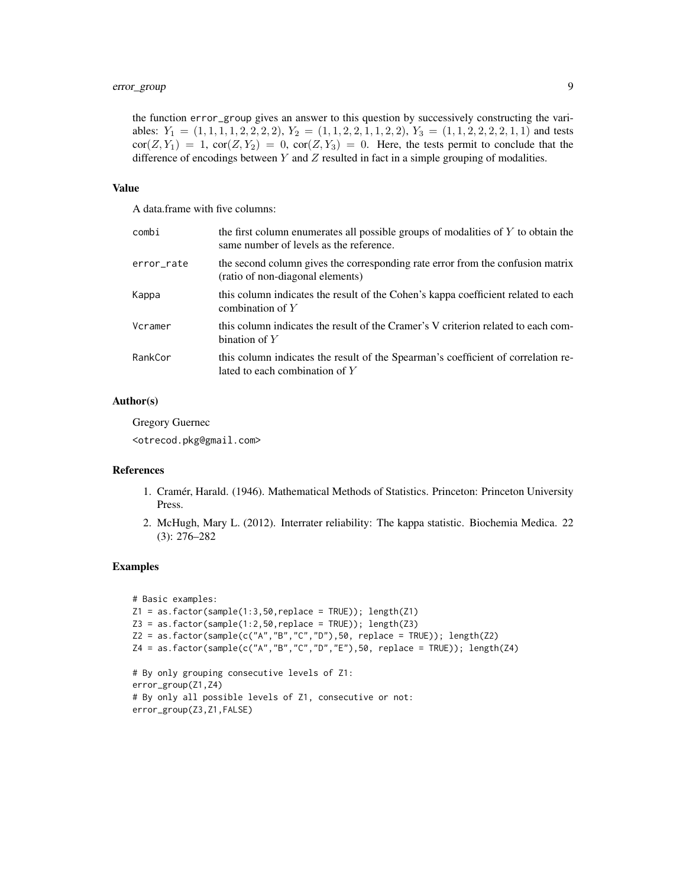the function error_group gives an answer to this question by successively constructing the variables: $Y_1 = (1,1,1,1,2,2,2,2)$, $Y_2 = (1,1,2,2,1,1,2,2)$, $Y_3 = (1,1,2,2,2,2,1,1)$ and tests $\text{cor}(Z,Y_1) = 1$, $\text{cor}(Z,Y_2) = 0$, $\text{cor}(Z,Y_3) = 0$. Here, the tests permit to conclude that the difference of encodings between $Y$ and $Z$ resulted in fact in a simple grouping of modalities.

## Value

A data.frame with five columns:

| | |
|---|---|
| combi | the first column enumerates all possible groups of modalities of $Y$ to obtain the same number of levels as the reference. |
| error_rate | the second column gives the corresponding rate error from the confusion matrix (ratio of non-diagonal elements) |
| Kappa | this column indicates the result of the Cohen's kappa coefficient related to each combination of $Y$ |
| Vcramer | this column indicates the result of the Cramer's V criterion related to each combination of $Y$ |
| RankCor | this column indicates the result of the Spearman's coefficient of correlation related to each combination of $Y$ |

## Author(s)

Gregory Guernec

<otrecod.pkg@gmail.com>

## References

1. Cramér, Harald. (1946). Mathematical Methods of Statistics. Princeton: Princeton University Press.
2. McHugh, Mary L. (2012). Interrater reliability: The kappa statistic. Biochemia Medica. 22 (3): 276–282

## Examples

```
# Basic examples:
Z1 = as.factor(sample(1:3,50,replace = TRUE)); length(Z1)
Z3 = as.factor(sample(1:2,50,replace = TRUE)); length(Z3)
Z2 = as.factor(sample(c("A","B","C","D"),50, replace = TRUE)); length(Z2)
Z4 = as.factor(sample(c("A","B","C","D","E"),50, replace = TRUE)); length(Z4)

# By only grouping consecutive levels of Z1:
error_group(Z1,Z4)
# By only all possible levels of Z1, consecutive or not:
error_group(Z3,Z1,FALSE)
```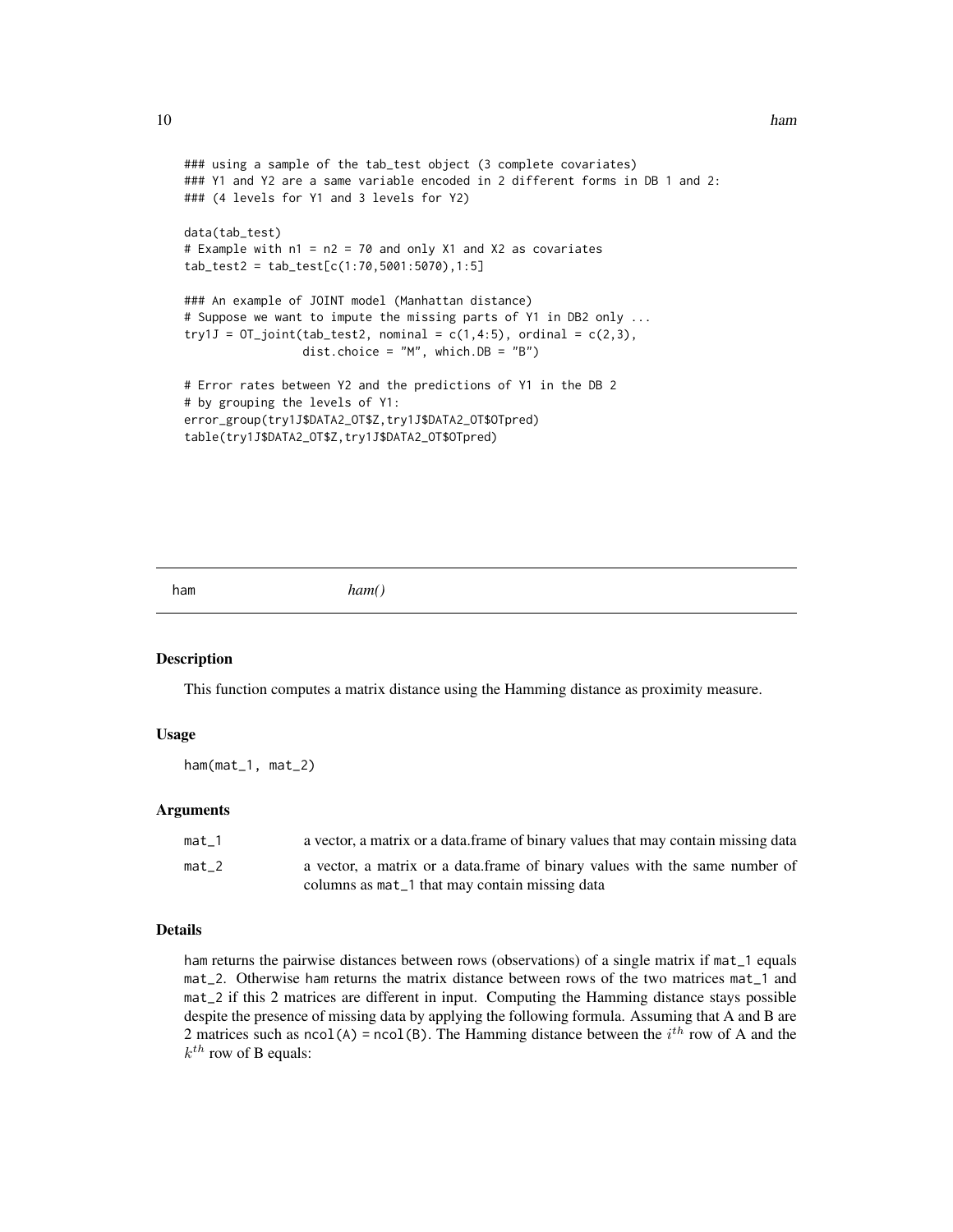```
### using a sample of the tab_test object (3 complete covariates)
### Y1 and Y2 are a same variable encoded in 2 different forms in DB 1 and 2:
### (4 levels for Y1 and 3 levels for Y2)

data(tab_test)
# Example with n1 = n2 = 70 and only X1 and X2 as covariates
tab_test2 = tab_test[c(1:70,5001:5070),1:5]

### An example of JOINT model (Manhattan distance)
# Suppose we want to impute the missing parts of Y1 in DB2 only ...
try1J = OT_joint(tab_test2, nominal = c(1,4:5), ordinal = c(2,3),
                 dist.choice = "M", which.DB = "B")

# Error rates between Y2 and the predictions of Y1 in the DB 2
# by grouping the levels of Y1:
error_group(try1J$DATA2_OT$Z,try1J$DATA2_OT$OTpred)
table(try1J$DATA2_OT$Z,try1J$DATA2_OT$OTpred)
```

## ham *ham()*

### Description

This function computes a matrix distance using the Hamming distance as proximity measure.

### Usage

```
ham(mat_1, mat_2)
```

### Arguments

| | |
|---|---|
| mat_1 | a vector, a matrix or a data.frame of binary values that may contain missing data |
| mat_2 | a vector, a matrix or a data.frame of binary values with the same number of columns as mat_1 that may contain missing data |

### Details

ham returns the pairwise distances between rows (observations) of a single matrix if mat_1 equals mat_2. Otherwise ham returns the matrix distance between rows of the two matrices mat_1 and mat_2 if this 2 matrices are different in input. Computing the Hamming distance stays possible despite the presence of missing data by applying the following formula. Assuming that A and B are 2 matrices such as ncol(A) = ncol(B). The Hamming distance between the $i^{th}$ row of A and the $k^{th}$ row of B equals: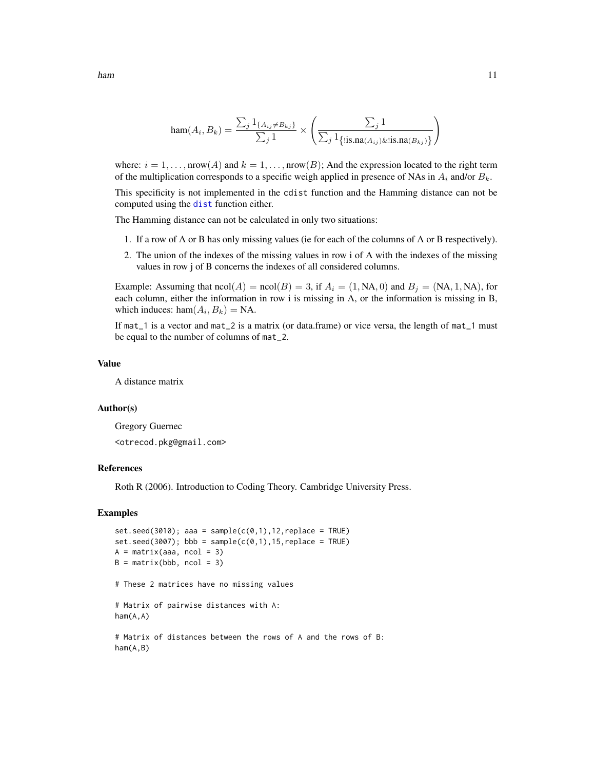$$\text{ham}(A_i, B_k) = \frac{\sum_j 1_{\{A_{ij} \neq B_{kj}\}}}{\sum_j 1} \times \left( \frac{\sum_j 1}{\sum_j 1_{\{!\text{is.na}(A_{ij}) \& !\text{is.na}(B_{kj})\}}} \right)$$

where: $i = 1, \ldots, \text{nrow}(A)$ and $k = 1, \ldots, \text{nrow}(B)$; And the expression located to the right term of the multiplication corresponds to a specific weigh applied in presence of NAs in $A_i$ and/or $B_k$.

This specificity is not implemented in the `cdist` function and the Hamming distance can not be computed using the `dist` function either.

The Hamming distance can not be calculated in only two situations:

1. If a row of A or B has only missing values (ie for each of the columns of A or B respectively).
2. The union of the indexes of the missing values in row i of A with the indexes of the missing values in row j of B concerns the indexes of all considered columns.

Example: Assuming that $\text{ncol}(A) = \text{ncol}(B) = 3$, if $A_i = (1, \text{NA}, 0)$ and $B_j = (\text{NA}, 1, \text{NA})$, for each column, either the information in row i is missing in A, or the information is missing in B, which induces: $\text{ham}(A_i, B_k) = \text{NA}$.

If `mat_1` is a vector and `mat_2` is a matrix (or data.frame) or vice versa, the length of `mat_1` must be equal to the number of columns of `mat_2`.

## Value

A distance matrix

## Author(s)

Gregory Guernec

<otrecod.pkg@gmail.com>

## References

Roth R (2006). Introduction to Coding Theory. Cambridge University Press.

## Examples

```
set.seed(3010); aaa = sample(c(0,1),12,replace = TRUE)
set.seed(3007); bbb = sample(c(0,1),15,replace = TRUE)
A = matrix(aaa, ncol = 3)
B = matrix(bbb, ncol = 3)

# These 2 matrices have no missing values

# Matrix of pairwise distances with A:
ham(A,A)

# Matrix of distances between the rows of A and the rows of B:
ham(A,B)
```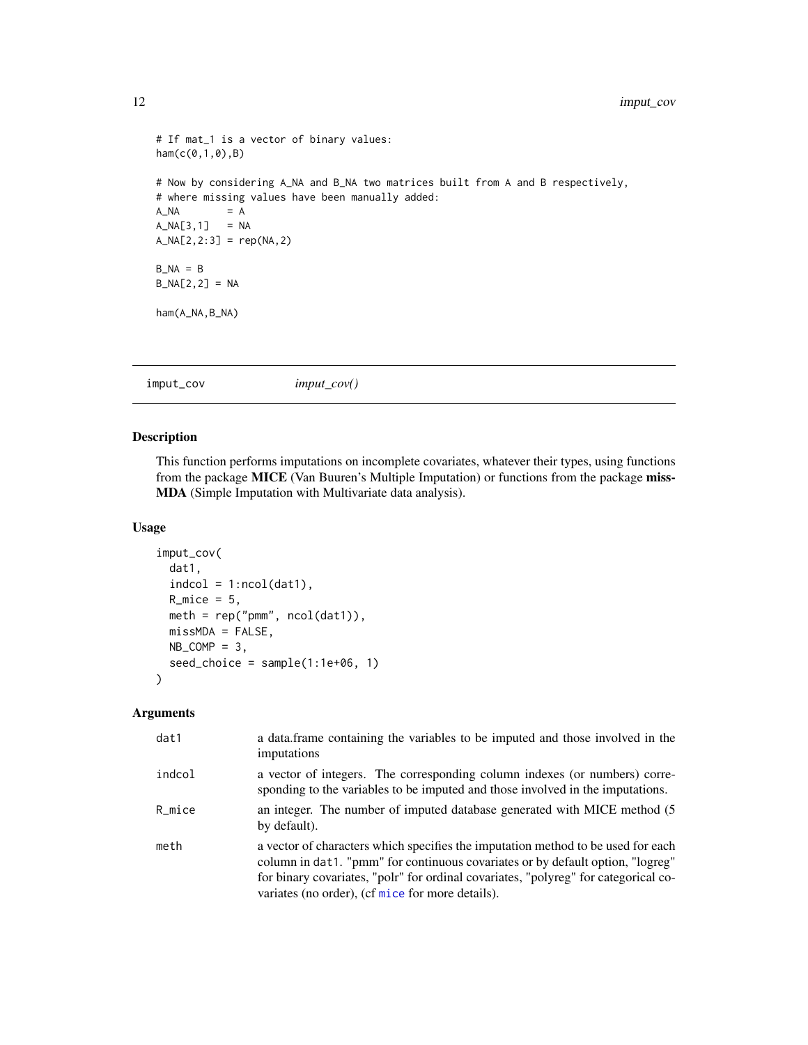```
# If mat_1 is a vector of binary values:
ham(c(0,1,0),B)

# Now by considering A_NA and B_NA two matrices built from A and B respectively,
# where missing values have been manually added:
A_NA        = A
A_NA[3,1]   = NA
A_NA[2,2:3] = rep(NA,2)

B_NA = B
B_NA[2,2] = NA

ham(A_NA,B_NA)
```

---

## imput_cov &nbsp;&nbsp;&nbsp;&nbsp; *imput_cov()*

### Description

This function performs imputations on incomplete covariates, whatever their types, using functions from the package **MICE** (Van Buuren's Multiple Imputation) or functions from the package **missMDA** (Simple Imputation with Multivariate data analysis).

### Usage

```
imput_cov(
  dat1,
  indcol = 1:ncol(dat1),
  R_mice = 5,
  meth = rep("pmm", ncol(dat1)),
  missMDA = FALSE,
  NB_COMP = 3,
  seed_choice = sample(1:1e+06, 1)
)
```

### Arguments

| | |
|---|---|
| dat1 | a data.frame containing the variables to be imputed and those involved in the imputations |
| indcol | a vector of integers. The corresponding column indexes (or numbers) corresponding to the variables to be imputed and those involved in the imputations. |
| R_mice | an integer. The number of imputed database generated with MICE method (5 by default). |
| meth | a vector of characters which specifies the imputation method to be used for each column in `dat1`. "pmm" for continuous covariates or by default option, "logreg" for binary covariates, "polr" for ordinal covariates, "polyreg" for categorical covariates (no order), (cf `mice` for more details). |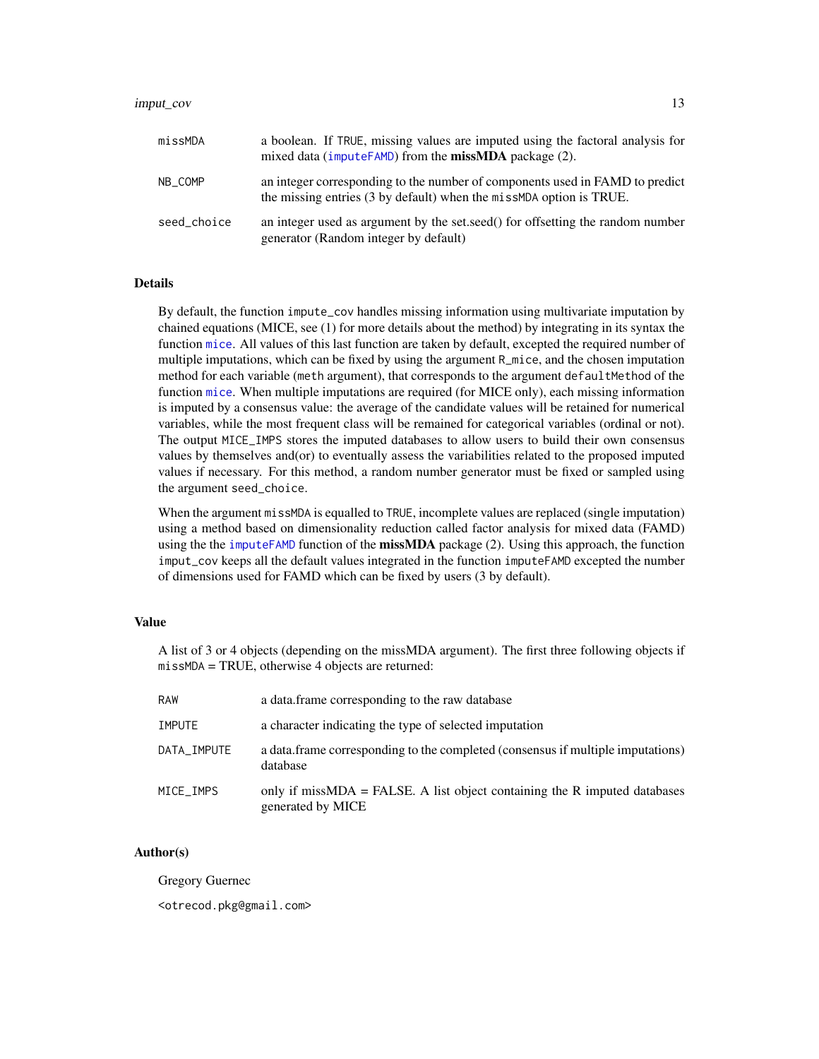| | |
|---|---|
| missMDA | a boolean. If TRUE, missing values are imputed using the factoral analysis for mixed data (imputeFAMD) from the **missMDA** package (2). |
| NB_COMP | an integer corresponding to the number of components used in FAMD to predict the missing entries (3 by default) when the missMDA option is TRUE. |
| seed_choice | an integer used as argument by the set.seed() for offsetting the random number generator (Random integer by default) |

### Details

By default, the function impute_cov handles missing information using multivariate imputation by chained equations (MICE, see (1) for more details about the method) by integrating in its syntax the function mice. All values of this last function are taken by default, excepted the required number of multiple imputations, which can be fixed by using the argument R_mice, and the chosen imputation method for each variable (meth argument), that corresponds to the argument defaultMethod of the function mice. When multiple imputations are required (for MICE only), each missing information is imputed by a consensus value: the average of the candidate values will be retained for numerical variables, while the most frequent class will be remained for categorical variables (ordinal or not). The output MICE_IMPS stores the imputed databases to allow users to build their own consensus values by themselves and(or) to eventually assess the variabilities related to the proposed imputed values if necessary. For this method, a random number generator must be fixed or sampled using the argument seed_choice.

When the argument missMDA is equalled to TRUE, incomplete values are replaced (single imputation) using a method based on dimensionality reduction called factor analysis for mixed data (FAMD) using the the imputeFAMD function of the **missMDA** package (2). Using this approach, the function imput_cov keeps all the default values integrated in the function imputeFAMD excepted the number of dimensions used for FAMD which can be fixed by users (3 by default).

### Value

A list of 3 or 4 objects (depending on the missMDA argument). The first three following objects if missMDA = TRUE, otherwise 4 objects are returned:

| | |
|---|---|
| RAW | a data.frame corresponding to the raw database |
| IMPUTE | a character indicating the type of selected imputation |
| DATA_IMPUTE | a data.frame corresponding to the completed (consensus if multiple imputations) database |
| MICE_IMPS | only if missMDA = FALSE. A list object containing the R imputed databases generated by MICE |

### Author(s)

Gregory Guernec

<otrecod.pkg@gmail.com>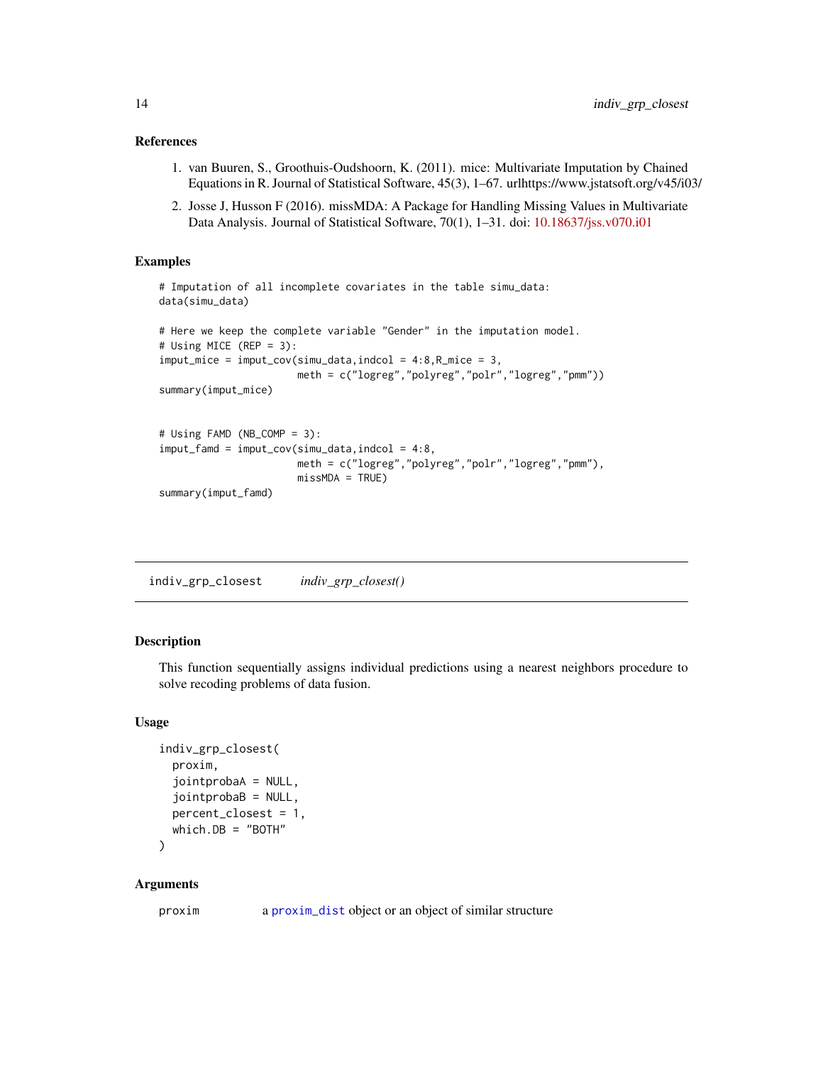### References

1. van Buuren, S., Groothuis-Oudshoorn, K. (2011). mice: Multivariate Imputation by Chained Equations in R. Journal of Statistical Software, 45(3), 1–67. urlhttps://www.jstatsoft.org/v45/i03/
2. Josse J, Husson F (2016). missMDA: A Package for Handling Missing Values in Multivariate Data Analysis. Journal of Statistical Software, 70(1), 1–31. doi: 10.18637/jss.v070.i01

### Examples

```
# Imputation of all incomplete covariates in the table simu_data:
data(simu_data)

# Here we keep the complete variable "Gender" in the imputation model.
# Using MICE (REP = 3):
imput_mice = imput_cov(simu_data,indcol = 4:8,R_mice = 3,
                       meth = c("logreg","polyreg","polr","logreg","pmm"))
summary(imput_mice)


# Using FAMD (NB_COMP = 3):
imput_famd = imput_cov(simu_data,indcol = 4:8,
                       meth = c("logreg","polyreg","polr","logreg","pmm"),
                       missMDA = TRUE)
summary(imput_famd)
```

---

## indiv_grp_closest    *indiv_grp_closest()*

---

### Description

This function sequentially assigns individual predictions using a nearest neighbors procedure to solve recoding problems of data fusion.

### Usage

```
indiv_grp_closest(
  proxim,
  jointprobaA = NULL,
  jointprobaB = NULL,
  percent_closest = 1,
  which.DB = "BOTH"
)
```

### Arguments

proxim    a proxim_dist object or an object of similar structure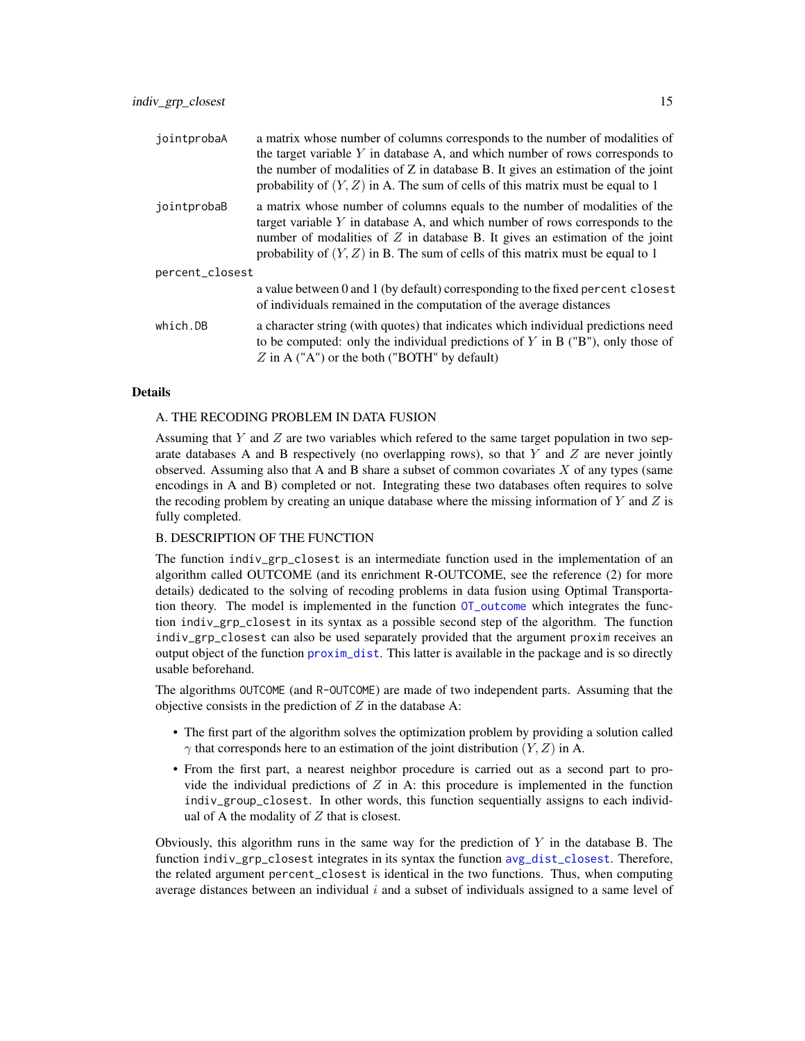| | |
|---|---|
| jointprobaA | a matrix whose number of columns corresponds to the number of modalities of the target variable $Y$ in database A, and which number of rows corresponds to the number of modalities of Z in database B. It gives an estimation of the joint probability of $(Y, Z)$ in A. The sum of cells of this matrix must be equal to 1 |
| jointprobaB | a matrix whose number of columns equals to the number of modalities of the target variable $Y$ in database A, and which number of rows corresponds to the number of modalities of $Z$ in database B. It gives an estimation of the joint probability of $(Y, Z)$ in B. The sum of cells of this matrix must be equal to 1 |
| percent_closest | a value between 0 and 1 (by default) corresponding to the fixed `percent closest` of individuals remained in the computation of the average distances |
| which.DB | a character string (with quotes) that indicates which individual predictions need to be computed: only the individual predictions of $Y$ in B ("B"), only those of $Z$ in A ("A") or the both ("BOTH" by default) |

## Details

A. THE RECODING PROBLEM IN DATA FUSION

Assuming that $Y$ and $Z$ are two variables which refered to the same target population in two separate databases A and B respectively (no overlapping rows), so that $Y$ and $Z$ are never jointly observed. Assuming also that A and B share a subset of common covariates $X$ of any types (same encodings in A and B) completed or not. Integrating these two databases often requires to solve the recoding problem by creating an unique database where the missing information of $Y$ and $Z$ is fully completed.

B. DESCRIPTION OF THE FUNCTION

The function `indiv_grp_closest` is an intermediate function used in the implementation of an algorithm called OUTCOME (and its enrichment R-OUTCOME, see the reference (2) for more details) dedicated to the solving of recoding problems in data fusion using Optimal Transportation theory. The model is implemented in the function `OT_outcome` which integrates the function `indiv_grp_closest` in its syntax as a possible second step of the algorithm. The function `indiv_grp_closest` can also be used separately provided that the argument `proxim` receives an output object of the function `proxim_dist`. This latter is available in the package and is so directly usable beforehand.

The algorithms `OUTCOME` (and `R-OUTCOME`) are made of two independent parts. Assuming that the objective consists in the prediction of $Z$ in the database A:

- The first part of the algorithm solves the optimization problem by providing a solution called $\gamma$ that corresponds here to an estimation of the joint distribution $(Y, Z)$ in A.
- From the first part, a nearest neighbor procedure is carried out as a second part to provide the individual predictions of $Z$ in A: this procedure is implemented in the function `indiv_group_closest`. In other words, this function sequentially assigns to each individual of A the modality of $Z$ that is closest.

Obviously, this algorithm runs in the same way for the prediction of $Y$ in the database B. The function `indiv_grp_closest` integrates in its syntax the function `avg_dist_closest`. Therefore, the related argument `percent_closest` is identical in the two functions. Thus, when computing average distances between an individual $i$ and a subset of individuals assigned to a same level of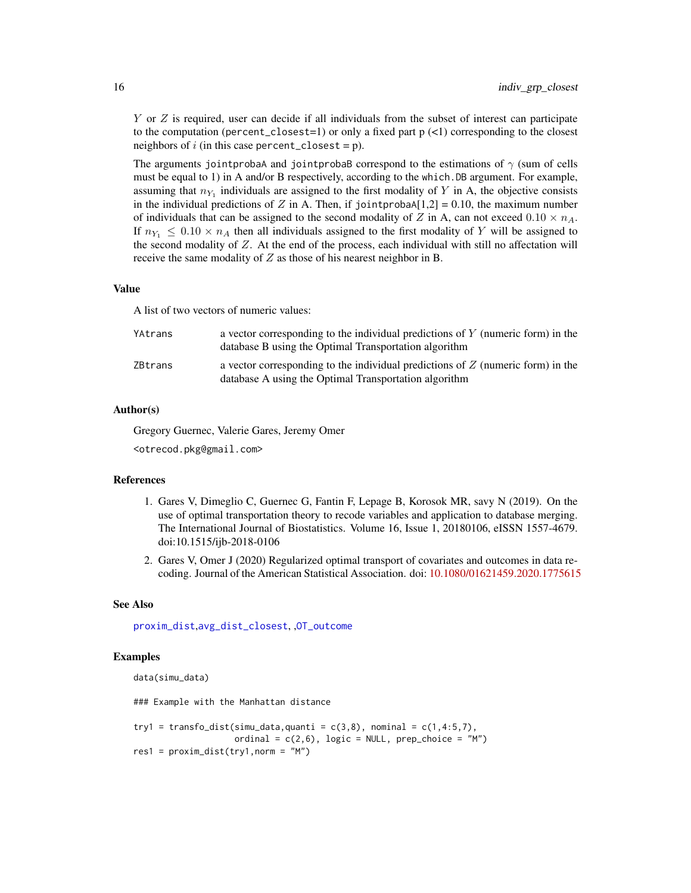$Y$ or $Z$ is required, user can decide if all individuals from the subset of interest can participate to the computation (`percent_closest=1`) or only a fixed part p (<1) corresponding to the closest neighbors of $i$ (in this case `percent_closest` = p).

The arguments `jointprobaA` and `jointprobaB` correspond to the estimations of $\gamma$ (sum of cells must be equal to 1) in A and/or B respectively, according to the `which.DB` argument. For example, assuming that $n_{Y_1}$ individuals are assigned to the first modality of $Y$ in A, the objective consists in the individual predictions of $Z$ in A. Then, if `jointprobaA[1,2]` = 0.10, the maximum number of individuals that can be assigned to the second modality of $Z$ in A, can not exceed $0.10 \times n_A$. If $n_{Y_1} \leq 0.10 \times n_A$ then all individuals assigned to the first modality of $Y$ will be assigned to the second modality of $Z$. At the end of the process, each individual with still no affectation will receive the same modality of $Z$ as those of his nearest neighbor in B.

## Value

A list of two vectors of numeric values:

| | |
|---|---|
| `YAtrans` | a vector corresponding to the individual predictions of $Y$ (numeric form) in the database B using the Optimal Transportation algorithm |
| `ZBtrans` | a vector corresponding to the individual predictions of $Z$ (numeric form) in the database A using the Optimal Transportation algorithm |

## Author(s)

Gregory Guernec, Valerie Gares, Jeremy Omer

<otrecod.pkg@gmail.com>

## References

1. Gares V, Dimeglio C, Guernec G, Fantin F, Lepage B, Korosok MR, savy N (2019). On the use of optimal transportation theory to recode variables and application to database merging. The International Journal of Biostatistics. Volume 16, Issue 1, 20180106, eISSN 1557-4679. doi:10.1515/ijb-2018-0106
2. Gares V, Omer J (2020) Regularized optimal transport of covariates and outcomes in data recoding. Journal of the American Statistical Association. doi: 10.1080/01621459.2020.1775615

## See Also

`proxim_dist`,`avg_dist_closest`, ,`OT_outcome`

## Examples

```
data(simu_data)

### Example with the Manhattan distance

try1 = transfo_dist(simu_data,quanti = c(3,8), nominal = c(1,4:5,7),
                    ordinal = c(2,6), logic = NULL, prep_choice = "M")
res1 = proxim_dist(try1,norm = "M")
```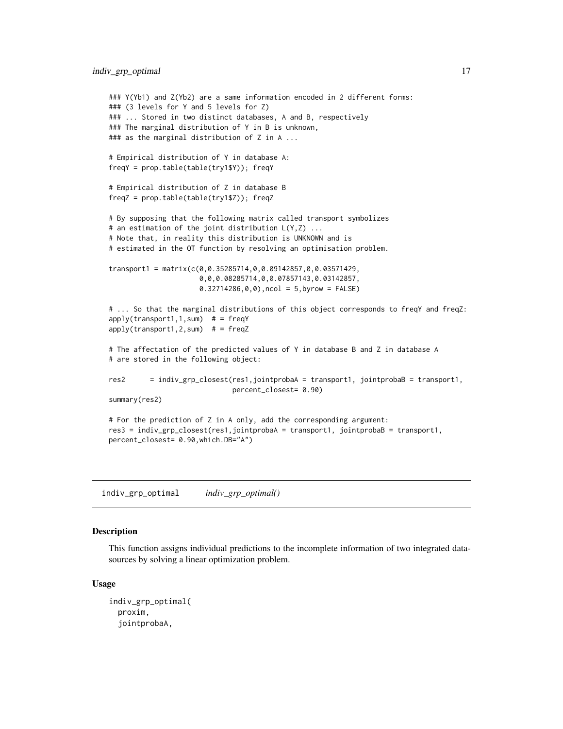```
### Y(Yb1) and Z(Yb2) are a same information encoded in 2 different forms:
### (3 levels for Y and 5 levels for Z)
### ... Stored in two distinct databases, A and B, respectively
### The marginal distribution of Y in B is unknown,
### as the marginal distribution of Z in A ...

# Empirical distribution of Y in database A:
freqY = prop.table(table(try1$Y)); freqY

# Empirical distribution of Z in database B
freqZ = prop.table(table(try1$Z)); freqZ

# By supposing that the following matrix called transport symbolizes
# an estimation of the joint distribution L(Y,Z) ...
# Note that, in reality this distribution is UNKNOWN and is
# estimated in the OT function by resolving an optimisation problem.

transport1 = matrix(c(0,0.35285714,0,0.09142857,0,0.03571429,
                      0,0,0.08285714,0,0.07857143,0.03142857,
                      0.32714286,0,0),ncol = 5,byrow = FALSE)

# ... So that the marginal distributions of this object corresponds to freqY and freqZ:
apply(transport1,1,sum)  # = freqY
apply(transport1,2,sum)  # = freqZ

# The affectation of the predicted values of Y in database B and Z in database A
# are stored in the following object:

res2      = indiv_grp_closest(res1,jointprobaA = transport1, jointprobaB = transport1,
                              percent_closest= 0.90)
summary(res2)

# For the prediction of Z in A only, add the corresponding argument:
res3 = indiv_grp_closest(res1,jointprobaA = transport1, jointprobaB = transport1,
percent_closest= 0.90,which.DB="A")
```

## indiv_grp_optimal    *indiv_grp_optimal()*

### Description

This function assigns individual predictions to the incomplete information of two integrated datasources by solving a linear optimization problem.

### Usage

```
indiv_grp_optimal(
  proxim,
  jointprobaA,
```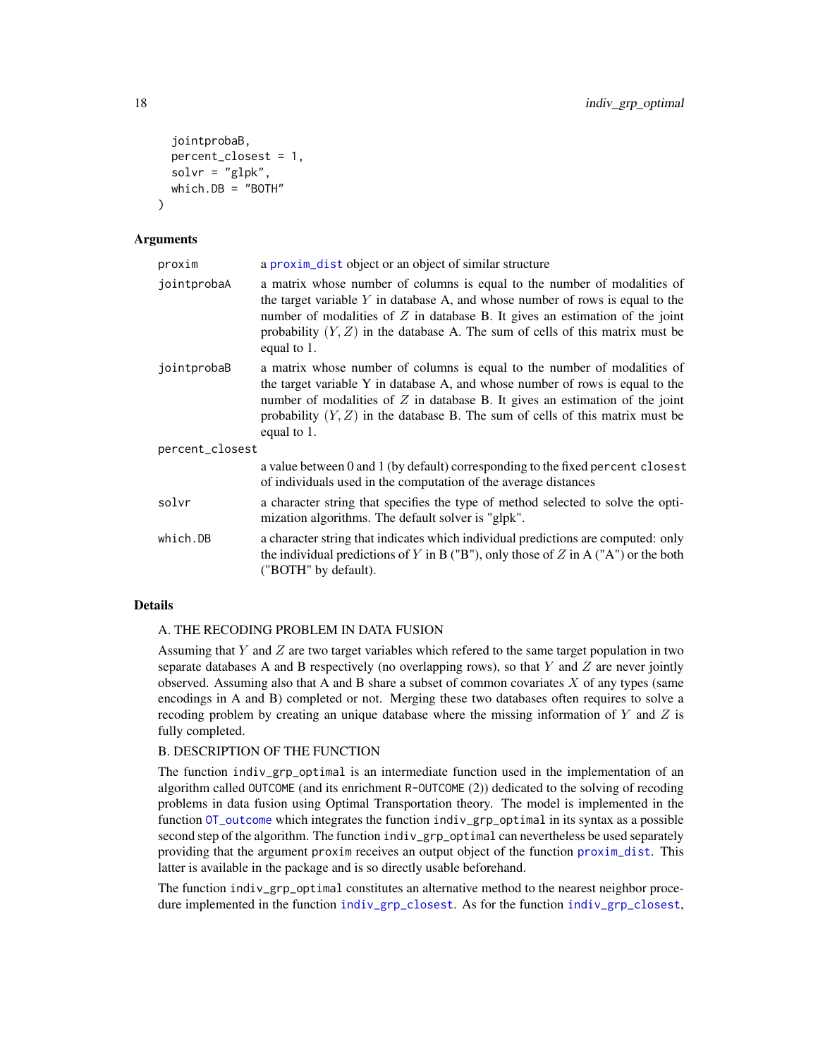```
  jointprobaB,
  percent_closest = 1,
  solvr = "glpk",
  which.DB = "BOTH"
)
```

### Arguments

| | |
|---|---|
| proxim | a proxim_dist object or an object of similar structure |
| jointprobaA | a matrix whose number of columns is equal to the number of modalities of the target variable $Y$ in database A, and whose number of rows is equal to the number of modalities of $Z$ in database B. It gives an estimation of the joint probability $(Y, Z)$ in the database A. The sum of cells of this matrix must be equal to 1. |
| jointprobaB | a matrix whose number of columns is equal to the number of modalities of the target variable Y in database A, and whose number of rows is equal to the number of modalities of $Z$ in database B. It gives an estimation of the joint probability $(Y, Z)$ in the database B. The sum of cells of this matrix must be equal to 1. |
| percent_closest | a value between 0 and 1 (by default) corresponding to the fixed percent closest of individuals used in the computation of the average distances |
| solvr | a character string that specifies the type of method selected to solve the optimization algorithms. The default solver is "glpk". |
| which.DB | a character string that indicates which individual predictions are computed: only the individual predictions of $Y$ in B ("B"), only those of $Z$ in A ("A") or the both ("BOTH" by default). |

### Details

A. THE RECODING PROBLEM IN DATA FUSION

Assuming that $Y$ and $Z$ are two target variables which refered to the same target population in two separate databases A and B respectively (no overlapping rows), so that $Y$ and $Z$ are never jointly observed. Assuming also that A and B share a subset of common covariates $X$ of any types (same encodings in A and B) completed or not. Merging these two databases often requires to solve a recoding problem by creating an unique database where the missing information of $Y$ and $Z$ is fully completed.

B. DESCRIPTION OF THE FUNCTION

The function indiv_grp_optimal is an intermediate function used in the implementation of an algorithm called OUTCOME (and its enrichment R-OUTCOME (2)) dedicated to the solving of recoding problems in data fusion using Optimal Transportation theory. The model is implemented in the function OT_outcome which integrates the function indiv_grp_optimal in its syntax as a possible second step of the algorithm. The function indiv_grp_optimal can nevertheless be used separately providing that the argument proxim receives an output object of the function proxim_dist. This latter is available in the package and is so directly usable beforehand.

The function indiv_grp_optimal constitutes an alternative method to the nearest neighbor procedure implemented in the function indiv_grp_closest. As for the function indiv_grp_closest,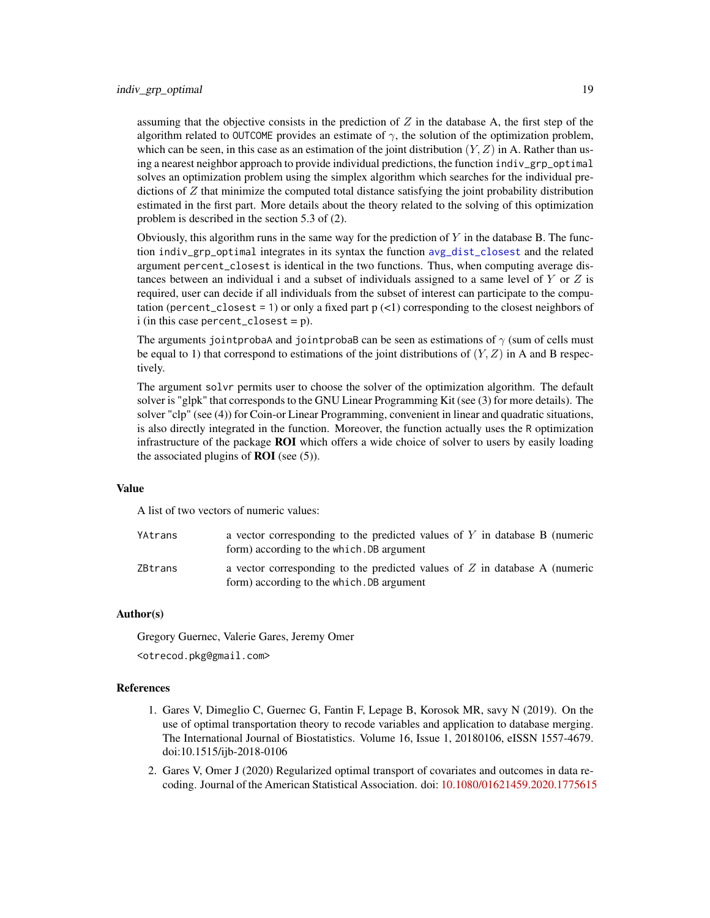assuming that the objective consists in the prediction of $Z$ in the database A, the first step of the algorithm related to `OUTCOME` provides an estimate of $\gamma$, the solution of the optimization problem, which can be seen, in this case as an estimation of the joint distribution $(Y, Z)$ in A. Rather than using a nearest neighbor approach to provide individual predictions, the function `indiv_grp_optimal` solves an optimization problem using the simplex algorithm which searches for the individual predictions of $Z$ that minimize the computed total distance satisfying the joint probability distribution estimated in the first part. More details about the theory related to the solving of this optimization problem is described in the section 5.3 of (2).

Obviously, this algorithm runs in the same way for the prediction of $Y$ in the database B. The function `indiv_grp_optimal` integrates in its syntax the function `avg_dist_closest` and the related argument `percent_closest` is identical in the two functions. Thus, when computing average distances between an individual i and a subset of individuals assigned to a same level of $Y$ or $Z$ is required, user can decide if all individuals from the subset of interest can participate to the computation (`percent_closest` = 1) or only a fixed part p (<1) corresponding to the closest neighbors of i (in this case `percent_closest` = p).

The arguments `jointprobaA` and `jointprobaB` can be seen as estimations of $\gamma$ (sum of cells must be equal to 1) that correspond to estimations of the joint distributions of $(Y, Z)$ in A and B respectively.

The argument `solvr` permits user to choose the solver of the optimization algorithm. The default solver is "glpk" that corresponds to the GNU Linear Programming Kit (see (3) for more details). The solver "clp" (see (4)) for Coin-or Linear Programming, convenient in linear and quadratic situations, is also directly integrated in the function. Moreover, the function actually uses the `R` optimization infrastructure of the package **ROI** which offers a wide choice of solver to users by easily loading the associated plugins of **ROI** (see (5)).

### Value

A list of two vectors of numeric values:

| | |
|---|---|
| `YAtrans` | a vector corresponding to the predicted values of $Y$ in database B (numeric form) according to the `which.DB` argument |
| `ZBtrans` | a vector corresponding to the predicted values of $Z$ in database A (numeric form) according to the `which.DB` argument |

### Author(s)

Gregory Guernec, Valerie Gares, Jeremy Omer

`<otrecod.pkg@gmail.com>`

### References

1. Gares V, Dimeglio C, Guernec G, Fantin F, Lepage B, Korosok MR, savy N (2019). On the use of optimal transportation theory to recode variables and application to database merging. The International Journal of Biostatistics. Volume 16, Issue 1, 20180106, eISSN 1557-4679. doi:10.1515/ijb-2018-0106
2. Gares V, Omer J (2020) Regularized optimal transport of covariates and outcomes in data recoding. Journal of the American Statistical Association. doi: 10.1080/01621459.2020.1775615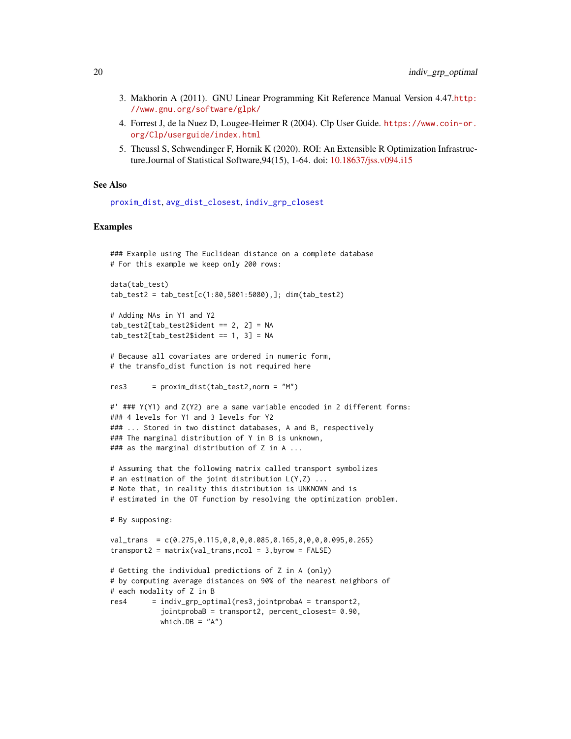3. Makhorin A (2011). GNU Linear Programming Kit Reference Manual Version 4.47.http://www.gnu.org/software/glpk/
4. Forrest J, de la Nuez D, Lougee-Heimer R (2004). Clp User Guide. https://www.coin-or.org/Clp/userguide/index.html
5. Theussl S, Schwendinger F, Hornik K (2020). ROI: An Extensible R Optimization Infrastructure.Journal of Statistical Software,94(15), 1-64. doi: 10.18637/jss.v094.i15

## See Also

proxim_dist, avg_dist_closest, indiv_grp_closest

## Examples

```
### Example using The Euclidean distance on a complete database
# For this example we keep only 200 rows:

data(tab_test)
tab_test2 = tab_test[c(1:80,5001:5080),]; dim(tab_test2)

# Adding NAs in Y1 and Y2
tab_test2[tab_test2$ident == 2, 2] = NA
tab_test2[tab_test2$ident == 1, 3] = NA

# Because all covariates are ordered in numeric form,
# the transfo_dist function is not required here

res3      = proxim_dist(tab_test2,norm = "M")

#' ### Y(Y1) and Z(Y2) are a same variable encoded in 2 different forms:
### 4 levels for Y1 and 3 levels for Y2
### ... Stored in two distinct databases, A and B, respectively
### The marginal distribution of Y in B is unknown,
### as the marginal distribution of Z in A ...

# Assuming that the following matrix called transport symbolizes
# an estimation of the joint distribution L(Y,Z) ...
# Note that, in reality this distribution is UNKNOWN and is
# estimated in the OT function by resolving the optimization problem.

# By supposing:

val_trans  = c(0.275,0.115,0,0,0,0.085,0.165,0,0,0,0.095,0.265)
transport2 = matrix(val_trans,ncol = 3,byrow = FALSE)

# Getting the individual predictions of Z in A (only)
# by computing average distances on 90% of the nearest neighbors of
# each modality of Z in B
res4      = indiv_grp_optimal(res3,jointprobaA = transport2,
            jointprobaB = transport2, percent_closest= 0.90,
            which.DB = "A")
```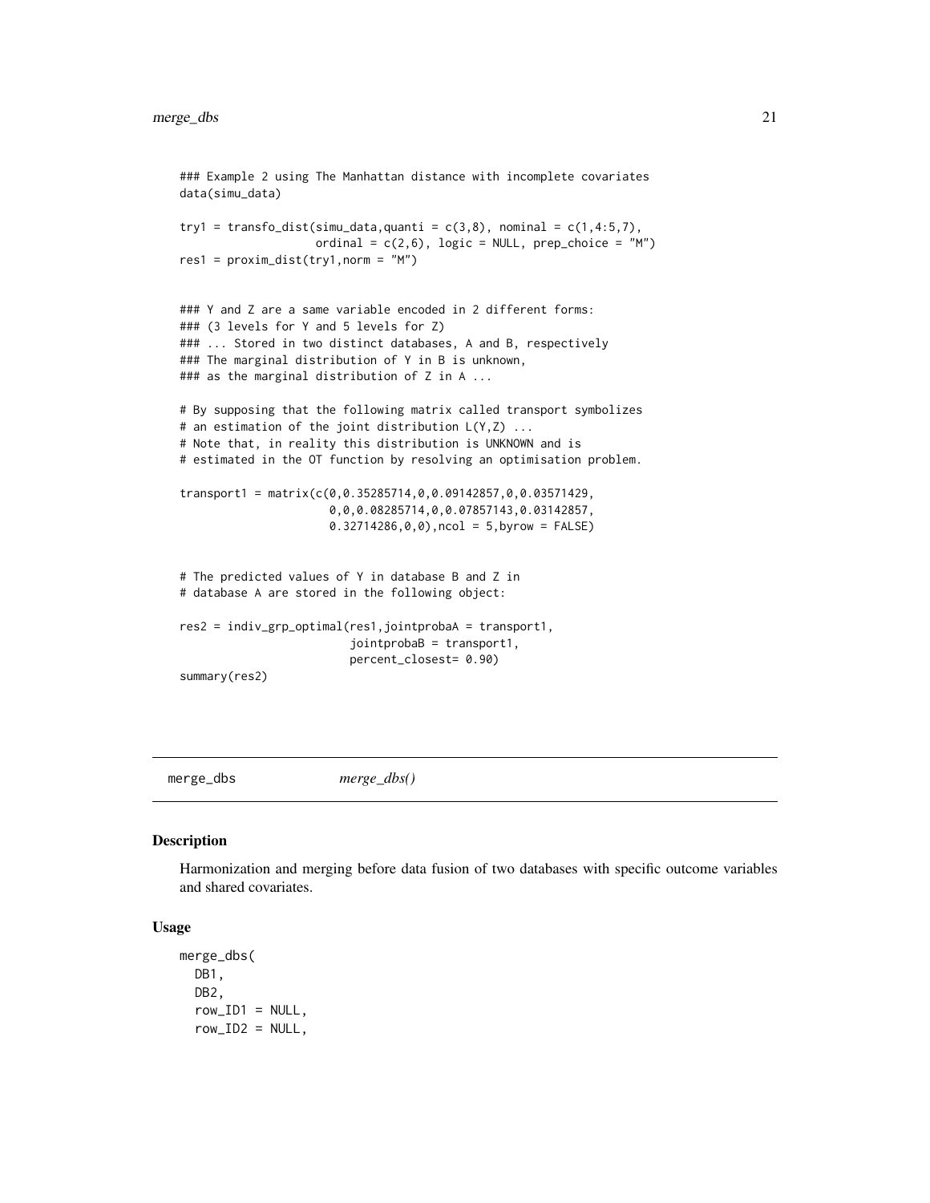```
### Example 2 using The Manhattan distance with incomplete covariates
data(simu_data)

try1 = transfo_dist(simu_data,quanti = c(3,8), nominal = c(1,4:5,7),
                    ordinal = c(2,6), logic = NULL, prep_choice = "M")
res1 = proxim_dist(try1,norm = "M")


### Y and Z are a same variable encoded in 2 different forms:
### (3 levels for Y and 5 levels for Z)
### ... Stored in two distinct databases, A and B, respectively
### The marginal distribution of Y in B is unknown,
### as the marginal distribution of Z in A ...

# By supposing that the following matrix called transport symbolizes
# an estimation of the joint distribution L(Y,Z) ...
# Note that, in reality this distribution is UNKNOWN and is
# estimated in the OT function by resolving an optimisation problem.

transport1 = matrix(c(0,0.35285714,0,0.09142857,0,0.03571429,
                      0,0,0.08285714,0,0.07857143,0.03142857,
                      0.32714286,0,0),ncol = 5,byrow = FALSE)


# The predicted values of Y in database B and Z in
# database A are stored in the following object:

res2 = indiv_grp_optimal(res1,jointprobaA = transport1,
                         jointprobaB = transport1,
                         percent_closest= 0.90)
summary(res2)
```

## merge_dbs — *merge_dbs()*

### Description

Harmonization and merging before data fusion of two databases with specific outcome variables and shared covariates.

### Usage

```
merge_dbs(
  DB1,
  DB2,
  row_ID1 = NULL,
  row_ID2 = NULL,
```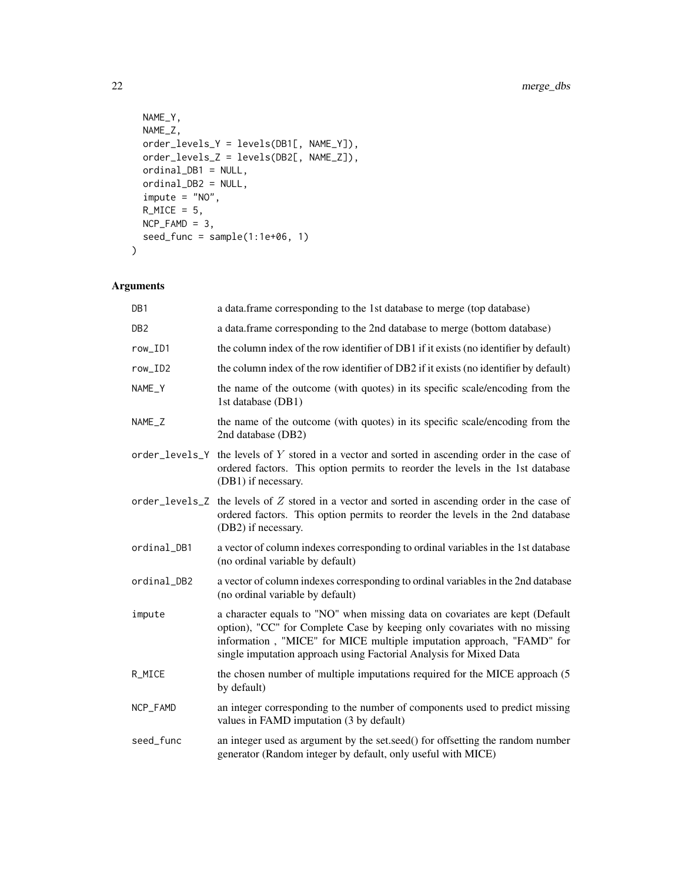```
  NAME_Y,
  NAME_Z,
  order_levels_Y = levels(DB1[, NAME_Y]),
  order_levels_Z = levels(DB2[, NAME_Z]),
  ordinal_DB1 = NULL,
  ordinal_DB2 = NULL,
  impute = "NO",
  R_MICE = 5,
  NCP_FAMD = 3,
  seed_func = sample(1:1e+06, 1)
)
```

## Arguments

| | |
|---|---|
| DB1 | a data.frame corresponding to the 1st database to merge (top database) |
| DB2 | a data.frame corresponding to the 2nd database to merge (bottom database) |
| row_ID1 | the column index of the row identifier of DB1 if it exists (no identifier by default) |
| row_ID2 | the column index of the row identifier of DB2 if it exists (no identifier by default) |
| NAME_Y | the name of the outcome (with quotes) in its specific scale/encoding from the 1st database (DB1) |
| NAME_Z | the name of the outcome (with quotes) in its specific scale/encoding from the 2nd database (DB2) |
| order_levels_Y | the levels of $Y$ stored in a vector and sorted in ascending order in the case of ordered factors. This option permits to reorder the levels in the 1st database (DB1) if necessary. |
| order_levels_Z | the levels of $Z$ stored in a vector and sorted in ascending order in the case of ordered factors. This option permits to reorder the levels in the 2nd database (DB2) if necessary. |
| ordinal_DB1 | a vector of column indexes corresponding to ordinal variables in the 1st database (no ordinal variable by default) |
| ordinal_DB2 | a vector of column indexes corresponding to ordinal variables in the 2nd database (no ordinal variable by default) |
| impute | a character equals to "NO" when missing data on covariates are kept (Default option), "CC" for Complete Case by keeping only covariates with no missing information , "MICE" for MICE multiple imputation approach, "FAMD" for single imputation approach using Factorial Analysis for Mixed Data |
| R_MICE | the chosen number of multiple imputations required for the MICE approach (5 by default) |
| NCP_FAMD | an integer corresponding to the number of components used to predict missing values in FAMD imputation (3 by default) |
| seed_func | an integer used as argument by the set.seed() for offsetting the random number generator (Random integer by default, only useful with MICE) |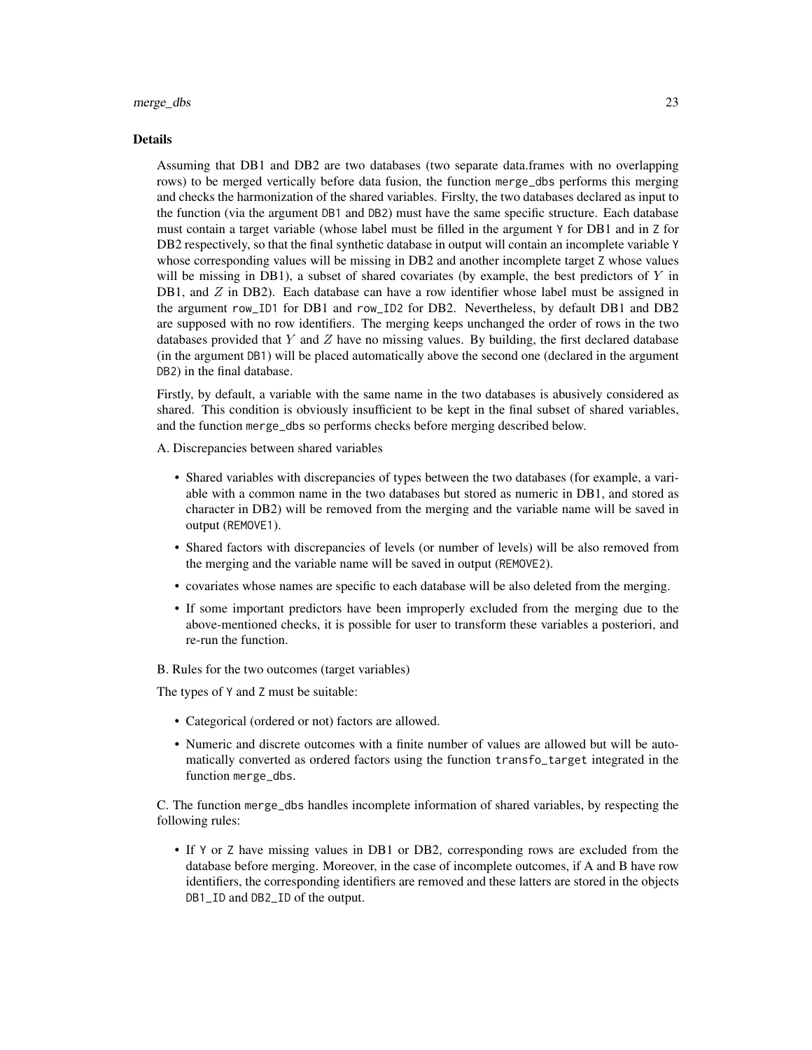### Details

Assuming that DB1 and DB2 are two databases (two separate data.frames with no overlapping rows) to be merged vertically before data fusion, the function `merge_dbs` performs this merging and checks the harmonization of the shared variables. Firslty, the two databases declared as input to the function (via the argument `DB1` and `DB2`) must have the same specific structure. Each database must contain a target variable (whose label must be filled in the argument `Y` for DB1 and in `Z` for DB2 respectively, so that the final synthetic database in output will contain an incomplete variable `Y` whose corresponding values will be missing in DB2 and another incomplete target `Z` whose values will be missing in DB1), a subset of shared covariates (by example, the best predictors of $Y$ in DB1, and $Z$ in DB2). Each database can have a row identifier whose label must be assigned in the argument `row_ID1` for DB1 and `row_ID2` for DB2. Nevertheless, by default DB1 and DB2 are supposed with no row identifiers. The merging keeps unchanged the order of rows in the two databases provided that $Y$ and $Z$ have no missing values. By building, the first declared database (in the argument `DB1`) will be placed automatically above the second one (declared in the argument `DB2`) in the final database.

Firstly, by default, a variable with the same name in the two databases is abusively considered as shared. This condition is obviously insufficient to be kept in the final subset of shared variables, and the function `merge_dbs` so performs checks before merging described below.

A. Discrepancies between shared variables

- Shared variables with discrepancies of types between the two databases (for example, a variable with a common name in the two databases but stored as numeric in DB1, and stored as character in DB2) will be removed from the merging and the variable name will be saved in output (`REMOVE1`).
- Shared factors with discrepancies of levels (or number of levels) will be also removed from the merging and the variable name will be saved in output (`REMOVE2`).
- covariates whose names are specific to each database will be also deleted from the merging.
- If some important predictors have been improperly excluded from the merging due to the above-mentioned checks, it is possible for user to transform these variables a posteriori, and re-run the function.

B. Rules for the two outcomes (target variables)

The types of `Y` and `Z` must be suitable:

- Categorical (ordered or not) factors are allowed.
- Numeric and discrete outcomes with a finite number of values are allowed but will be automatically converted as ordered factors using the function `transfo_target` integrated in the function `merge_dbs`.

C. The function `merge_dbs` handles incomplete information of shared variables, by respecting the following rules:

- If `Y` or `Z` have missing values in DB1 or DB2, corresponding rows are excluded from the database before merging. Moreover, in the case of incomplete outcomes, if A and B have row identifiers, the corresponding identifiers are removed and these latters are stored in the objects `DB1_ID` and `DB2_ID` of the output.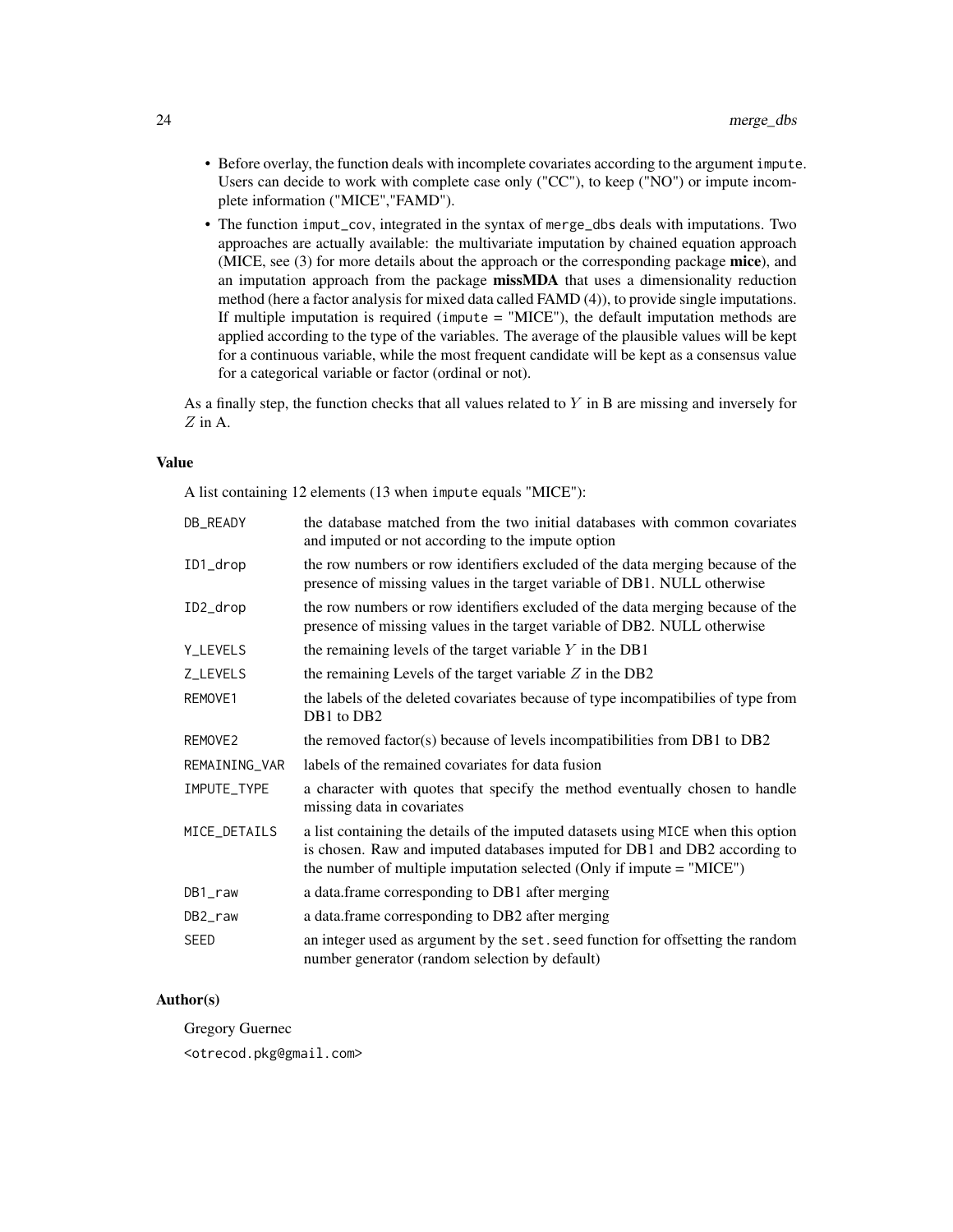- Before overlay, the function deals with incomplete covariates according to the argument `impute`. Users can decide to work with complete case only ("CC"), to keep ("NO") or impute incomplete information ("MICE","FAMD").
- The function `imput_cov`, integrated in the syntax of `merge_dbs` deals with imputations. Two approaches are actually available: the multivariate imputation by chained equation approach (MICE, see (3) for more details about the approach or the corresponding package **mice**), and an imputation approach from the package **missMDA** that uses a dimensionality reduction method (here a factor analysis for mixed data called FAMD (4)), to provide single imputations. If multiple imputation is required (`impute = "MICE"`), the default imputation methods are applied according to the type of the variables. The average of the plausible values will be kept for a continuous variable, while the most frequent candidate will be kept as a consensus value for a categorical variable or factor (ordinal or not).

As a finally step, the function checks that all values related to $Y$ in B are missing and inversely for $Z$ in A.

### Value

A list containing 12 elements (13 when `impute` equals "MICE"):

| | |
|---|---|
| `DB_READY` | the database matched from the two initial databases with common covariates and imputed or not according to the impute option |
| `ID1_drop` | the row numbers or row identifiers excluded of the data merging because of the presence of missing values in the target variable of DB1. NULL otherwise |
| `ID2_drop` | the row numbers or row identifiers excluded of the data merging because of the presence of missing values in the target variable of DB2. NULL otherwise |
| `Y_LEVELS` | the remaining levels of the target variable $Y$ in the DB1 |
| `Z_LEVELS` | the remaining Levels of the target variable $Z$ in the DB2 |
| `REMOVE1` | the labels of the deleted covariates because of type incompatibilies of type from DB1 to DB2 |
| `REMOVE2` | the removed factor(s) because of levels incompatibilities from DB1 to DB2 |
| `REMAINING_VAR` | labels of the remained covariates for data fusion |
| `IMPUTE_TYPE` | a character with quotes that specify the method eventually chosen to handle missing data in covariates |
| `MICE_DETAILS` | a list containing the details of the imputed datasets using `MICE` when this option is chosen. Raw and imputed databases imputed for DB1 and DB2 according to the number of multiple imputation selected (Only if impute = "MICE") |
| `DB1_raw` | a data.frame corresponding to DB1 after merging |
| `DB2_raw` | a data.frame corresponding to DB2 after merging |
| `SEED` | an integer used as argument by the `set.seed` function for offsetting the random number generator (random selection by default) |

### Author(s)

Gregory Guernec

<otrecod.pkg@gmail.com>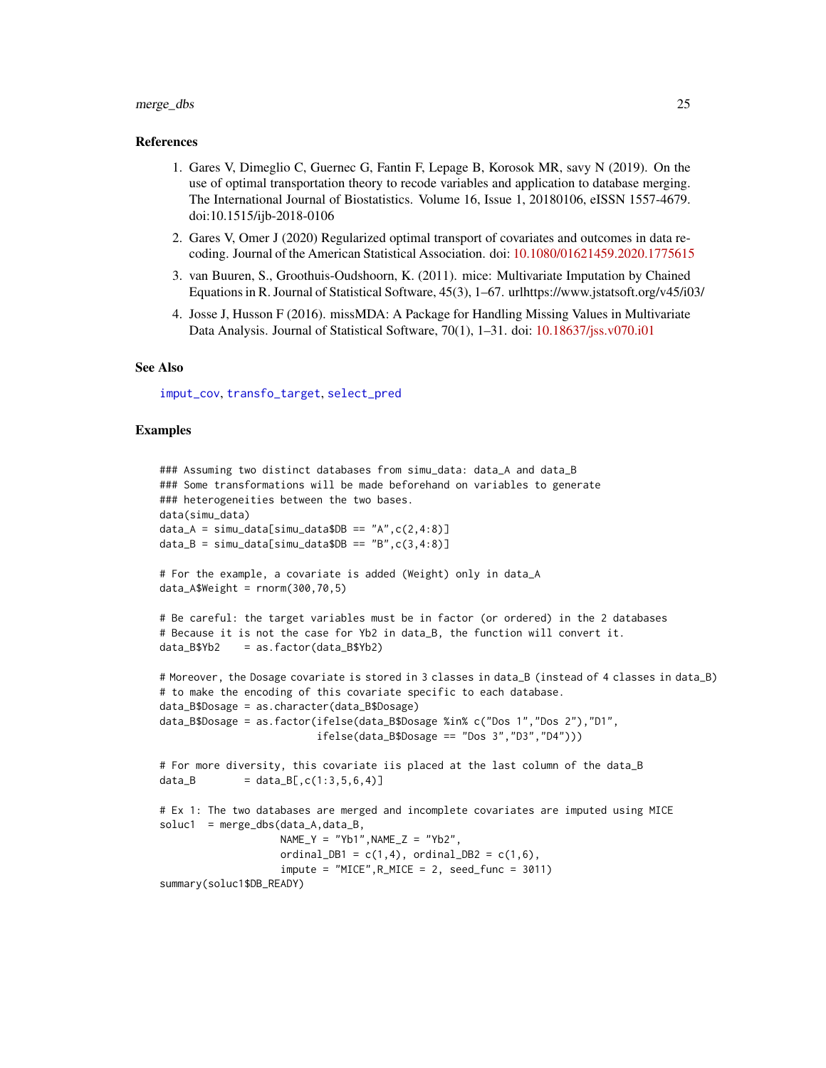### References

1. Gares V, Dimeglio C, Guernec G, Fantin F, Lepage B, Korosok MR, savy N (2019). On the use of optimal transportation theory to recode variables and application to database merging. The International Journal of Biostatistics. Volume 16, Issue 1, 20180106, eISSN 1557-4679. doi:10.1515/ijb-2018-0106
2. Gares V, Omer J (2020) Regularized optimal transport of covariates and outcomes in data recoding. Journal of the American Statistical Association. doi: 10.1080/01621459.2020.1775615
3. van Buuren, S., Groothuis-Oudshoorn, K. (2011). mice: Multivariate Imputation by Chained Equations in R. Journal of Statistical Software, 45(3), 1–67. urlhttps://www.jstatsoft.org/v45/i03/
4. Josse J, Husson F (2016). missMDA: A Package for Handling Missing Values in Multivariate Data Analysis. Journal of Statistical Software, 70(1), 1–31. doi: 10.18637/jss.v070.i01

### See Also

imput_cov, transfo_target, select_pred

### Examples

```
### Assuming two distinct databases from simu_data: data_A and data_B
### Some transformations will be made beforehand on variables to generate
### heterogeneities between the two bases.
data(simu_data)
data_A = simu_data[simu_data$DB == "A",c(2,4:8)]
data_B = simu_data[simu_data$DB == "B",c(3,4:8)]

# For the example, a covariate is added (Weight) only in data_A
data_A$Weight = rnorm(300,70,5)

# Be careful: the target variables must be in factor (or ordered) in the 2 databases
# Because it is not the case for Yb2 in data_B, the function will convert it.
data_B$Yb2    = as.factor(data_B$Yb2)

# Moreover, the Dosage covariate is stored in 3 classes in data_B (instead of 4 classes in data_B)
# to make the encoding of this covariate specific to each database.
data_B$Dosage = as.character(data_B$Dosage)
data_B$Dosage = as.factor(ifelse(data_B$Dosage %in% c("Dos 1","Dos 2"),"D1",
                          ifelse(data_B$Dosage == "Dos 3","D3","D4")))

# For more diversity, this covariate iis placed at the last column of the data_B
data_B        = data_B[,c(1:3,5,6,4)]

# Ex 1: The two databases are merged and incomplete covariates are imputed using MICE
soluc1  = merge_dbs(data_A,data_B,
                    NAME_Y = "Yb1",NAME_Z = "Yb2",
                    ordinal_DB1 = c(1,4), ordinal_DB2 = c(1,6),
                    impute = "MICE",R_MICE = 2, seed_func = 3011)
summary(soluc1$DB_READY)
```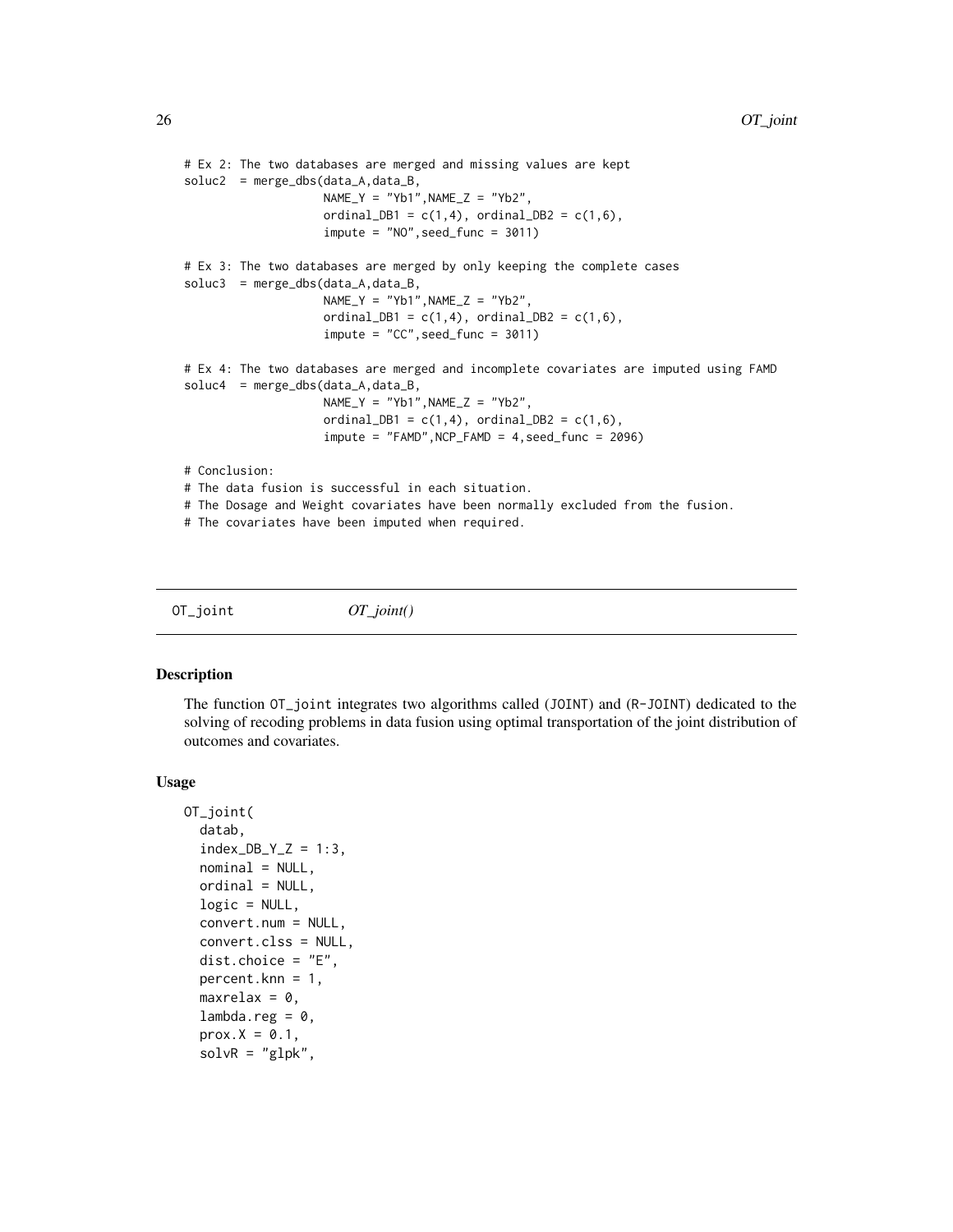```
# Ex 2: The two databases are merged and missing values are kept
soluc2  = merge_dbs(data_A,data_B,
                    NAME_Y = "Yb1",NAME_Z = "Yb2",
                    ordinal_DB1 = c(1,4), ordinal_DB2 = c(1,6),
                    impute = "NO",seed_func = 3011)

# Ex 3: The two databases are merged by only keeping the complete cases
soluc3  = merge_dbs(data_A,data_B,
                    NAME_Y = "Yb1",NAME_Z = "Yb2",
                    ordinal_DB1 = c(1,4), ordinal_DB2 = c(1,6),
                    impute = "CC",seed_func = 3011)

# Ex 4: The two databases are merged and incomplete covariates are imputed using FAMD
soluc4  = merge_dbs(data_A,data_B,
                    NAME_Y = "Yb1",NAME_Z = "Yb2",
                    ordinal_DB1 = c(1,4), ordinal_DB2 = c(1,6),
                    impute = "FAMD",NCP_FAMD = 4,seed_func = 2096)

# Conclusion:
# The data fusion is successful in each situation.
# The Dosage and Weight covariates have been normally excluded from the fusion.
# The covariates have been imputed when required.
```

---

## OT_joint *OT_joint()*

---

### Description

The function `OT_joint` integrates two algorithms called (`JOINT`) and (`R-JOINT`) dedicated to the solving of recoding problems in data fusion using optimal transportation of the joint distribution of outcomes and covariates.

### Usage

```
OT_joint(
  datab,
  index_DB_Y_Z = 1:3,
  nominal = NULL,
  ordinal = NULL,
  logic = NULL,
  convert.num = NULL,
  convert.clss = NULL,
  dist.choice = "E",
  percent.knn = 1,
  maxrelax = 0,
  lambda.reg = 0,
  prox.X = 0.1,
  solvR = "glpk",
```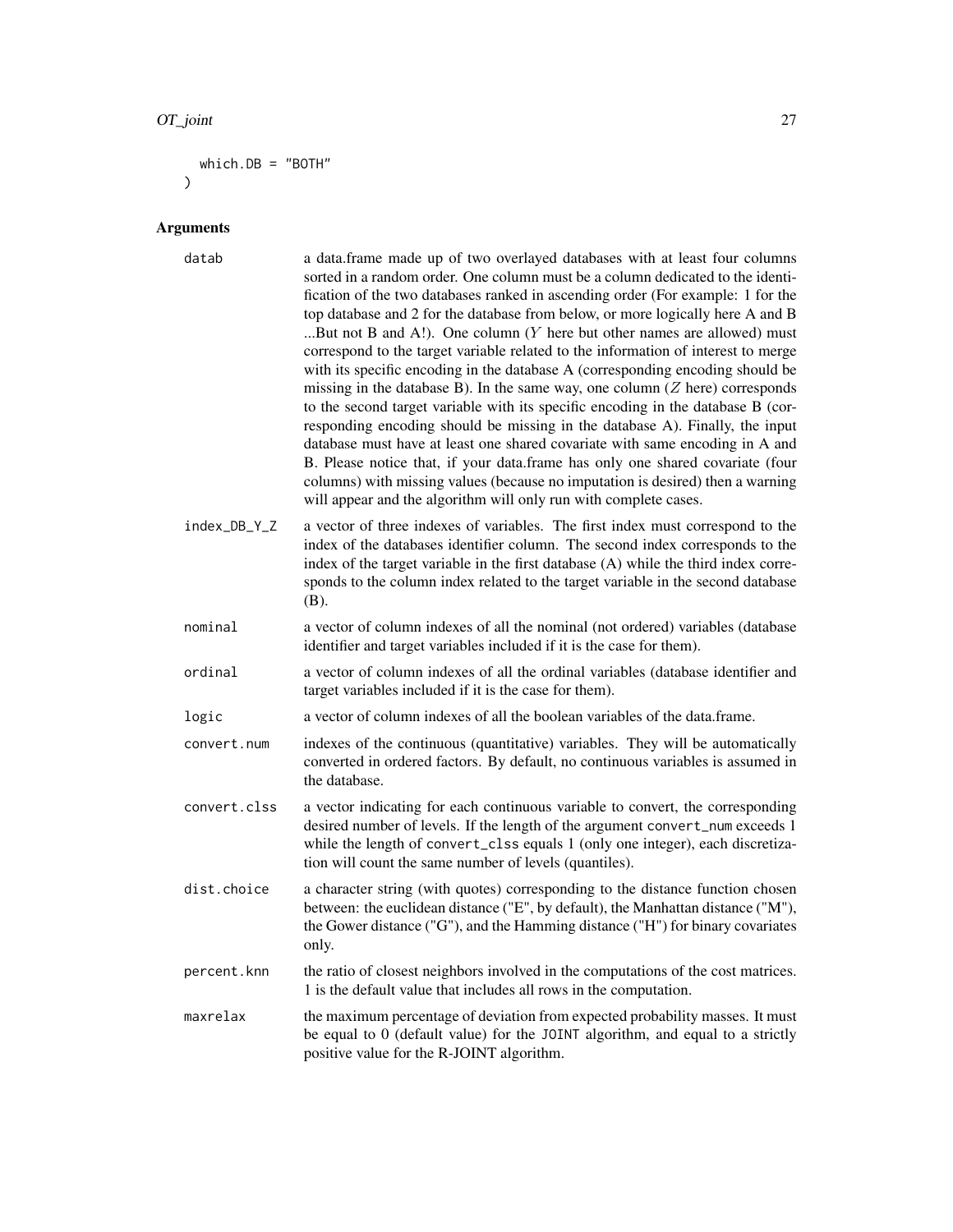```
  which.DB = "BOTH"
)
```

## Arguments

**datab** a data.frame made up of two overlayed databases with at least four columns sorted in a random order. One column must be a column dedicated to the identification of the two databases ranked in ascending order (For example: 1 for the top database and 2 for the database from below, or more logically here A and B ...But not B and A!). One column ($Y$ here but other names are allowed) must correspond to the target variable related to the information of interest to merge with its specific encoding in the database A (corresponding encoding should be missing in the database B). In the same way, one column ($Z$ here) corresponds to the second target variable with its specific encoding in the database B (corresponding encoding should be missing in the database A). Finally, the input database must have at least one shared covariate with same encoding in A and B. Please notice that, if your data.frame has only one shared covariate (four columns) with missing values (because no imputation is desired) then a warning will appear and the algorithm will only run with complete cases.

**index_DB_Y_Z** a vector of three indexes of variables. The first index must correspond to the index of the databases identifier column. The second index corresponds to the index of the target variable in the first database (A) while the third index corresponds to the column index related to the target variable in the second database (B).

**nominal** a vector of column indexes of all the nominal (not ordered) variables (database identifier and target variables included if it is the case for them).

**ordinal** a vector of column indexes of all the ordinal variables (database identifier and target variables included if it is the case for them).

**logic** a vector of column indexes of all the boolean variables of the data.frame.

**convert.num** indexes of the continuous (quantitative) variables. They will be automatically converted in ordered factors. By default, no continuous variables is assumed in the database.

**convert.clss** a vector indicating for each continuous variable to convert, the corresponding desired number of levels. If the length of the argument `convert_num` exceeds 1 while the length of `convert_clss` equals 1 (only one integer), each discretization will count the same number of levels (quantiles).

**dist.choice** a character string (with quotes) corresponding to the distance function chosen between: the euclidean distance ("E", by default), the Manhattan distance ("M"), the Gower distance ("G"), and the Hamming distance ("H") for binary covariates only.

**percent.knn** the ratio of closest neighbors involved in the computations of the cost matrices. 1 is the default value that includes all rows in the computation.

**maxrelax** the maximum percentage of deviation from expected probability masses. It must be equal to 0 (default value) for the `JOINT` algorithm, and equal to a strictly positive value for the R-JOINT algorithm.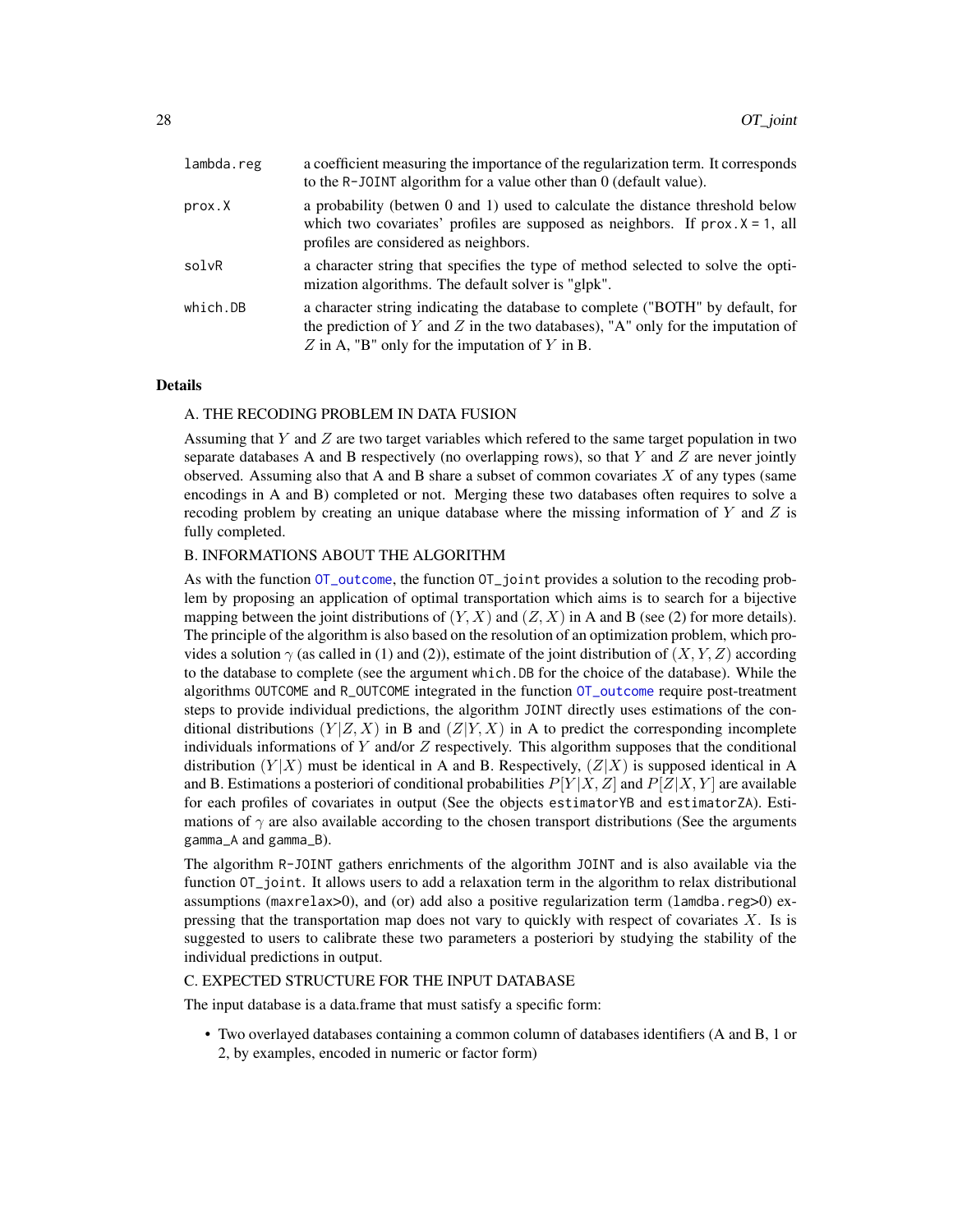| | |
|---|---|
| lambda.reg | a coefficient measuring the importance of the regularization term. It corresponds to the R-JOINT algorithm for a value other than 0 (default value). |
| prox.X | a probability (betwen 0 and 1) used to calculate the distance threshold below which two covariates' profiles are supposed as neighbors. If prox.X = 1, all profiles are considered as neighbors. |
| solvR | a character string that specifies the type of method selected to solve the optimization algorithms. The default solver is "glpk". |
| which.DB | a character string indicating the database to complete ("BOTH" by default, for the prediction of $Y$ and $Z$ in the two databases), "A" only for the imputation of $Z$ in A, "B" only for the imputation of $Y$ in B. |

## Details

A. THE RECODING PROBLEM IN DATA FUSION

Assuming that $Y$ and $Z$ are two target variables which refered to the same target population in two separate databases A and B respectively (no overlapping rows), so that $Y$ and $Z$ are never jointly observed. Assuming also that A and B share a subset of common covariates $X$ of any types (same encodings in A and B) completed or not. Merging these two databases often requires to solve a recoding problem by creating an unique database where the missing information of $Y$ and $Z$ is fully completed.

B. INFORMATIONS ABOUT THE ALGORITHM

As with the function OT_outcome, the function OT_joint provides a solution to the recoding problem by proposing an application of optimal transportation which aims is to search for a bijective mapping between the joint distributions of $(Y, X)$ and $(Z, X)$ in A and B (see (2) for more details). The principle of the algorithm is also based on the resolution of an optimization problem, which provides a solution $\gamma$ (as called in (1) and (2)), estimate of the joint distribution of $(X, Y, Z)$ according to the database to complete (see the argument which.DB for the choice of the database). While the algorithms OUTCOME and R_OUTCOME integrated in the function OT_outcome require post-treatment steps to provide individual predictions, the algorithm JOINT directly uses estimations of the conditional distributions $(Y|Z, X)$ in B and $(Z|Y, X)$ in A to predict the corresponding incomplete individuals informations of $Y$ and/or $Z$ respectively. This algorithm supposes that the conditional distribution $(Y|X)$ must be identical in A and B. Respectively, $(Z|X)$ is supposed identical in A and B. Estimations a posteriori of conditional probabilities $P[Y|X, Z]$ and $P[Z|X, Y]$ are available for each profiles of covariates in output (See the objects estimatorYB and estimatorZA). Estimations of $\gamma$ are also available according to the chosen transport distributions (See the arguments gamma_A and gamma_B).

The algorithm R-JOINT gathers enrichments of the algorithm JOINT and is also available via the function OT_joint. It allows users to add a relaxation term in the algorithm to relax distributional assumptions (maxrelax>0), and (or) add also a positive regularization term (lamdba.reg>0) expressing that the transportation map does not vary to quickly with respect of covariates $X$. Is is suggested to users to calibrate these two parameters a posteriori by studying the stability of the individual predictions in output.

C. EXPECTED STRUCTURE FOR THE INPUT DATABASE

The input database is a data.frame that must satisfy a specific form:

- Two overlayed databases containing a common column of databases identifiers (A and B, 1 or 2, by examples, encoded in numeric or factor form)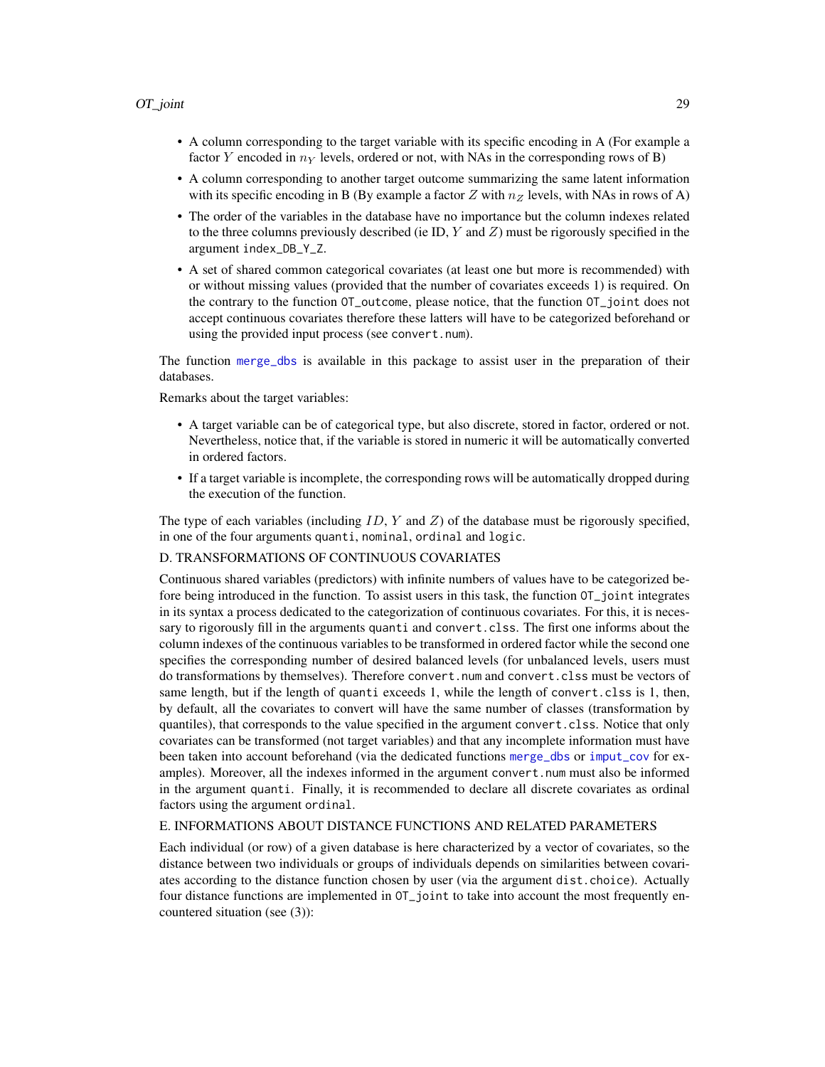- A column corresponding to the target variable with its specific encoding in A (For example a factor $Y$ encoded in $n_Y$ levels, ordered or not, with NAs in the corresponding rows of B)
- A column corresponding to another target outcome summarizing the same latent information with its specific encoding in B (By example a factor $Z$ with $n_Z$ levels, with NAs in rows of A)
- The order of the variables in the database have no importance but the column indexes related to the three columns previously described (ie ID, $Y$ and $Z$) must be rigorously specified in the argument `index_DB_Y_Z`.
- A set of shared common categorical covariates (at least one but more is recommended) with or without missing values (provided that the number of covariates exceeds 1) is required. On the contrary to the function `OT_outcome`, please notice, that the function `OT_joint` does not accept continuous covariates therefore these latters will have to be categorized beforehand or using the provided input process (see `convert.num`).

The function merge_dbs is available in this package to assist user in the preparation of their databases.

Remarks about the target variables:

- A target variable can be of categorical type, but also discrete, stored in factor, ordered or not. Nevertheless, notice that, if the variable is stored in numeric it will be automatically converted in ordered factors.
- If a target variable is incomplete, the corresponding rows will be automatically dropped during the execution of the function.

The type of each variables (including $ID$, $Y$ and $Z$) of the database must be rigorously specified, in one of the four arguments `quanti`, `nominal`, `ordinal` and `logic`.

D. TRANSFORMATIONS OF CONTINUOUS COVARIATES

Continuous shared variables (predictors) with infinite numbers of values have to be categorized before being introduced in the function. To assist users in this task, the function `OT_joint` integrates in its syntax a process dedicated to the categorization of continuous covariates. For this, it is necessary to rigorously fill in the arguments `quanti` and `convert.clss`. The first one informs about the column indexes of the continuous variables to be transformed in ordered factor while the second one specifies the corresponding number of desired balanced levels (for unbalanced levels, users must do transformations by themselves). Therefore `convert.num` and `convert.clss` must be vectors of same length, but if the length of `quanti` exceeds 1, while the length of `convert.clss` is 1, then, by default, all the covariates to convert will have the same number of classes (transformation by quantiles), that corresponds to the value specified in the argument `convert.clss`. Notice that only covariates can be transformed (not target variables) and that any incomplete information must have been taken into account beforehand (via the dedicated functions merge_dbs or imput_cov for examples). Moreover, all the indexes informed in the argument `convert.num` must also be informed in the argument `quanti`. Finally, it is recommended to declare all discrete covariates as ordinal factors using the argument `ordinal`.

E. INFORMATIONS ABOUT DISTANCE FUNCTIONS AND RELATED PARAMETERS

Each individual (or row) of a given database is here characterized by a vector of covariates, so the distance between two individuals or groups of individuals depends on similarities between covariates according to the distance function chosen by user (via the argument `dist.choice`). Actually four distance functions are implemented in `OT_joint` to take into account the most frequently encountered situation (see (3)):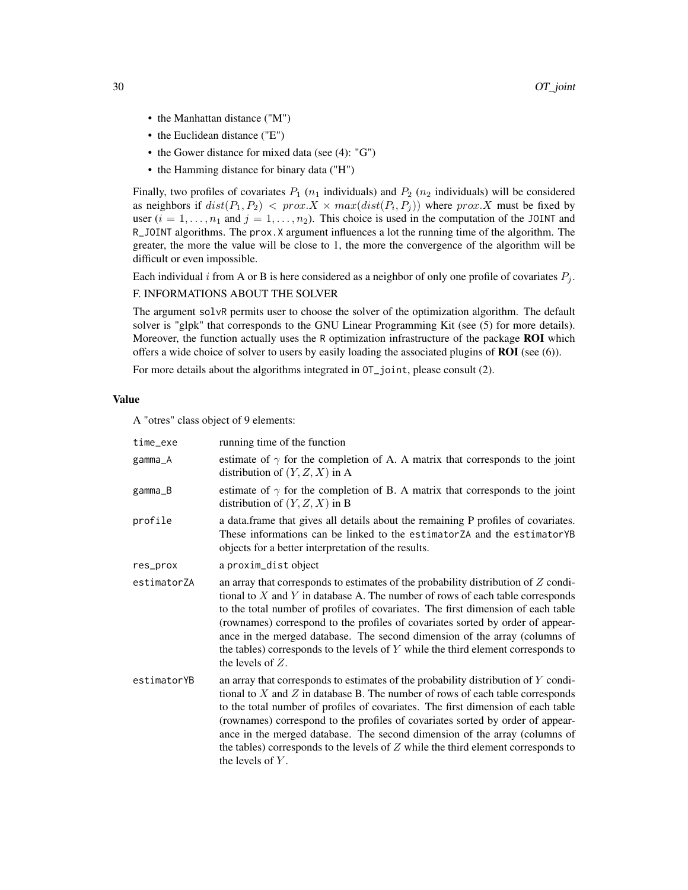- the Manhattan distance ("M")
- the Euclidean distance ("E")
- the Gower distance for mixed data (see (4): "G")
- the Hamming distance for binary data ("H")

Finally, two profiles of covariates $P_1$ ($n_1$ individuals) and $P_2$ ($n_2$ individuals) will be considered as neighbors if $dist(P_1, P_2) < prox.X \times max(dist(P_i, P_j))$ where $prox.X$ must be fixed by user ($i = 1, \ldots, n_1$ and $j = 1, \ldots, n_2$). This choice is used in the computation of the JOINT and R_JOINT algorithms. The prox.X argument influences a lot the running time of the algorithm. The greater, the more the value will be close to 1, the more the convergence of the algorithm will be difficult or even impossible.

Each individual $i$ from A or B is here considered as a neighbor of only one profile of covariates $P_j$.

F. INFORMATIONS ABOUT THE SOLVER

The argument solvR permits user to choose the solver of the optimization algorithm. The default solver is "glpk" that corresponds to the GNU Linear Programming Kit (see (5) for more details). Moreover, the function actually uses the R optimization infrastructure of the package **ROI** which offers a wide choice of solver to users by easily loading the associated plugins of **ROI** (see (6)).

For more details about the algorithms integrated in OT_joint, please consult (2).

### Value

A "otres" class object of 9 elements:

| | |
|---|---|
| time_exe | running time of the function |
| gamma_A | estimate of $\gamma$ for the completion of A. A matrix that corresponds to the joint distribution of $(Y, Z, X)$ in A |
| gamma_B | estimate of $\gamma$ for the completion of B. A matrix that corresponds to the joint distribution of $(Y, Z, X)$ in B |
| profile | a data.frame that gives all details about the remaining P profiles of covariates. These informations can be linked to the estimatorZA and the estimatorYB objects for a better interpretation of the results. |
| res_prox | a proxim_dist object |
| estimatorZA | an array that corresponds to estimates of the probability distribution of $Z$ conditional to $X$ and $Y$ in database A. The number of rows of each table corresponds to the total number of profiles of covariates. The first dimension of each table (rownames) correspond to the profiles of covariates sorted by order of appearance in the merged database. The second dimension of the array (columns of the tables) corresponds to the levels of $Y$ while the third element corresponds to the levels of $Z$. |
| estimatorYB | an array that corresponds to estimates of the probability distribution of $Y$ conditional to $X$ and $Z$ in database B. The number of rows of each table corresponds to the total number of profiles of covariates. The first dimension of each table (rownames) correspond to the profiles of covariates sorted by order of appearance in the merged database. The second dimension of the array (columns of the tables) corresponds to the levels of $Z$ while the third element corresponds to the levels of $Y$. |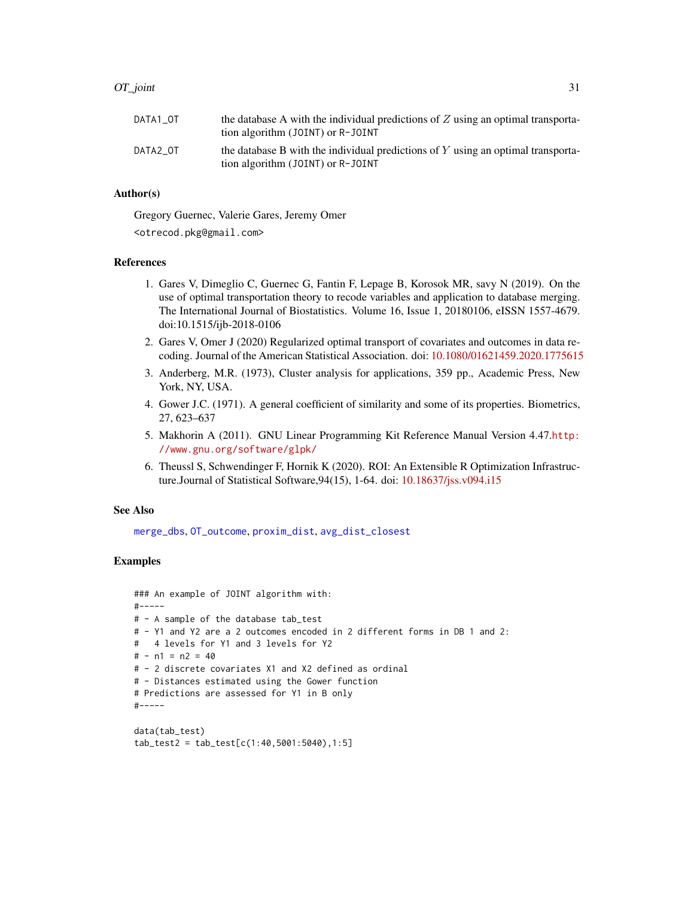| | |
|---|---|
| DATA1_OT | the database A with the individual predictions of $Z$ using an optimal transportation algorithm (JOINT) or R-JOINT |
| DATA2_OT | the database B with the individual predictions of $Y$ using an optimal transportation algorithm (JOINT) or R-JOINT |

## Author(s)

Gregory Guernec, Valerie Gares, Jeremy Omer

<otrecod.pkg@gmail.com>

## References

1. Gares V, Dimeglio C, Guernec G, Fantin F, Lepage B, Korosok MR, savy N (2019). On the use of optimal transportation theory to recode variables and application to database merging. The International Journal of Biostatistics. Volume 16, Issue 1, 20180106, eISSN 1557-4679. doi:10.1515/ijb-2018-0106
2. Gares V, Omer J (2020) Regularized optimal transport of covariates and outcomes in data recoding. Journal of the American Statistical Association. doi: 10.1080/01621459.2020.1775615
3. Anderberg, M.R. (1973), Cluster analysis for applications, 359 pp., Academic Press, New York, NY, USA.
4. Gower J.C. (1971). A general coefficient of similarity and some of its properties. Biometrics, 27, 623–637
5. Makhorin A (2011). GNU Linear Programming Kit Reference Manual Version 4.47.http://www.gnu.org/software/glpk/
6. Theussl S, Schwendinger F, Hornik K (2020). ROI: An Extensible R Optimization Infrastructure.Journal of Statistical Software,94(15), 1-64. doi: 10.18637/jss.v094.i15

## See Also

merge_dbs, OT_outcome, proxim_dist, avg_dist_closest

## Examples

```
### An example of JOINT algorithm with:
#-----
# - A sample of the database tab_test
# - Y1 and Y2 are a 2 outcomes encoded in 2 different forms in DB 1 and 2:
#   4 levels for Y1 and 3 levels for Y2
# - n1 = n2 = 40
# - 2 discrete covariates X1 and X2 defined as ordinal
# - Distances estimated using the Gower function
# Predictions are assessed for Y1 in B only
#-----

data(tab_test)
tab_test2 = tab_test[c(1:40,5001:5040),1:5]
```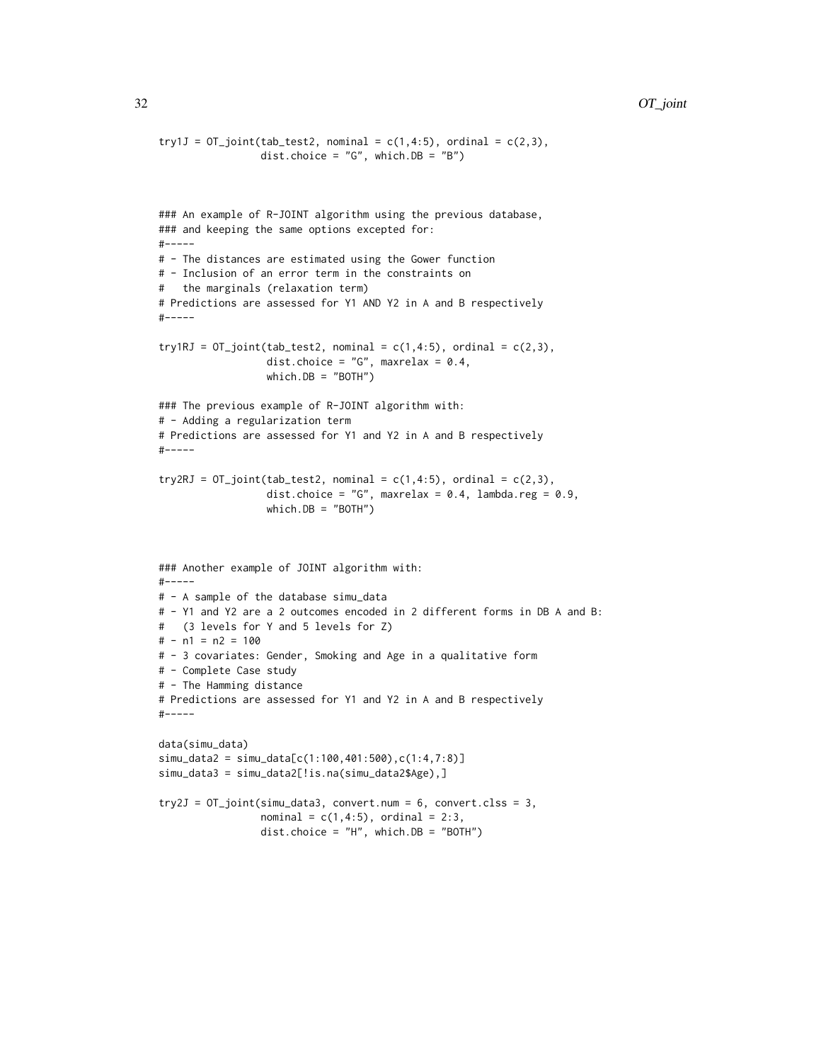```
try1J = OT_joint(tab_test2, nominal = c(1,4:5), ordinal = c(2,3),
                 dist.choice = "G", which.DB = "B")



### An example of R-JOINT algorithm using the previous database,
### and keeping the same options excepted for:
#-----
# - The distances are estimated using the Gower function
# - Inclusion of an error term in the constraints on
#   the marginals (relaxation term)
# Predictions are assessed for Y1 AND Y2 in A and B respectively
#-----

try1RJ = OT_joint(tab_test2, nominal = c(1,4:5), ordinal = c(2,3),
                  dist.choice = "G", maxrelax = 0.4,
                  which.DB = "BOTH")

### The previous example of R-JOINT algorithm with:
# - Adding a regularization term
# Predictions are assessed for Y1 and Y2 in A and B respectively
#-----

try2RJ = OT_joint(tab_test2, nominal = c(1,4:5), ordinal = c(2,3),
                  dist.choice = "G", maxrelax = 0.4, lambda.reg = 0.9,
                  which.DB = "BOTH")



### Another example of JOINT algorithm with:
#-----
# - A sample of the database simu_data
# - Y1 and Y2 are a 2 outcomes encoded in 2 different forms in DB A and B:
#   (3 levels for Y and 5 levels for Z)
# - n1 = n2 = 100
# - 3 covariates: Gender, Smoking and Age in a qualitative form
# - Complete Case study
# - The Hamming distance
# Predictions are assessed for Y1 and Y2 in A and B respectively
#-----

data(simu_data)
simu_data2 = simu_data[c(1:100,401:500),c(1:4,7:8)]
simu_data3 = simu_data2[!is.na(simu_data2$Age),]

try2J = OT_joint(simu_data3, convert.num = 6, convert.clss = 3,
                 nominal = c(1,4:5), ordinal = 2:3,
                 dist.choice = "H", which.DB = "BOTH")
```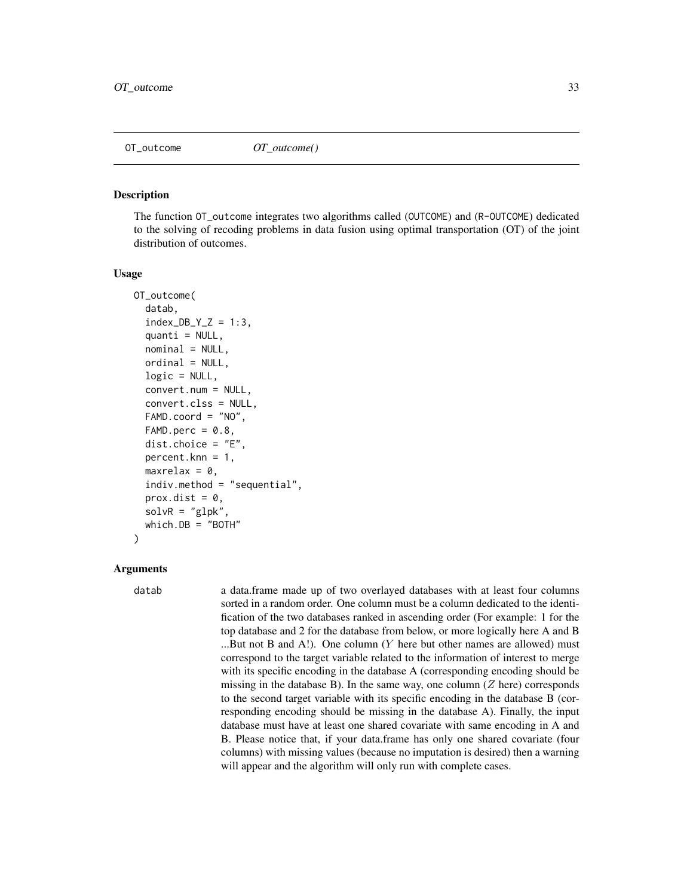## OT_outcome — *OT_outcome()*

### Description

The function OT_outcome integrates two algorithms called (OUTCOME) and (R-OUTCOME) dedicated to the solving of recoding problems in data fusion using optimal transportation (OT) of the joint distribution of outcomes.

### Usage

```
OT_outcome(
  datab,
  index_DB_Y_Z = 1:3,
  quanti = NULL,
  nominal = NULL,
  ordinal = NULL,
  logic = NULL,
  convert.num = NULL,
  convert.clss = NULL,
  FAMD.coord = "NO",
  FAMD.perc = 0.8,
  dist.choice = "E",
  percent.knn = 1,
  maxrelax = 0,
  indiv.method = "sequential",
  prox.dist = 0,
  solvR = "glpk",
  which.DB = "BOTH"
)
```

### Arguments

**datab** a data.frame made up of two overlayed databases with at least four columns sorted in a random order. One column must be a column dedicated to the identification of the two databases ranked in ascending order (For example: 1 for the top database and 2 for the database from below, or more logically here A and B ...But not B and A!). One column ($Y$ here but other names are allowed) must correspond to the target variable related to the information of interest to merge with its specific encoding in the database A (corresponding encoding should be missing in the database B). In the same way, one column ($Z$ here) corresponds to the second target variable with its specific encoding in the database B (corresponding encoding should be missing in the database A). Finally, the input database must have at least one shared covariate with same encoding in A and B. Please notice that, if your data.frame has only one shared covariate (four columns) with missing values (because no imputation is desired) then a warning will appear and the algorithm will only run with complete cases.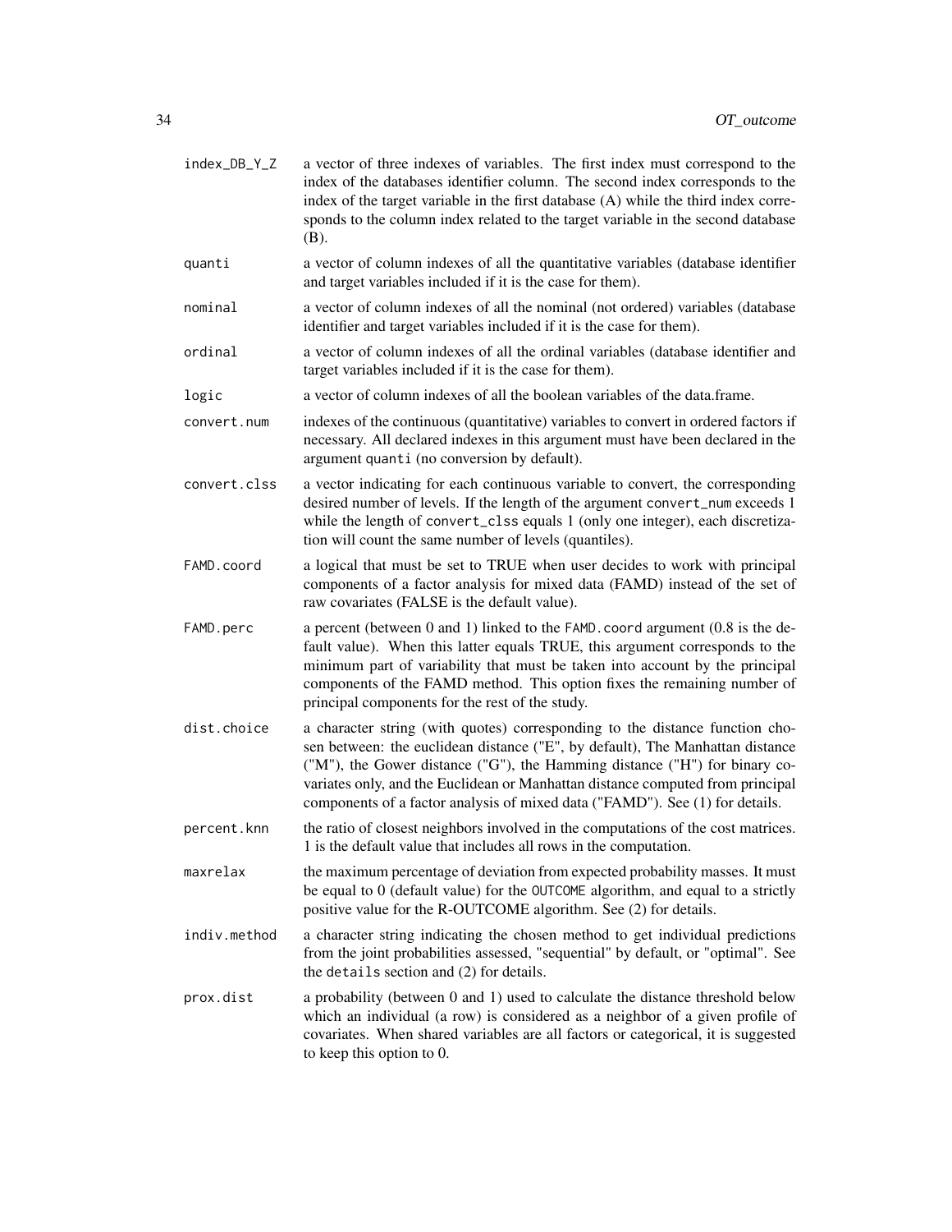| | |
|---|---|
| `index_DB_Y_Z` | a vector of three indexes of variables. The first index must correspond to the index of the databases identifier column. The second index corresponds to the index of the target variable in the first database (A) while the third index corresponds to the column index related to the target variable in the second database (B). |
| `quanti` | a vector of column indexes of all the quantitative variables (database identifier and target variables included if it is the case for them). |
| `nominal` | a vector of column indexes of all the nominal (not ordered) variables (database identifier and target variables included if it is the case for them). |
| `ordinal` | a vector of column indexes of all the ordinal variables (database identifier and target variables included if it is the case for them). |
| `logic` | a vector of column indexes of all the boolean variables of the data.frame. |
| `convert.num` | indexes of the continuous (quantitative) variables to convert in ordered factors if necessary. All declared indexes in this argument must have been declared in the argument `quanti` (no conversion by default). |
| `convert.clss` | a vector indicating for each continuous variable to convert, the corresponding desired number of levels. If the length of the argument `convert_num` exceeds 1 while the length of `convert_clss` equals 1 (only one integer), each discretization will count the same number of levels (quantiles). |
| `FAMD.coord` | a logical that must be set to TRUE when user decides to work with principal components of a factor analysis for mixed data (FAMD) instead of the set of raw covariates (FALSE is the default value). |
| `FAMD.perc` | a percent (between 0 and 1) linked to the `FAMD.coord` argument (0.8 is the default value). When this latter equals TRUE, this argument corresponds to the minimum part of variability that must be taken into account by the principal components of the FAMD method. This option fixes the remaining number of principal components for the rest of the study. |
| `dist.choice` | a character string (with quotes) corresponding to the distance function chosen between: the euclidean distance ("E", by default), The Manhattan distance ("M"), the Gower distance ("G"), the Hamming distance ("H") for binary covariates only, and the Euclidean or Manhattan distance computed from principal components of a factor analysis of mixed data ("FAMD"). See (1) for details. |
| `percent.knn` | the ratio of closest neighbors involved in the computations of the cost matrices. 1 is the default value that includes all rows in the computation. |
| `maxrelax` | the maximum percentage of deviation from expected probability masses. It must be equal to 0 (default value) for the `OUTCOME` algorithm, and equal to a strictly positive value for the R-OUTCOME algorithm. See (2) for details. |
| `indiv.method` | a character string indicating the chosen method to get individual predictions from the joint probabilities assessed, "sequential" by default, or "optimal". See the `details` section and (2) for details. |
| `prox.dist` | a probability (between 0 and 1) used to calculate the distance threshold below which an individual (a row) is considered as a neighbor of a given profile of covariates. When shared variables are all factors or categorical, it is suggested to keep this option to 0. |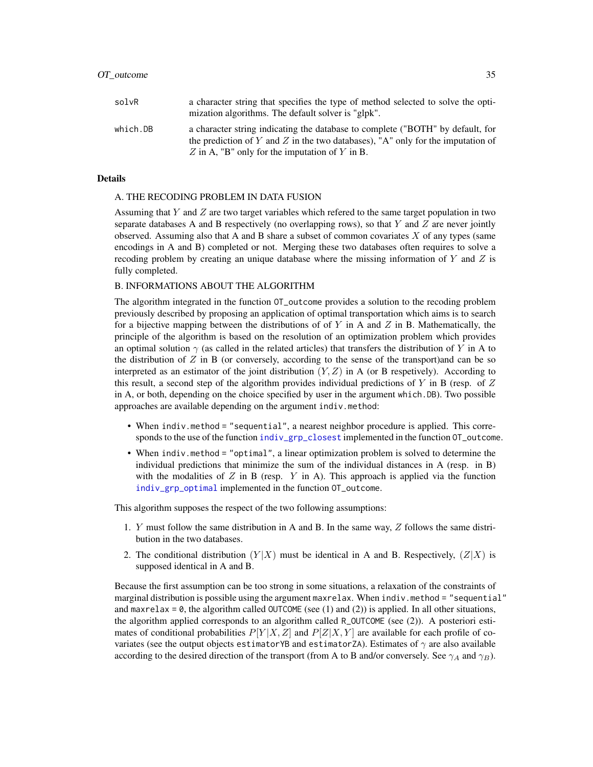| | |
|---|---|
| `solvR` | a character string that specifies the type of method selected to solve the optimization algorithms. The default solver is "glpk". |
| `which.DB` | a character string indicating the database to complete ("BOTH" by default, for the prediction of $Y$ and $Z$ in the two databases), "A" only for the imputation of $Z$ in A, "B" only for the imputation of $Y$ in B. |

## Details

A. THE RECODING PROBLEM IN DATA FUSION

Assuming that $Y$ and $Z$ are two target variables which refered to the same target population in two separate databases A and B respectively (no overlapping rows), so that $Y$ and $Z$ are never jointly observed. Assuming also that A and B share a subset of common covariates $X$ of any types (same encodings in A and B) completed or not. Merging these two databases often requires to solve a recoding problem by creating an unique database where the missing information of $Y$ and $Z$ is fully completed.

B. INFORMATIONS ABOUT THE ALGORITHM

The algorithm integrated in the function `OT_outcome` provides a solution to the recoding problem previously described by proposing an application of optimal transportation which aims is to search for a bijective mapping between the distributions of of $Y$ in A and $Z$ in B. Mathematically, the principle of the algorithm is based on the resolution of an optimization problem which provides an optimal solution $\gamma$ (as called in the related articles) that transfers the distribution of $Y$ in A to the distribution of $Z$ in B (or conversely, according to the sense of the transport)and can be so interpreted as an estimator of the joint distribution $(Y, Z)$ in A (or B respetively). According to this result, a second step of the algorithm provides individual predictions of $Y$ in B (resp. of $Z$ in A, or both, depending on the choice specified by user in the argument `which.DB`). Two possible approaches are available depending on the argument `indiv.method`:

- When `indiv.method = "sequential"`, a nearest neighbor procedure is applied. This corresponds to the use of the function `indiv_grp_closest` implemented in the function `OT_outcome`.
- When `indiv.method = "optimal"`, a linear optimization problem is solved to determine the individual predictions that minimize the sum of the individual distances in A (resp. in B) with the modalities of $Z$ in B (resp. $Y$ in A). This approach is applied via the function `indiv_grp_optimal` implemented in the function `OT_outcome`.

This algorithm supposes the respect of the two following assumptions:

1. $Y$ must follow the same distribution in A and B. In the same way, $Z$ follows the same distribution in the two databases.
2. The conditional distribution $(Y|X)$ must be identical in A and B. Respectively, $(Z|X)$ is supposed identical in A and B.

Because the first assumption can be too strong in some situations, a relaxation of the constraints of marginal distribution is possible using the argument `maxrelax`. When `indiv.method = "sequential"` and `maxrelax = 0`, the algorithm called `OUTCOME` (see (1) and (2)) is applied. In all other situations, the algorithm applied corresponds to an algorithm called `R_OUTCOME` (see (2)). A posteriori estimates of conditional probabilities $P[Y|X, Z]$ and $P[Z|X, Y]$ are available for each profile of covariates (see the output objects `estimatorYB` and `estimatorZA`). Estimates of $\gamma$ are also available according to the desired direction of the transport (from A to B and/or conversely. See $\gamma_A$ and $\gamma_B$).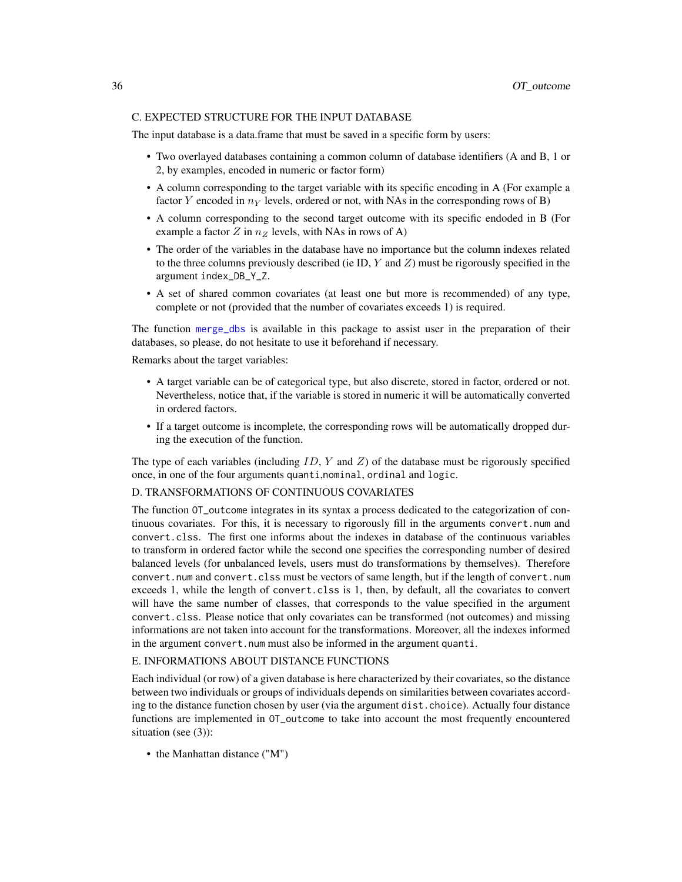C. EXPECTED STRUCTURE FOR THE INPUT DATABASE

The input database is a data.frame that must be saved in a specific form by users:

- Two overlayed databases containing a common column of database identifiers (A and B, 1 or 2, by examples, encoded in numeric or factor form)
- A column corresponding to the target variable with its specific encoding in A (For example a factor $Y$ encoded in $n_Y$ levels, ordered or not, with NAs in the corresponding rows of B)
- A column corresponding to the second target outcome with its specific endoded in B (For example a factor $Z$ in $n_Z$ levels, with NAs in rows of A)
- The order of the variables in the database have no importance but the column indexes related to the three columns previously described (ie ID, $Y$ and $Z$) must be rigorously specified in the argument `index_DB_Y_Z`.
- A set of shared common covariates (at least one but more is recommended) of any type, complete or not (provided that the number of covariates exceeds 1) is required.

The function merge_dbs is available in this package to assist user in the preparation of their databases, so please, do not hesitate to use it beforehand if necessary.

Remarks about the target variables:

- A target variable can be of categorical type, but also discrete, stored in factor, ordered or not. Nevertheless, notice that, if the variable is stored in numeric it will be automatically converted in ordered factors.
- If a target outcome is incomplete, the corresponding rows will be automatically dropped during the execution of the function.

The type of each variables (including $ID$, $Y$ and $Z$) of the database must be rigorously specified once, in one of the four arguments `quanti`,`nominal`, `ordinal` and `logic`.

D. TRANSFORMATIONS OF CONTINUOUS COVARIATES

The function `OT_outcome` integrates in its syntax a process dedicated to the categorization of continuous covariates. For this, it is necessary to rigorously fill in the arguments `convert.num` and `convert.clss`. The first one informs about the indexes in database of the continuous variables to transform in ordered factor while the second one specifies the corresponding number of desired balanced levels (for unbalanced levels, users must do transformations by themselves). Therefore `convert.num` and `convert.clss` must be vectors of same length, but if the length of `convert.num` exceeds 1, while the length of `convert.clss` is 1, then, by default, all the covariates to convert will have the same number of classes, that corresponds to the value specified in the argument `convert.clss`. Please notice that only covariates can be transformed (not outcomes) and missing informations are not taken into account for the transformations. Moreover, all the indexes informed in the argument `convert.num` must also be informed in the argument `quanti`.

E. INFORMATIONS ABOUT DISTANCE FUNCTIONS

Each individual (or row) of a given database is here characterized by their covariates, so the distance between two individuals or groups of individuals depends on similarities between covariates according to the distance function chosen by user (via the argument `dist.choice`). Actually four distance functions are implemented in `OT_outcome` to take into account the most frequently encountered situation (see (3)):

- the Manhattan distance ("M")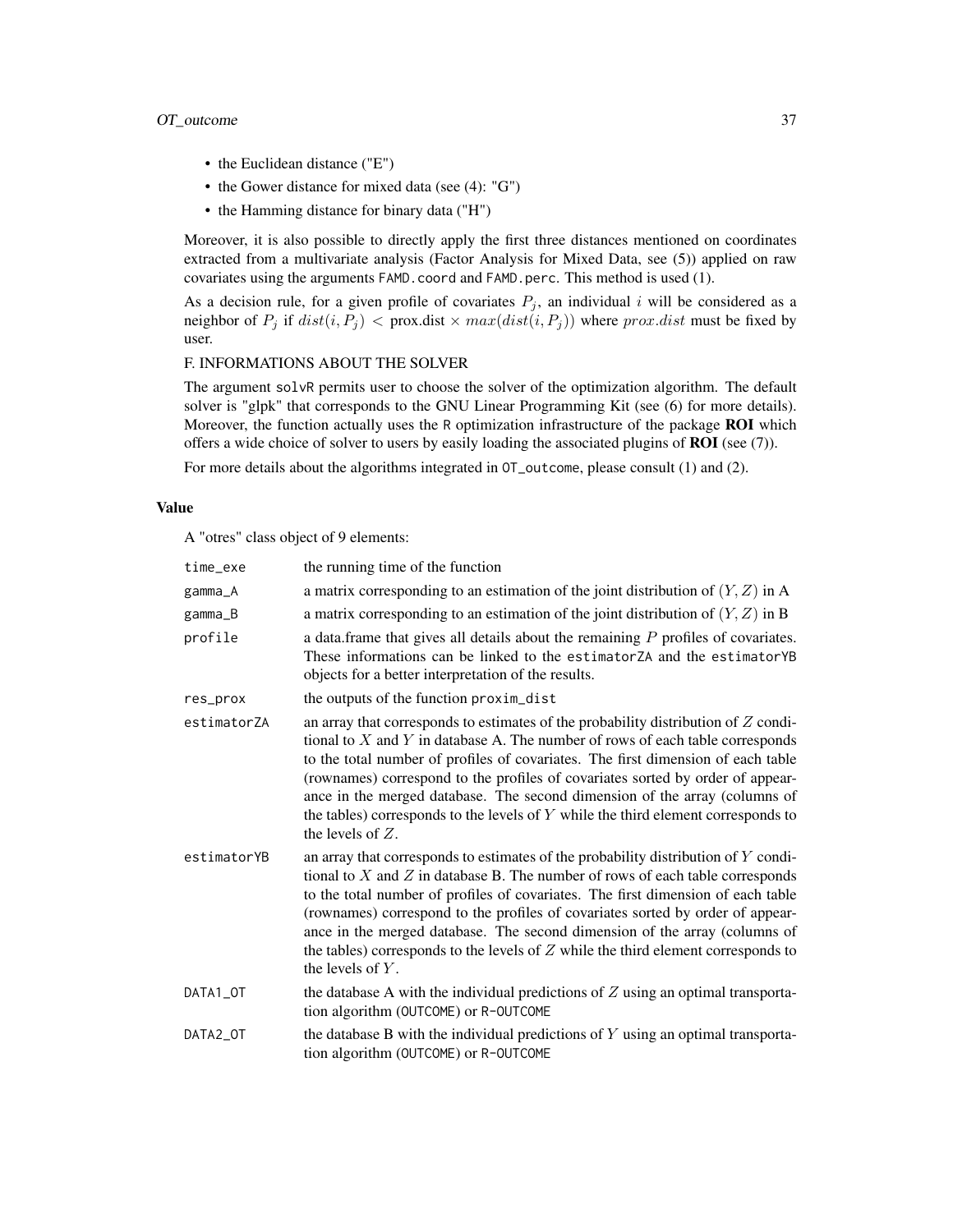- the Euclidean distance ("E")
- the Gower distance for mixed data (see (4): "G")
- the Hamming distance for binary data ("H")

Moreover, it is also possible to directly apply the first three distances mentioned on coordinates extracted from a multivariate analysis (Factor Analysis for Mixed Data, see (5)) applied on raw covariates using the arguments `FAMD.coord` and `FAMD.perc`. This method is used (1).

As a decision rule, for a given profile of covariates $P_j$, an individual $i$ will be considered as a neighbor of $P_j$ if $dist(i, P_j) <$ prox.dist $\times$ $max(dist(i, P_j))$ where $prox.dist$ must be fixed by user.

F. INFORMATIONS ABOUT THE SOLVER

The argument `solvR` permits user to choose the solver of the optimization algorithm. The default solver is "glpk" that corresponds to the GNU Linear Programming Kit (see (6) for more details). Moreover, the function actually uses the `R` optimization infrastructure of the package **ROI** which offers a wide choice of solver to users by easily loading the associated plugins of **ROI** (see (7)).

For more details about the algorithms integrated in `OT_outcome`, please consult (1) and (2).

### Value

A "otres" class object of 9 elements:

| | |
|---|---|
| `time_exe` | the running time of the function |
| `gamma_A` | a matrix corresponding to an estimation of the joint distribution of $(Y, Z)$ in A |
| `gamma_B` | a matrix corresponding to an estimation of the joint distribution of $(Y, Z)$ in B |
| `profile` | a data.frame that gives all details about the remaining $P$ profiles of covariates. These informations can be linked to the `estimatorZA` and the `estimatorYB` objects for a better interpretation of the results. |
| `res_prox` | the outputs of the function `proxim_dist` |
| `estimatorZA` | an array that corresponds to estimates of the probability distribution of $Z$ conditional to $X$ and $Y$ in database A. The number of rows of each table corresponds to the total number of profiles of covariates. The first dimension of each table (rownames) correspond to the profiles of covariates sorted by order of appearance in the merged database. The second dimension of the array (columns of the tables) corresponds to the levels of $Y$ while the third element corresponds to the levels of $Z$. |
| `estimatorYB` | an array that corresponds to estimates of the probability distribution of $Y$ conditional to $X$ and $Z$ in database B. The number of rows of each table corresponds to the total number of profiles of covariates. The first dimension of each table (rownames) correspond to the profiles of covariates sorted by order of appearance in the merged database. The second dimension of the array (columns of the tables) corresponds to the levels of $Z$ while the third element corresponds to the levels of $Y$. |
| `DATA1_OT` | the database A with the individual predictions of $Z$ using an optimal transportation algorithm (`OUTCOME`) or `R-OUTCOME` |
| `DATA2_OT` | the database B with the individual predictions of $Y$ using an optimal transportation algorithm (`OUTCOME`) or `R-OUTCOME` |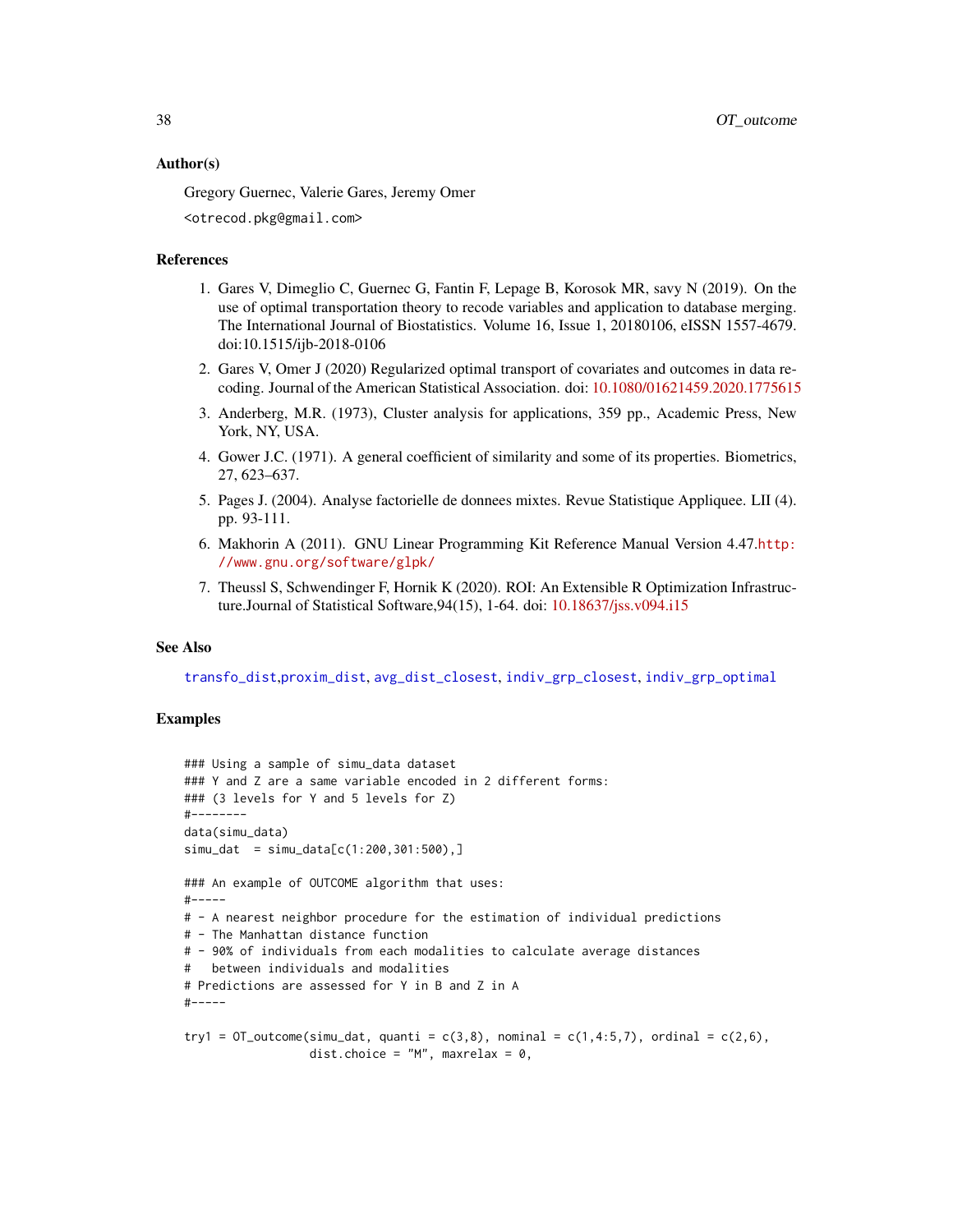## Author(s)

Gregory Guernec, Valerie Gares, Jeremy Omer

<otrecod.pkg@gmail.com>

## References

1. Gares V, Dimeglio C, Guernec G, Fantin F, Lepage B, Korosok MR, savy N (2019). On the use of optimal transportation theory to recode variables and application to database merging. The International Journal of Biostatistics. Volume 16, Issue 1, 20180106, eISSN 1557-4679. doi:10.1515/ijb-2018-0106
2. Gares V, Omer J (2020) Regularized optimal transport of covariates and outcomes in data recoding. Journal of the American Statistical Association. doi: 10.1080/01621459.2020.1775615
3. Anderberg, M.R. (1973), Cluster analysis for applications, 359 pp., Academic Press, New York, NY, USA.
4. Gower J.C. (1971). A general coefficient of similarity and some of its properties. Biometrics, 27, 623–637.
5. Pages J. (2004). Analyse factorielle de donnees mixtes. Revue Statistique Appliquee. LII (4). pp. 93-111.
6. Makhorin A (2011). GNU Linear Programming Kit Reference Manual Version 4.47.http://www.gnu.org/software/glpk/
7. Theussl S, Schwendinger F, Hornik K (2020). ROI: An Extensible R Optimization Infrastructure.Journal of Statistical Software,94(15), 1-64. doi: 10.18637/jss.v094.i15

## See Also

transfo_dist,proxim_dist, avg_dist_closest, indiv_grp_closest, indiv_grp_optimal

## Examples

```
### Using a sample of simu_data dataset
### Y and Z are a same variable encoded in 2 different forms:
### (3 levels for Y and 5 levels for Z)
#--------
data(simu_data)
simu_dat  = simu_data[c(1:200,301:500),]

### An example of OUTCOME algorithm that uses:
#-----
# - A nearest neighbor procedure for the estimation of individual predictions
# - The Manhattan distance function
# - 90% of individuals from each modalities to calculate average distances
#   between individuals and modalities
# Predictions are assessed for Y in B and Z in A
#-----

try1 = OT_outcome(simu_dat, quanti = c(3,8), nominal = c(1,4:5,7), ordinal = c(2,6),
                  dist.choice = "M", maxrelax = 0,
```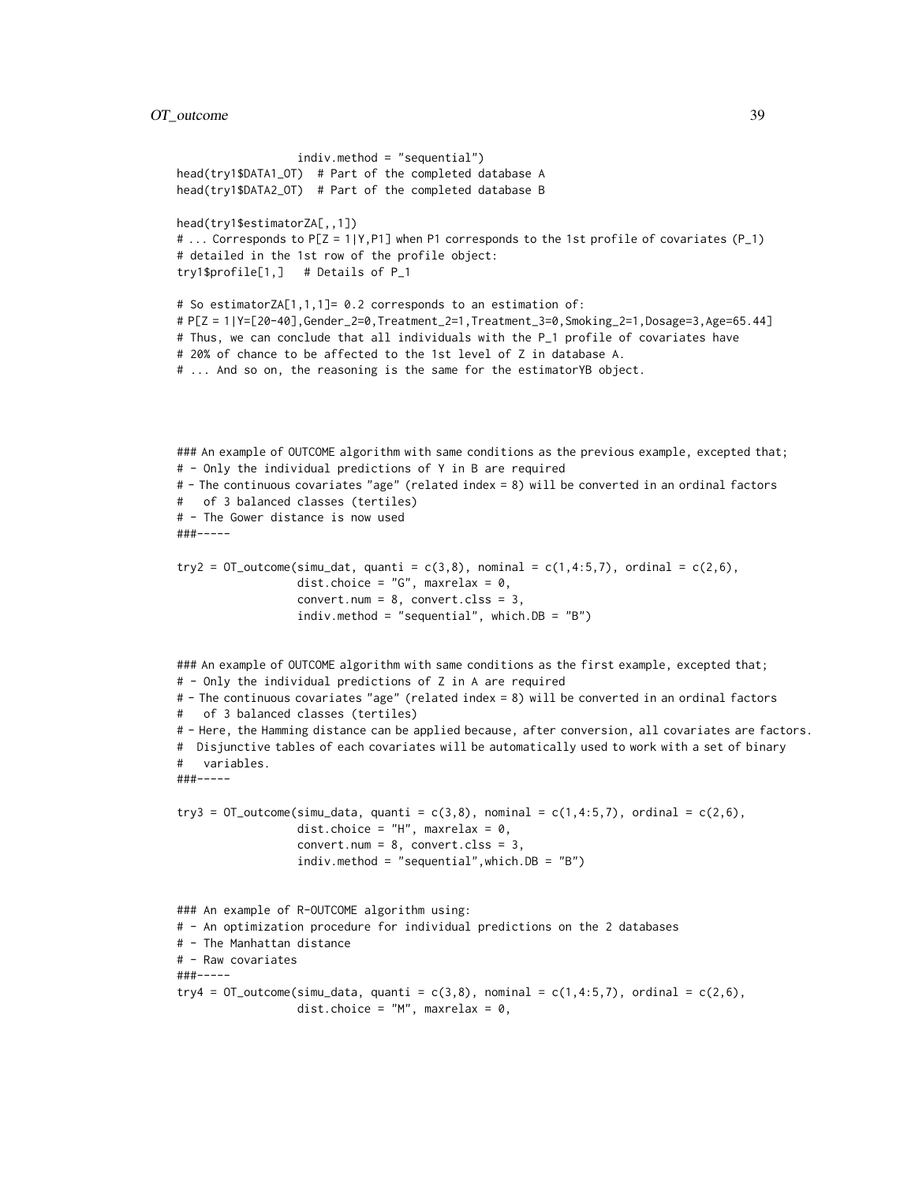```
                   indiv.method = "sequential")
head(try1$DATA1_OT)  # Part of the completed database A
head(try1$DATA2_OT)  # Part of the completed database B

head(try1$estimatorZA[,,1])
# ... Corresponds to P[Z = 1|Y,P1] when P1 corresponds to the 1st profile of covariates (P_1)
# detailed in the 1st row of the profile object:
try1$profile[1,]   # Details of P_1

# So estimatorZA[1,1,1]= 0.2 corresponds to an estimation of:
# P[Z = 1|Y=[20-40],Gender_2=0,Treatment_2=1,Treatment_3=0,Smoking_2=1,Dosage=3,Age=65.44]
# Thus, we can conclude that all individuals with the P_1 profile of covariates have
# 20% of chance to be affected to the 1st level of Z in database A.
# ... And so on, the reasoning is the same for the estimatorYB object.




### An example of OUTCOME algorithm with same conditions as the previous example, excepted that;
# - Only the individual predictions of Y in B are required
# - The continuous covariates "age" (related index = 8) will be converted in an ordinal factors
#   of 3 balanced classes (tertiles)
# - The Gower distance is now used
###-----

try2 = OT_outcome(simu_dat, quanti = c(3,8), nominal = c(1,4:5,7), ordinal = c(2,6),
                   dist.choice = "G", maxrelax = 0,
                   convert.num = 8, convert.clss = 3,
                   indiv.method = "sequential", which.DB = "B")


### An example of OUTCOME algorithm with same conditions as the first example, excepted that;
# - Only the individual predictions of Z in A are required
# - The continuous covariates "age" (related index = 8) will be converted in an ordinal factors
#   of 3 balanced classes (tertiles)
# - Here, the Hamming distance can be applied because, after conversion, all covariates are factors.
#  Disjunctive tables of each covariates will be automatically used to work with a set of binary
#   variables.
###-----

try3 = OT_outcome(simu_data, quanti = c(3,8), nominal = c(1,4:5,7), ordinal = c(2,6),
                   dist.choice = "H", maxrelax = 0,
                   convert.num = 8, convert.clss = 3,
                   indiv.method = "sequential",which.DB = "B")


### An example of R-OUTCOME algorithm using:
# - An optimization procedure for individual predictions on the 2 databases
# - The Manhattan distance
# - Raw covariates
###-----
try4 = OT_outcome(simu_data, quanti = c(3,8), nominal = c(1,4:5,7), ordinal = c(2,6),
                   dist.choice = "M", maxrelax = 0,
```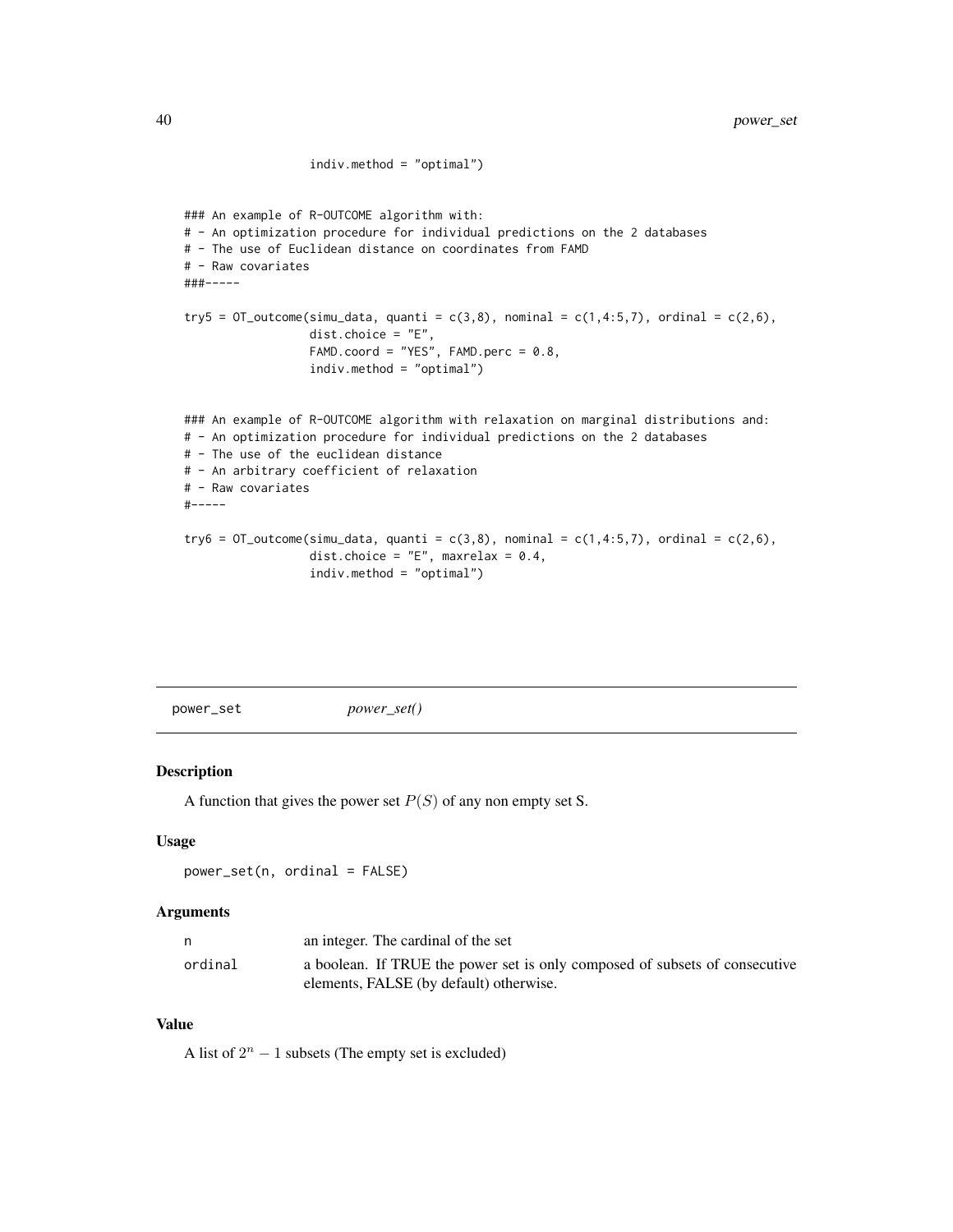```
                  indiv.method = "optimal")


### An example of R-OUTCOME algorithm with:
# - An optimization procedure for individual predictions on the 2 databases
# - The use of Euclidean distance on coordinates from FAMD
# - Raw covariates
###-----

try5 = OT_outcome(simu_data, quanti = c(3,8), nominal = c(1,4:5,7), ordinal = c(2,6),
                  dist.choice = "E",
                  FAMD.coord = "YES", FAMD.perc = 0.8,
                  indiv.method = "optimal")


### An example of R-OUTCOME algorithm with relaxation on marginal distributions and:
# - An optimization procedure for individual predictions on the 2 databases
# - The use of the euclidean distance
# - An arbitrary coefficient of relaxation
# - Raw covariates
#-----

try6 = OT_outcome(simu_data, quanti = c(3,8), nominal = c(1,4:5,7), ordinal = c(2,6),
                  dist.choice = "E", maxrelax = 0.4,
                  indiv.method = "optimal")
```

## power_set *power_set()*

### Description

A function that gives the power set $P(S)$ of any non empty set S.

### Usage

```
power_set(n, ordinal = FALSE)
```

### Arguments

| | |
|---|---|
| n | an integer. The cardinal of the set |
| ordinal | a boolean. If TRUE the power set is only composed of subsets of consecutive elements, FALSE (by default) otherwise. |

### Value

A list of $2^n - 1$ subsets (The empty set is excluded)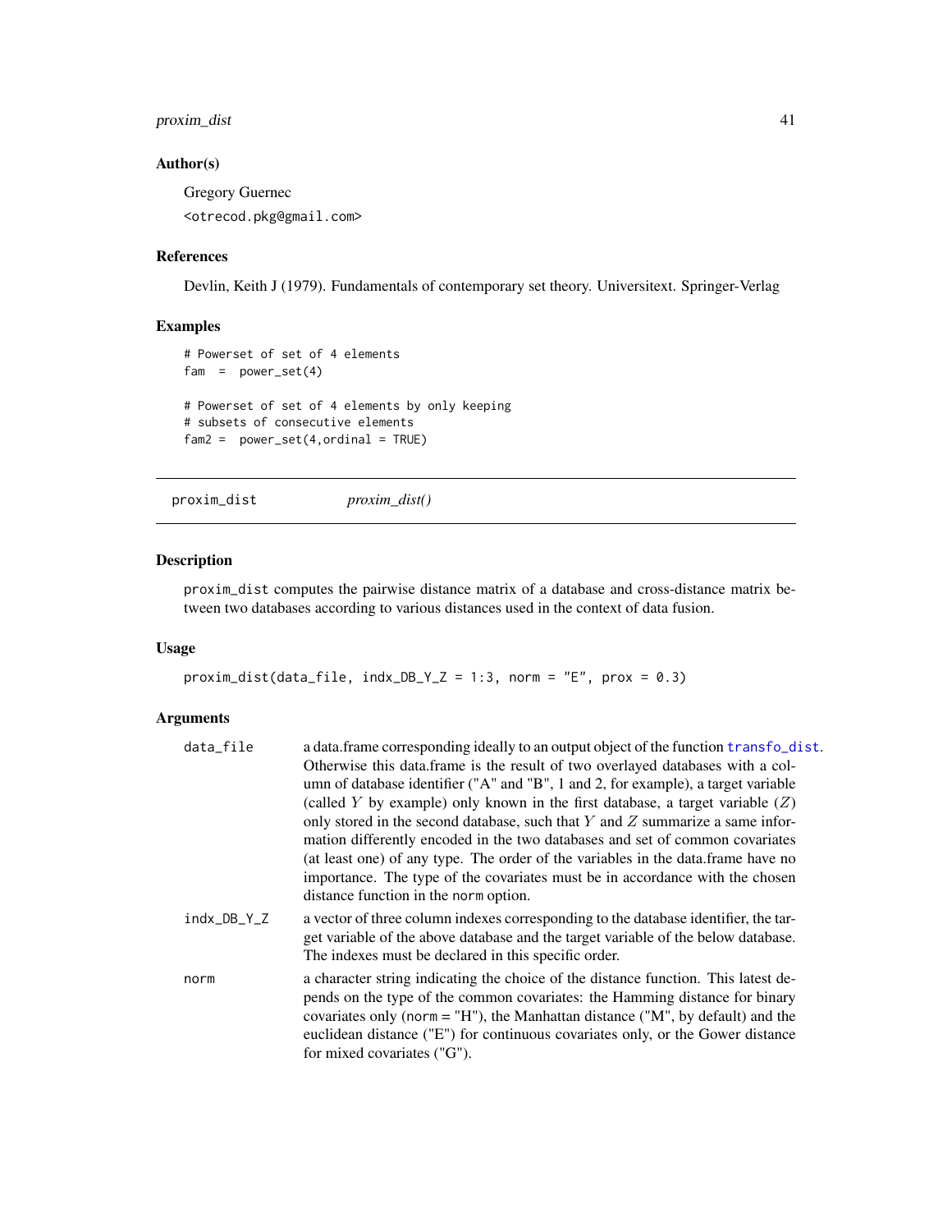### Author(s)

Gregory Guernec

<otrecod.pkg@gmail.com>

### References

Devlin, Keith J (1979). Fundamentals of contemporary set theory. Universitext. Springer-Verlag

### Examples

```
# Powerset of set of 4 elements
fam  =  power_set(4)

# Powerset of set of 4 elements by only keeping
# subsets of consecutive elements
fam2 =  power_set(4,ordinal = TRUE)
```

---

## proxim_dist    *proxim_dist()*

---

### Description

proxim_dist computes the pairwise distance matrix of a database and cross-distance matrix between two databases according to various distances used in the context of data fusion.

### Usage

```
proxim_dist(data_file, indx_DB_Y_Z = 1:3, norm = "E", prox = 0.3)
```

### Arguments

| | |
|---|---|
| data_file | a data.frame corresponding ideally to an output object of the function transfo_dist. Otherwise this data.frame is the result of two overlayed databases with a column of database identifier ("A" and "B", 1 and 2, for example), a target variable (called $Y$ by example) only known in the first database, a target variable ($Z$) only stored in the second database, such that $Y$ and $Z$ summarize a same information differently encoded in the two databases and set of common covariates (at least one) of any type. The order of the variables in the data.frame have no importance. The type of the covariates must be in accordance with the chosen distance function in the norm option. |
| indx_DB_Y_Z | a vector of three column indexes corresponding to the database identifier, the target variable of the above database and the target variable of the below database. The indexes must be declared in this specific order. |
| norm | a character string indicating the choice of the distance function. This latest depends on the type of the common covariates: the Hamming distance for binary covariates only (norm = "H"), the Manhattan distance ("M", by default) and the euclidean distance ("E") for continuous covariates only, or the Gower distance for mixed covariates ("G"). |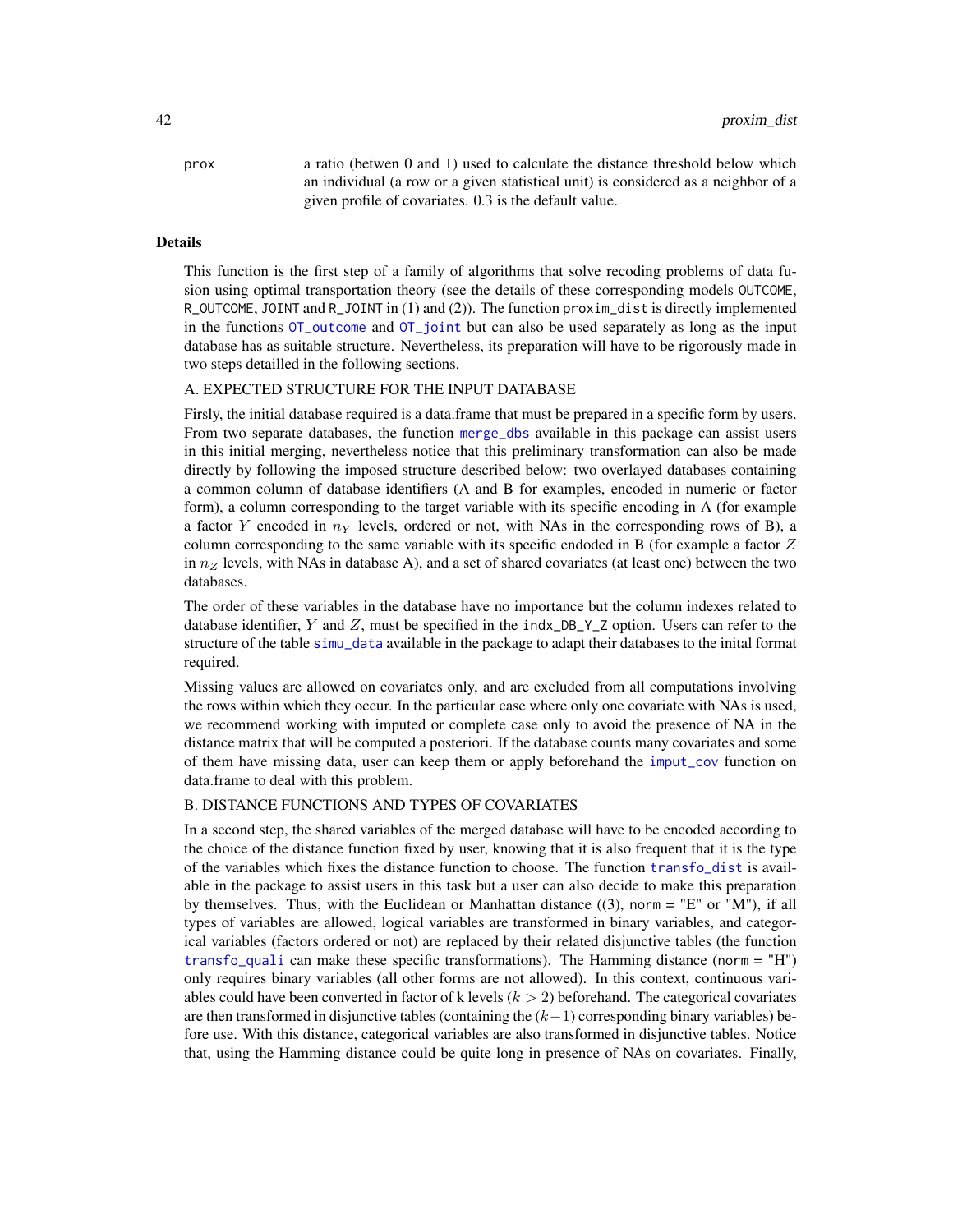prox a ratio (betwen 0 and 1) used to calculate the distance threshold below which an individual (a row or a given statistical unit) is considered as a neighbor of a given profile of covariates. 0.3 is the default value.

## Details

This function is the first step of a family of algorithms that solve recoding problems of data fusion using optimal transportation theory (see the details of these corresponding models `OUTCOME`, `R_OUTCOME`, `JOINT` and `R_JOINT` in (1) and (2)). The function `proxim_dist` is directly implemented in the functions `OT_outcome` and `OT_joint` but can also be used separately as long as the input database has as suitable structure. Nevertheless, its preparation will have to be rigorously made in two steps detailled in the following sections.

A. EXPECTED STRUCTURE FOR THE INPUT DATABASE

Firsly, the initial database required is a data.frame that must be prepared in a specific form by users. From two separate databases, the function `merge_dbs` available in this package can assist users in this initial merging, nevertheless notice that this preliminary transformation can also be made directly by following the imposed structure described below: two overlayed databases containing a common column of database identifiers (A and B for examples, encoded in numeric or factor form), a column corresponding to the target variable with its specific encoding in A (for example a factor $Y$ encoded in $n_Y$ levels, ordered or not, with NAs in the corresponding rows of B), a column corresponding to the same variable with its specific endoded in B (for example a factor $Z$ in $n_Z$ levels, with NAs in database A), and a set of shared covariates (at least one) between the two databases.

The order of these variables in the database have no importance but the column indexes related to database identifier, $Y$ and $Z$, must be specified in the `indx_DB_Y_Z` option. Users can refer to the structure of the table `simu_data` available in the package to adapt their databases to the inital format required.

Missing values are allowed on covariates only, and are excluded from all computations involving the rows within which they occur. In the particular case where only one covariate with NAs is used, we recommend working with imputed or complete case only to avoid the presence of NA in the distance matrix that will be computed a posteriori. If the database counts many covariates and some of them have missing data, user can keep them or apply beforehand the `imput_cov` function on data.frame to deal with this problem.

B. DISTANCE FUNCTIONS AND TYPES OF COVARIATES

In a second step, the shared variables of the merged database will have to be encoded according to the choice of the distance function fixed by user, knowing that it is also frequent that it is the type of the variables which fixes the distance function to choose. The function `transfo_dist` is available in the package to assist users in this task but a user can also decide to make this preparation by themselves. Thus, with the Euclidean or Manhattan distance ((3), `norm = "E"` or `"M"`), if all types of variables are allowed, logical variables are transformed in binary variables, and categorical variables (factors ordered or not) are replaced by their related disjunctive tables (the function `transfo_quali` can make these specific transformations). The Hamming distance (`norm = "H"`) only requires binary variables (all other forms are not allowed). In this context, continuous variables could have been converted in factor of k levels ($k > 2$) beforehand. The categorical covariates are then transformed in disjunctive tables (containing the $(k-1)$ corresponding binary variables) before use. With this distance, categorical variables are also transformed in disjunctive tables. Notice that, using the Hamming distance could be quite long in presence of NAs on covariates. Finally,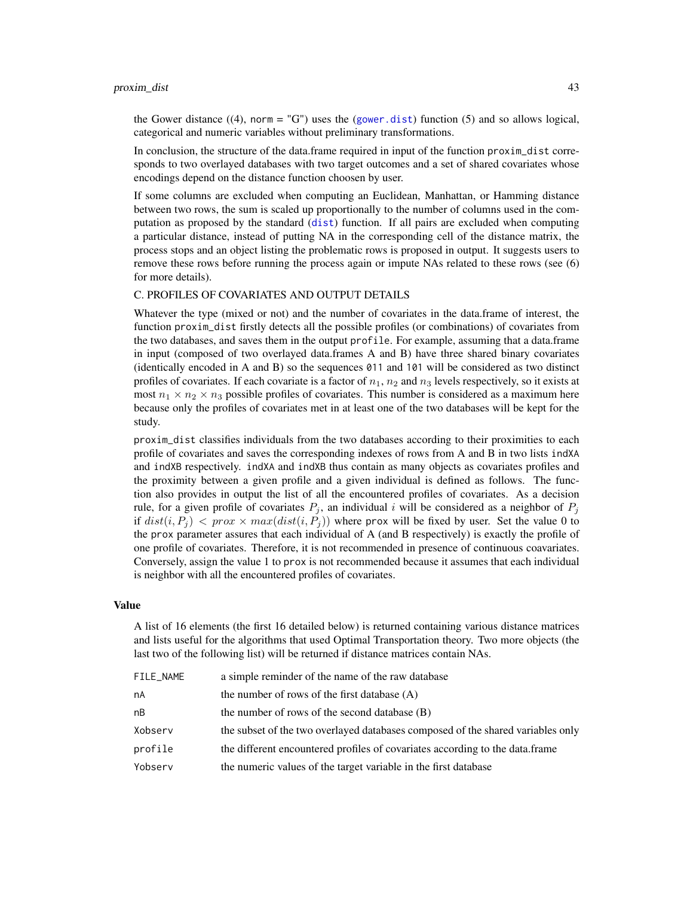the Gower distance ((4), norm = "G") uses the (gower.dist) function (5) and so allows logical, categorical and numeric variables without preliminary transformations.

In conclusion, the structure of the data.frame required in input of the function proxim_dist corresponds to two overlayed databases with two target outcomes and a set of shared covariates whose encodings depend on the distance function choosen by user.

If some columns are excluded when computing an Euclidean, Manhattan, or Hamming distance between two rows, the sum is scaled up proportionally to the number of columns used in the computation as proposed by the standard (dist) function. If all pairs are excluded when computing a particular distance, instead of putting NA in the corresponding cell of the distance matrix, the process stops and an object listing the problematic rows is proposed in output. It suggests users to remove these rows before running the process again or impute NAs related to these rows (see (6) for more details).

C. PROFILES OF COVARIATES AND OUTPUT DETAILS

Whatever the type (mixed or not) and the number of covariates in the data.frame of interest, the function proxim_dist firstly detects all the possible profiles (or combinations) of covariates from the two databases, and saves them in the output profile. For example, assuming that a data.frame in input (composed of two overlayed data.frames A and B) have three shared binary covariates (identically encoded in A and B) so the sequences 011 and 101 will be considered as two distinct profiles of covariates. If each covariate is a factor of $n_1$, $n_2$ and $n_3$ levels respectively, so it exists at most $n_1 \times n_2 \times n_3$ possible profiles of covariates. This number is considered as a maximum here because only the profiles of covariates met in at least one of the two databases will be kept for the study.

proxim_dist classifies individuals from the two databases according to their proximities to each profile of covariates and saves the corresponding indexes of rows from A and B in two lists indXA and indXB respectively. indXA and indXB thus contain as many objects as covariates profiles and the proximity between a given profile and a given individual is defined as follows. The function also provides in output the list of all the encountered profiles of covariates. As a decision rule, for a given profile of covariates $P_j$, an individual $i$ will be considered as a neighbor of $P_j$ if $dist(i, P_j) < prox \times max(dist(i, P_j))$ where prox will be fixed by user. Set the value 0 to the prox parameter assures that each individual of A (and B respectively) is exactly the profile of one profile of covariates. Therefore, it is not recommended in presence of continuous coavariates. Conversely, assign the value 1 to prox is not recommended because it assumes that each individual is neighbor with all the encountered profiles of covariates.

## Value

A list of 16 elements (the first 16 detailed below) is returned containing various distance matrices and lists useful for the algorithms that used Optimal Transportation theory. Two more objects (the last two of the following list) will be returned if distance matrices contain NAs.

| | |
|---|---|
| FILE_NAME | a simple reminder of the name of the raw database |
| nA | the number of rows of the first database (A) |
| nB | the number of rows of the second database (B) |
| Xobserv | the subset of the two overlayed databases composed of the shared variables only |
| profile | the different encountered profiles of covariates according to the data.frame |
| Yobserv | the numeric values of the target variable in the first database |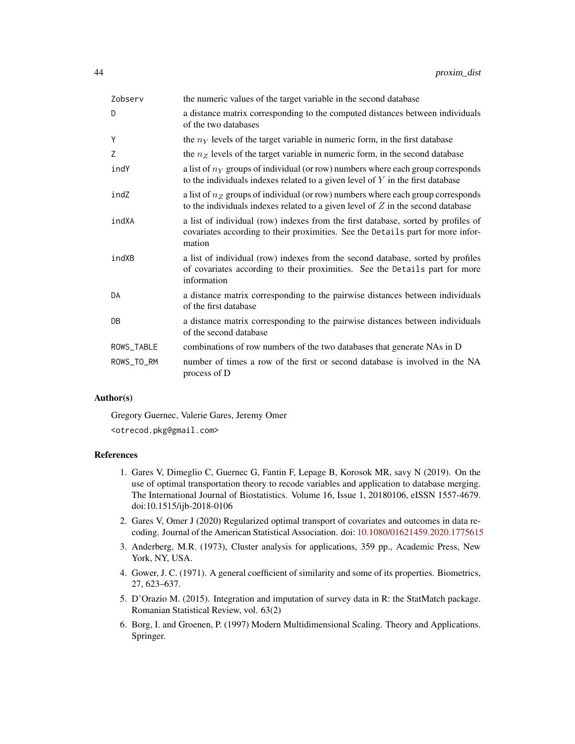| | |
|---|---|
| Zobserv | the numeric values of the target variable in the second database |
| D | a distance matrix corresponding to the computed distances between individuals of the two databases |
| Y | the $n_Y$ levels of the target variable in numeric form, in the first database |
| Z | the $n_Z$ levels of the target variable in numeric form, in the second database |
| indY | a list of $n_Y$ groups of individual (or row) numbers where each group corresponds to the individuals indexes related to a given level of $Y$ in the first database |
| indZ | a list of $n_Z$ groups of individual (or row) numbers where each group corresponds to the individuals indexes related to a given level of $Z$ in the second database |
| indXA | a list of individual (row) indexes from the first database, sorted by profiles of covariates according to their proximities. See the Details part for more information |
| indXB | a list of individual (row) indexes from the second database, sorted by profiles of covariates according to their proximities. See the Details part for more information |
| DA | a distance matrix corresponding to the pairwise distances between individuals of the first database |
| DB | a distance matrix corresponding to the pairwise distances between individuals of the second database |
| ROWS_TABLE | combinations of row numbers of the two databases that generate NAs in D |
| ROWS_TO_RM | number of times a row of the first or second database is involved in the NA process of D |

### Author(s)

Gregory Guernec, Valerie Gares, Jeremy Omer

<otrecod.pkg@gmail.com>

### References

1. Gares V, Dimeglio C, Guernec G, Fantin F, Lepage B, Korosok MR, savy N (2019). On the use of optimal transportation theory to recode variables and application to database merging. The International Journal of Biostatistics. Volume 16, Issue 1, 20180106, eISSN 1557-4679. doi:10.1515/ijb-2018-0106
2. Gares V, Omer J (2020) Regularized optimal transport of covariates and outcomes in data recoding. Journal of the American Statistical Association. doi: 10.1080/01621459.2020.1775615
3. Anderberg, M.R. (1973), Cluster analysis for applications, 359 pp., Academic Press, New York, NY, USA.
4. Gower, J. C. (1971). A general coefficient of similarity and some of its properties. Biometrics, 27, 623–637.
5. D'Orazio M. (2015). Integration and imputation of survey data in R: the StatMatch package. Romanian Statistical Review, vol. 63(2)
6. Borg, I. and Groenen, P. (1997) Modern Multidimensional Scaling. Theory and Applications. Springer.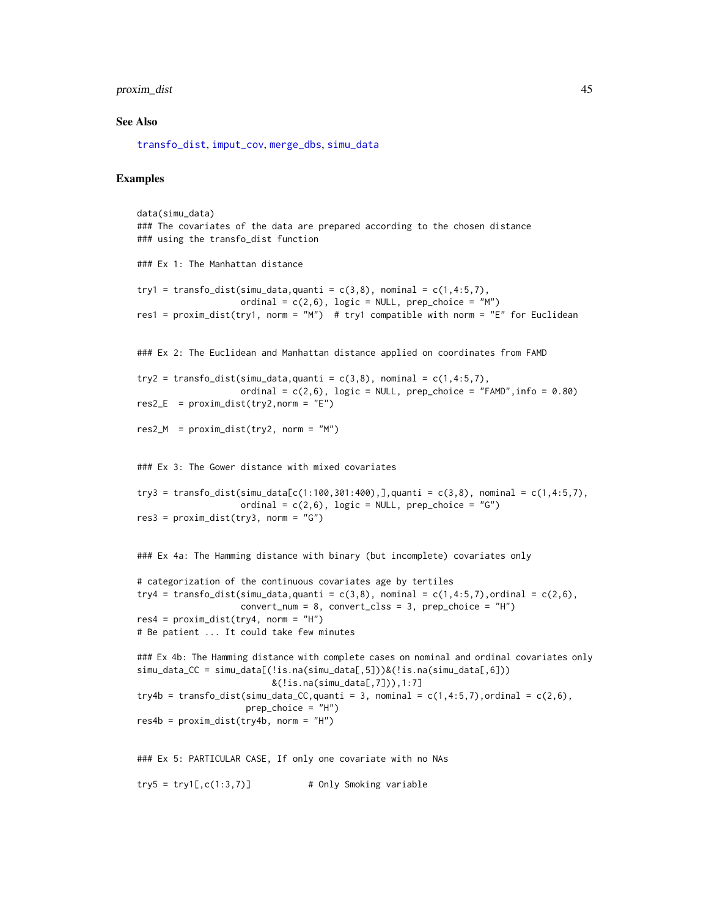## See Also

transfo_dist, imput_cov, merge_dbs, simu_data

## Examples

```
data(simu_data)
### The covariates of the data are prepared according to the chosen distance
### using the transfo_dist function

### Ex 1: The Manhattan distance

try1 = transfo_dist(simu_data,quanti = c(3,8), nominal = c(1,4:5,7),
                    ordinal = c(2,6), logic = NULL, prep_choice = "M")
res1 = proxim_dist(try1, norm = "M")  # try1 compatible with norm = "E" for Euclidean


### Ex 2: The Euclidean and Manhattan distance applied on coordinates from FAMD

try2 = transfo_dist(simu_data,quanti = c(3,8), nominal = c(1,4:5,7),
                    ordinal = c(2,6), logic = NULL, prep_choice = "FAMD",info = 0.80)
res2_E  = proxim_dist(try2,norm = "E")

res2_M  = proxim_dist(try2, norm = "M")


### Ex 3: The Gower distance with mixed covariates

try3 = transfo_dist(simu_data[c(1:100,301:400),],quanti = c(3,8), nominal = c(1,4:5,7),
                    ordinal = c(2,6), logic = NULL, prep_choice = "G")
res3 = proxim_dist(try3, norm = "G")


### Ex 4a: The Hamming distance with binary (but incomplete) covariates only

# categorization of the continuous covariates age by tertiles
try4 = transfo_dist(simu_data,quanti = c(3,8), nominal = c(1,4:5,7),ordinal = c(2,6),
                    convert_num = 8, convert_clss = 3, prep_choice = "H")
res4 = proxim_dist(try4, norm = "H")
# Be patient ... It could take few minutes

### Ex 4b: The Hamming distance with complete cases on nominal and ordinal covariates only
simu_data_CC = simu_data[(!is.na(simu_data[,5]))&(!is.na(simu_data[,6]))
                         &(!is.na(simu_data[,7])),1:7]
try4b = transfo_dist(simu_data_CC,quanti = 3, nominal = c(1,4:5,7),ordinal = c(2,6),
                     prep_choice = "H")
res4b = proxim_dist(try4b, norm = "H")


### Ex 5: PARTICULAR CASE, If only one covariate with no NAs

try5 = try1[,c(1:3,7)]           # Only Smoking variable
```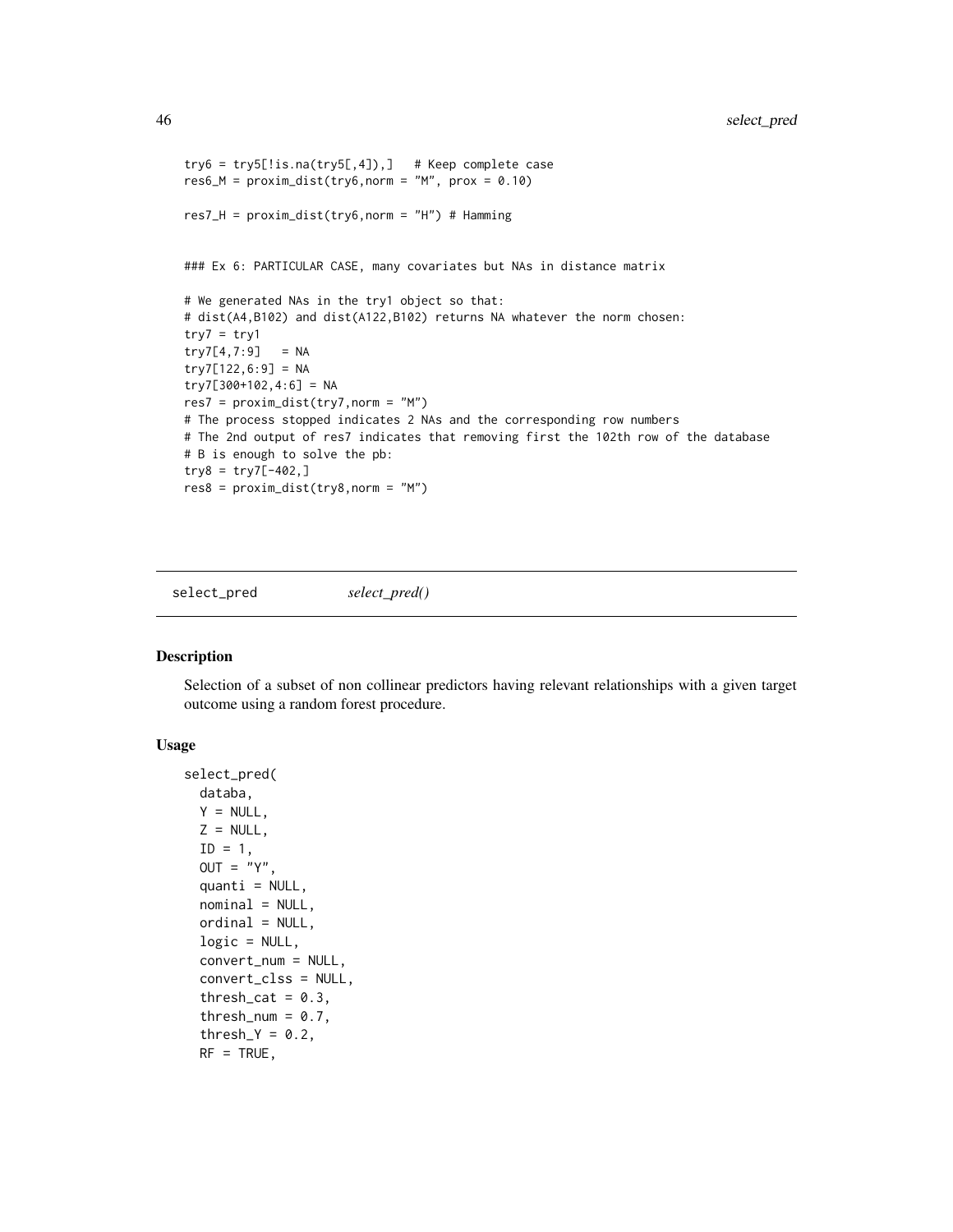```
try6 = try5[!is.na(try5[,4]),]   # Keep complete case
res6_M = proxim_dist(try6,norm = "M", prox = 0.10)

res7_H = proxim_dist(try6,norm = "H") # Hamming


### Ex 6: PARTICULAR CASE, many covariates but NAs in distance matrix

# We generated NAs in the try1 object so that:
# dist(A4,B102) and dist(A122,B102) returns NA whatever the norm chosen:
try7 = try1
try7[4,7:9]   = NA
try7[122,6:9] = NA
try7[300+102,4:6] = NA
res7 = proxim_dist(try7,norm = "M")
# The process stopped indicates 2 NAs and the corresponding row numbers
# The 2nd output of res7 indicates that removing first the 102th row of the database
# B is enough to solve the pb:
try8 = try7[-402,]
res8 = proxim_dist(try8,norm = "M")
```

## select_pred    *select_pred()*

### Description

Selection of a subset of non collinear predictors having relevant relationships with a given target outcome using a random forest procedure.

### Usage

```
select_pred(
  databa,
  Y = NULL,
  Z = NULL,
  ID = 1,
  OUT = "Y",
  quanti = NULL,
  nominal = NULL,
  ordinal = NULL,
  logic = NULL,
  convert_num = NULL,
  convert_clss = NULL,
  thresh_cat = 0.3,
  thresh_num = 0.7,
  thresh_Y = 0.2,
  RF = TRUE,
```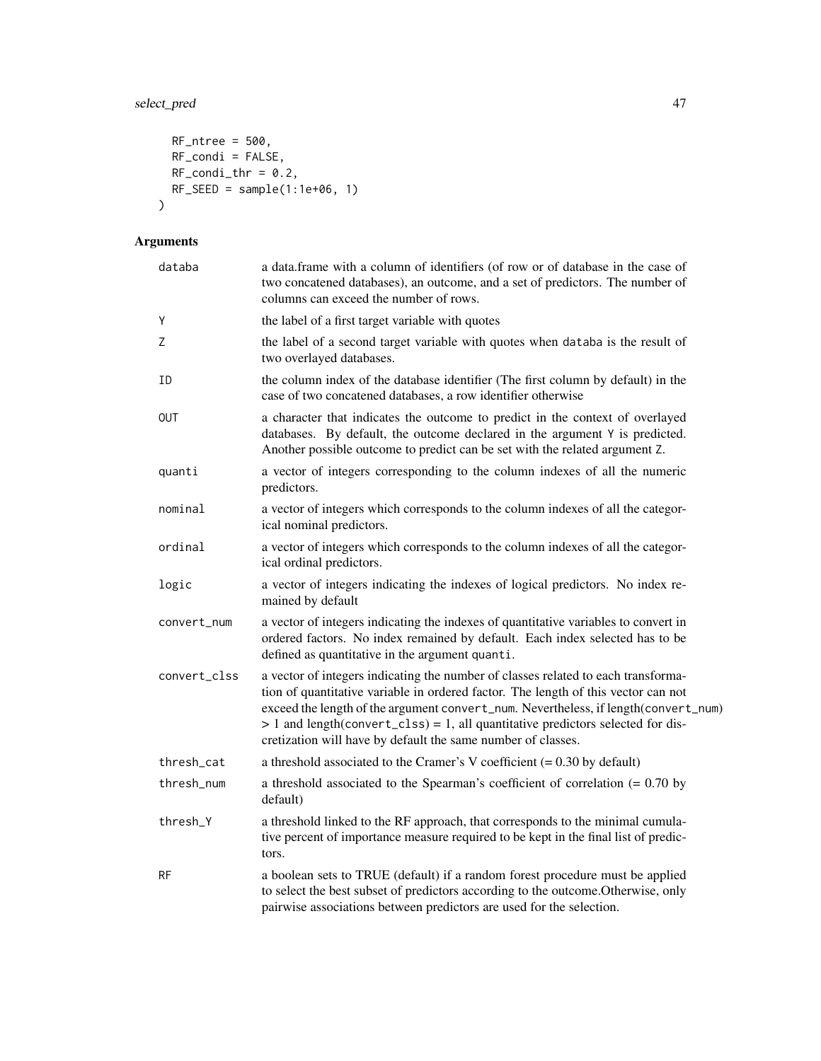```
  RF_ntree = 500,
  RF_condi = FALSE,
  RF_condi_thr = 0.2,
  RF_SEED = sample(1:1e+06, 1)
)
```

## Arguments

| | |
|---|---|
| databa | a data.frame with a column of identifiers (of row or of database in the case of two concatened databases), an outcome, and a set of predictors. The number of columns can exceed the number of rows. |
| Y | the label of a first target variable with quotes |
| Z | the label of a second target variable with quotes when databa is the result of two overlayed databases. |
| ID | the column index of the database identifier (The first column by default) in the case of two concatened databases, a row identifier otherwise |
| OUT | a character that indicates the outcome to predict in the context of overlayed databases. By default, the outcome declared in the argument Y is predicted. Another possible outcome to predict can be set with the related argument Z. |
| quanti | a vector of integers corresponding to the column indexes of all the numeric predictors. |
| nominal | a vector of integers which corresponds to the column indexes of all the categorical nominal predictors. |
| ordinal | a vector of integers which corresponds to the column indexes of all the categorical ordinal predictors. |
| logic | a vector of integers indicating the indexes of logical predictors. No index remained by default |
| convert_num | a vector of integers indicating the indexes of quantitative variables to convert in ordered factors. No index remained by default. Each index selected has to be defined as quantitative in the argument quanti. |
| convert_clss | a vector of integers indicating the number of classes related to each transformation of quantitative variable in ordered factor. The length of this vector can not exceed the length of the argument convert_num. Nevertheless, if length(convert_num) > 1 and length(convert_clss) = 1, all quantitative predictors selected for discretization will have by default the same number of classes. |
| thresh_cat | a threshold associated to the Cramer's V coefficient (= 0.30 by default) |
| thresh_num | a threshold associated to the Spearman's coefficient of correlation (= 0.70 by default) |
| thresh_Y | a threshold linked to the RF approach, that corresponds to the minimal cumulative percent of importance measure required to be kept in the final list of predictors. |
| RF | a boolean sets to TRUE (default) if a random forest procedure must be applied to select the best subset of predictors according to the outcome.Otherwise, only pairwise associations between predictors are used for the selection. |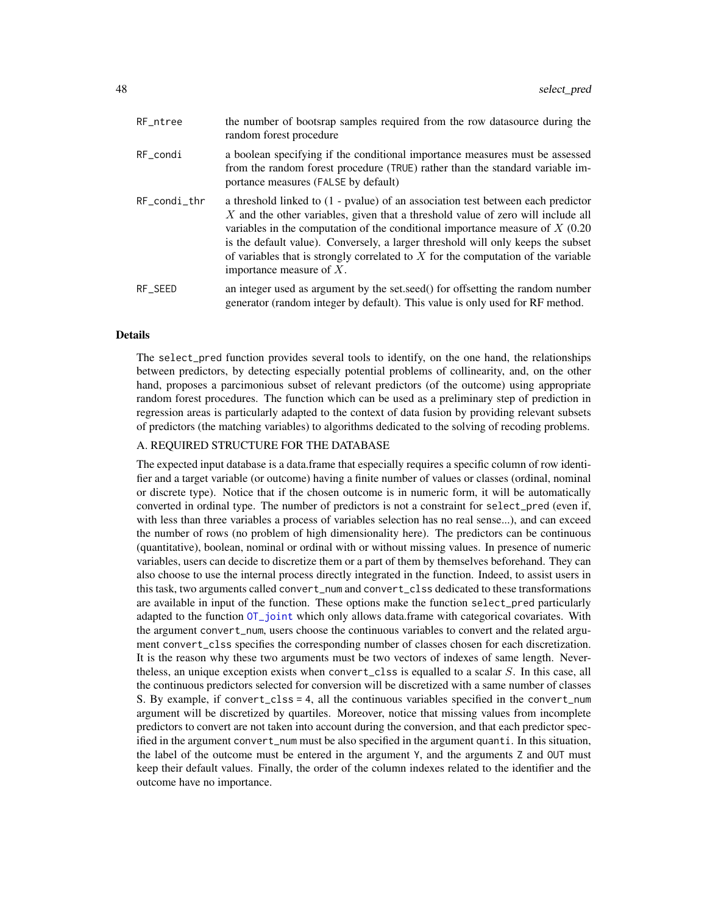| | |
|---|---|
| RF_ntree | the number of bootsrap samples required from the row datasource during the random forest procedure |
| RF_condi | a boolean specifying if the conditional importance measures must be assessed from the random forest procedure (TRUE) rather than the standard variable importance measures (FALSE by default) |
| RF_condi_thr | a threshold linked to (1 - pvalue) of an association test between each predictor $X$ and the other variables, given that a threshold value of zero will include all variables in the computation of the conditional importance measure of $X$ (0.20 is the default value). Conversely, a larger threshold will only keeps the subset of variables that is strongly correlated to $X$ for the computation of the variable importance measure of $X$. |
| RF_SEED | an integer used as argument by the set.seed() for offsetting the random number generator (random integer by default). This value is only used for RF method. |

## Details

The select_pred function provides several tools to identify, on the one hand, the relationships between predictors, by detecting especially potential problems of collinearity, and, on the other hand, proposes a parcimonious subset of relevant predictors (of the outcome) using appropriate random forest procedures. The function which can be used as a preliminary step of prediction in regression areas is particularly adapted to the context of data fusion by providing relevant subsets of predictors (the matching variables) to algorithms dedicated to the solving of recoding problems.

A. REQUIRED STRUCTURE FOR THE DATABASE

The expected input database is a data.frame that especially requires a specific column of row identifier and a target variable (or outcome) having a finite number of values or classes (ordinal, nominal or discrete type). Notice that if the chosen outcome is in numeric form, it will be automatically converted in ordinal type. The number of predictors is not a constraint for select_pred (even if, with less than three variables a process of variables selection has no real sense...), and can exceed the number of rows (no problem of high dimensionality here). The predictors can be continuous (quantitative), boolean, nominal or ordinal with or without missing values. In presence of numeric variables, users can decide to discretize them or a part of them by themselves beforehand. They can also choose to use the internal process directly integrated in the function. Indeed, to assist users in this task, two arguments called convert_num and convert_clss dedicated to these transformations are available in input of the function. These options make the function select_pred particularly adapted to the function OT_joint which only allows data.frame with categorical covariates. With the argument convert_num, users choose the continuous variables to convert and the related argument convert_clss specifies the corresponding number of classes chosen for each discretization. It is the reason why these two arguments must be two vectors of indexes of same length. Nevertheless, an unique exception exists when convert_clss is equalled to a scalar $S$. In this case, all the continuous predictors selected for conversion will be discretized with a same number of classes S. By example, if convert_clss = 4, all the continuous variables specified in the convert_num argument will be discretized by quartiles. Moreover, notice that missing values from incomplete predictors to convert are not taken into account during the conversion, and that each predictor specified in the argument convert_num must be also specified in the argument quanti. In this situation, the label of the outcome must be entered in the argument Y, and the arguments Z and OUT must keep their default values. Finally, the order of the column indexes related to the identifier and the outcome have no importance.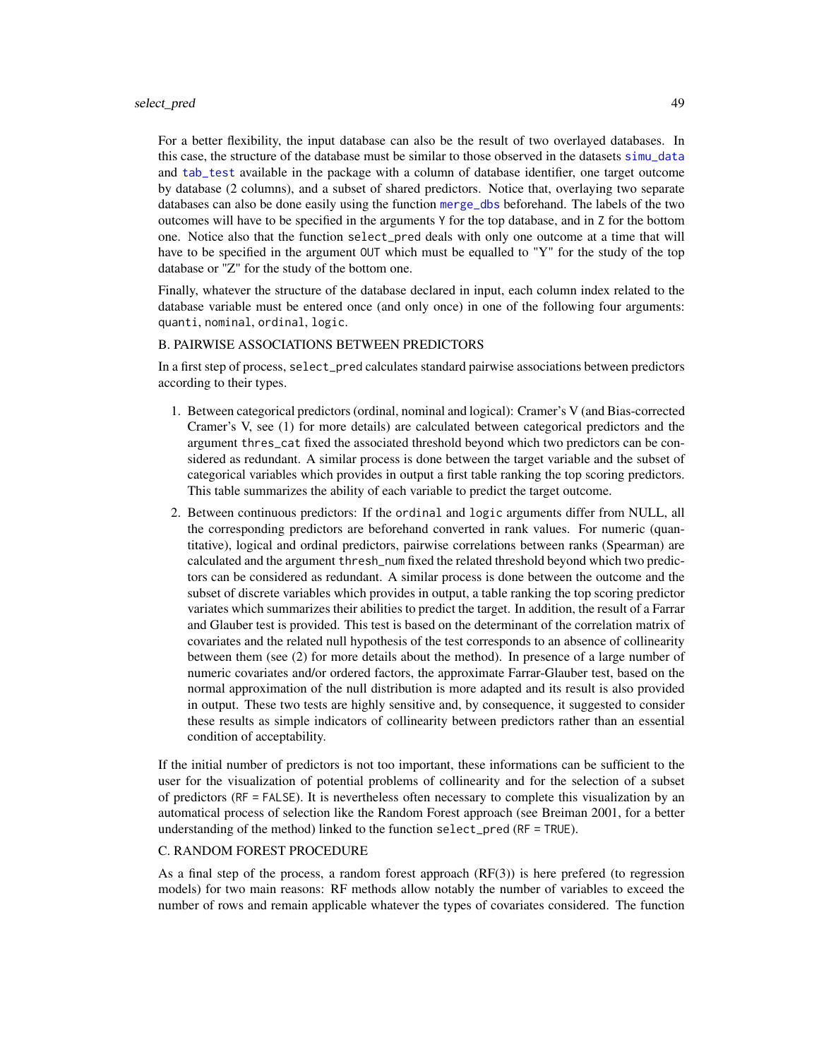For a better flexibility, the input database can also be the result of two overlayed databases. In this case, the structure of the database must be similar to those observed in the datasets simu_data and tab_test available in the package with a column of database identifier, one target outcome by database (2 columns), and a subset of shared predictors. Notice that, overlaying two separate databases can also be done easily using the function merge_dbs beforehand. The labels of the two outcomes will have to be specified in the arguments `Y` for the top database, and in `Z` for the bottom one. Notice also that the function `select_pred` deals with only one outcome at a time that will have to be specified in the argument `OUT` which must be equalled to "Y" for the study of the top database or "Z" for the study of the bottom one.

Finally, whatever the structure of the database declared in input, each column index related to the database variable must be entered once (and only once) in one of the following four arguments: `quanti`, `nominal`, `ordinal`, `logic`.

B. PAIRWISE ASSOCIATIONS BETWEEN PREDICTORS

In a first step of process, `select_pred` calculates standard pairwise associations between predictors according to their types.

1. Between categorical predictors (ordinal, nominal and logical): Cramer's V (and Bias-corrected Cramer's V, see (1) for more details) are calculated between categorical predictors and the argument `thres_cat` fixed the associated threshold beyond which two predictors can be considered as redundant. A similar process is done between the target variable and the subset of categorical variables which provides in output a first table ranking the top scoring predictors. This table summarizes the ability of each variable to predict the target outcome.
2. Between continuous predictors: If the `ordinal` and `logic` arguments differ from NULL, all the corresponding predictors are beforehand converted in rank values. For numeric (quantitative), logical and ordinal predictors, pairwise correlations between ranks (Spearman) are calculated and the argument `thresh_num` fixed the related threshold beyond which two predictors can be considered as redundant. A similar process is done between the outcome and the subset of discrete variables which provides in output, a table ranking the top scoring predictor variates which summarizes their abilities to predict the target. In addition, the result of a Farrar and Glauber test is provided. This test is based on the determinant of the correlation matrix of covariates and the related null hypothesis of the test corresponds to an absence of collinearity between them (see (2) for more details about the method). In presence of a large number of numeric covariates and/or ordered factors, the approximate Farrar-Glauber test, based on the normal approximation of the null distribution is more adapted and its result is also provided in output. These two tests are highly sensitive and, by consequence, it suggested to consider these results as simple indicators of collinearity between predictors rather than an essential condition of acceptability.

If the initial number of predictors is not too important, these informations can be sufficient to the user for the visualization of potential problems of collinearity and for the selection of a subset of predictors (`RF = FALSE`). It is nevertheless often necessary to complete this visualization by an automatical process of selection like the Random Forest approach (see Breiman 2001, for a better understanding of the method) linked to the function `select_pred` (`RF = TRUE`).

C. RANDOM FOREST PROCEDURE

As a final step of the process, a random forest approach (RF(3)) is here prefered (to regression models) for two main reasons: RF methods allow notably the number of variables to exceed the number of rows and remain applicable whatever the types of covariates considered. The function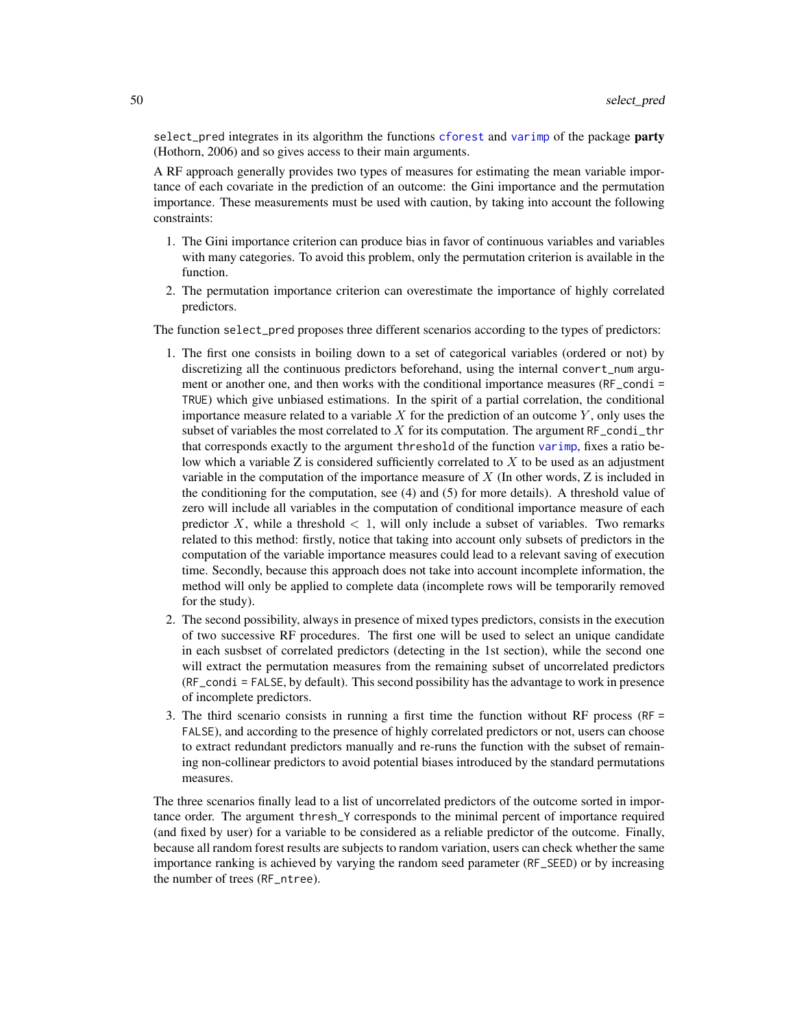select_pred integrates in its algorithm the functions cforest and varimp of the package **party** (Hothorn, 2006) and so gives access to their main arguments.

A RF approach generally provides two types of measures for estimating the mean variable importance of each covariate in the prediction of an outcome: the Gini importance and the permutation importance. These measurements must be used with caution, by taking into account the following constraints:

1. The Gini importance criterion can produce bias in favor of continuous variables and variables with many categories. To avoid this problem, only the permutation criterion is available in the function.
2. The permutation importance criterion can overestimate the importance of highly correlated predictors.

The function select_pred proposes three different scenarios according to the types of predictors:

1. The first one consists in boiling down to a set of categorical variables (ordered or not) by discretizing all the continuous predictors beforehand, using the internal convert_num argument or another one, and then works with the conditional importance measures (RF_condi = TRUE) which give unbiased estimations. In the spirit of a partial correlation, the conditional importance measure related to a variable $X$ for the prediction of an outcome $Y$, only uses the subset of variables the most correlated to $X$ for its computation. The argument RF_condi_thr that corresponds exactly to the argument threshold of the function varimp, fixes a ratio below which a variable Z is considered sufficiently correlated to $X$ to be used as an adjustment variable in the computation of the importance measure of $X$ (In other words, Z is included in the conditioning for the computation, see (4) and (5) for more details). A threshold value of zero will include all variables in the computation of conditional importance measure of each predictor $X$, while a threshold $< 1$, will only include a subset of variables. Two remarks related to this method: firstly, notice that taking into account only subsets of predictors in the computation of the variable importance measures could lead to a relevant saving of execution time. Secondly, because this approach does not take into account incomplete information, the method will only be applied to complete data (incomplete rows will be temporarily removed for the study).
2. The second possibility, always in presence of mixed types predictors, consists in the execution of two successive RF procedures. The first one will be used to select an unique candidate in each susbset of correlated predictors (detecting in the 1st section), while the second one will extract the permutation measures from the remaining subset of uncorrelated predictors (RF_condi = FALSE, by default). This second possibility has the advantage to work in presence of incomplete predictors.
3. The third scenario consists in running a first time the function without RF process (RF = FALSE), and according to the presence of highly correlated predictors or not, users can choose to extract redundant predictors manually and re-runs the function with the subset of remaining non-collinear predictors to avoid potential biases introduced by the standard permutations measures.

The three scenarios finally lead to a list of uncorrelated predictors of the outcome sorted in importance order. The argument thresh_Y corresponds to the minimal percent of importance required (and fixed by user) for a variable to be considered as a reliable predictor of the outcome. Finally, because all random forest results are subjects to random variation, users can check whether the same importance ranking is achieved by varying the random seed parameter (RF_SEED) or by increasing the number of trees (RF_ntree).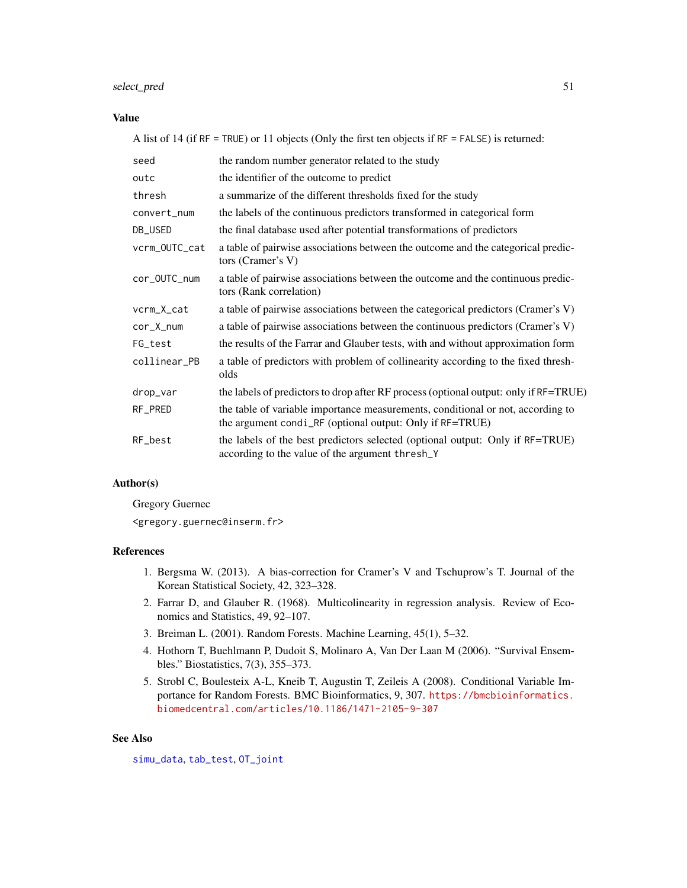## Value

A list of 14 (if `RF = TRUE`) or 11 objects (Only the first ten objects if `RF = FALSE`) is returned:

| | |
|---|---|
| `seed` | the random number generator related to the study |
| `outc` | the identifier of the outcome to predict |
| `thresh` | a summarize of the different thresholds fixed for the study |
| `convert_num` | the labels of the continuous predictors transformed in categorical form |
| `DB_USED` | the final database used after potential transformations of predictors |
| `vcrm_OUTC_cat` | a table of pairwise associations between the outcome and the categorical predictors (Cramer's V) |
| `cor_OUTC_num` | a table of pairwise associations between the outcome and the continuous predictors (Rank correlation) |
| `vcrm_X_cat` | a table of pairwise associations between the categorical predictors (Cramer's V) |
| `cor_X_num` | a table of pairwise associations between the continuous predictors (Cramer's V) |
| `FG_test` | the results of the Farrar and Glauber tests, with and without approximation form |
| `collinear_PB` | a table of predictors with problem of collinearity according to the fixed thresholds |
| `drop_var` | the labels of predictors to drop after RF process (optional output: only if RF=TRUE) |
| `RF_PRED` | the table of variable importance measurements, conditional or not, according to the argument `condi_RF` (optional output: Only if RF=TRUE) |
| `RF_best` | the labels of the best predictors selected (optional output: Only if RF=TRUE) according to the value of the argument `thresh_Y` |

## Author(s)

Gregory Guernec

<gregory.guernec@inserm.fr>

## References

1. Bergsma W. (2013). A bias-correction for Cramer's V and Tschuprow's T. Journal of the Korean Statistical Society, 42, 323–328.
2. Farrar D, and Glauber R. (1968). Multicolinearity in regression analysis. Review of Economics and Statistics, 49, 92–107.
3. Breiman L. (2001). Random Forests. Machine Learning, 45(1), 5–32.
4. Hothorn T, Buehlmann P, Dudoit S, Molinaro A, Van Der Laan M (2006). "Survival Ensembles." Biostatistics, 7(3), 355–373.
5. Strobl C, Boulesteix A-L, Kneib T, Augustin T, Zeileis A (2008). Conditional Variable Importance for Random Forests. BMC Bioinformatics, 9, 307. https://bmcbioinformatics.biomedcentral.com/articles/10.1186/1471-2105-9-307

## See Also

`simu_data`, `tab_test`, `OT_joint`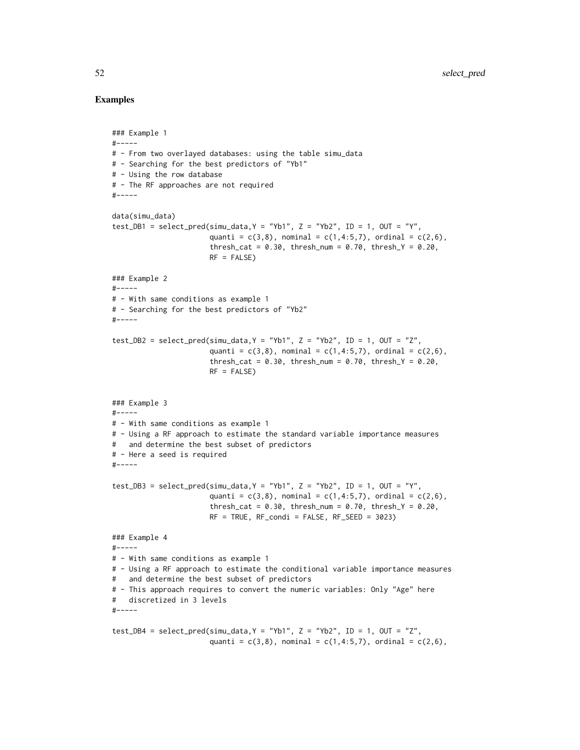## Examples

```
### Example 1
#-----
# - From two overlayed databases: using the table simu_data
# - Searching for the best predictors of "Yb1"
# - Using the row database
# - The RF approaches are not required
#-----

data(simu_data)
test_DB1 = select_pred(simu_data,Y = "Yb1", Z = "Yb2", ID = 1, OUT = "Y",
                       quanti = c(3,8), nominal = c(1,4:5,7), ordinal = c(2,6),
                       thresh_cat = 0.30, thresh_num = 0.70, thresh_Y = 0.20,
                       RF = FALSE)

### Example 2
#-----
# - With same conditions as example 1
# - Searching for the best predictors of "Yb2"
#-----

test_DB2 = select_pred(simu_data,Y = "Yb1", Z = "Yb2", ID = 1, OUT = "Z",
                       quanti = c(3,8), nominal = c(1,4:5,7), ordinal = c(2,6),
                       thresh_cat = 0.30, thresh_num = 0.70, thresh_Y = 0.20,
                       RF = FALSE)


### Example 3
#-----
# - With same conditions as example 1
# - Using a RF approach to estimate the standard variable importance measures
#   and determine the best subset of predictors
# - Here a seed is required
#-----

test_DB3 = select_pred(simu_data,Y = "Yb1", Z = "Yb2", ID = 1, OUT = "Y",
                       quanti = c(3,8), nominal = c(1,4:5,7), ordinal = c(2,6),
                       thresh_cat = 0.30, thresh_num = 0.70, thresh_Y = 0.20,
                       RF = TRUE, RF_condi = FALSE, RF_SEED = 3023)

### Example 4
#-----
# - With same conditions as example 1
# - Using a RF approach to estimate the conditional variable importance measures
#   and determine the best subset of predictors
# - This approach requires to convert the numeric variables: Only "Age" here
#   discretized in 3 levels
#-----

test_DB4 = select_pred(simu_data,Y = "Yb1", Z = "Yb2", ID = 1, OUT = "Z",
                       quanti = c(3,8), nominal = c(1,4:5,7), ordinal = c(2,6),
```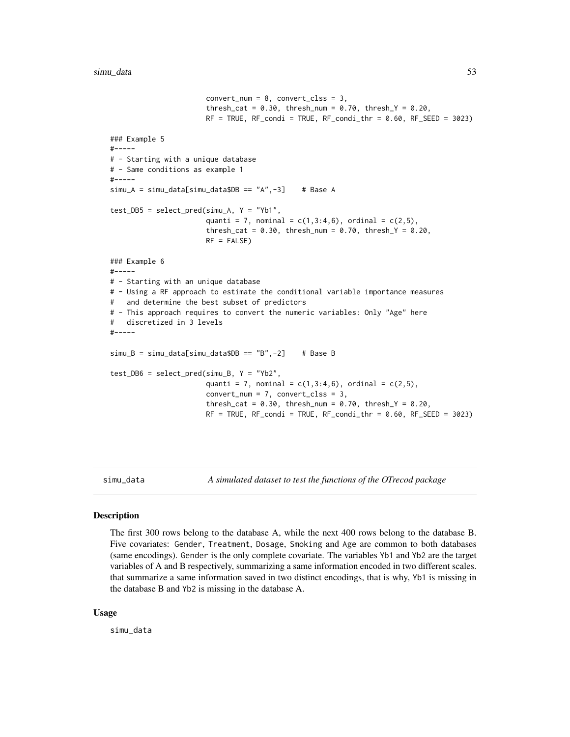```
                       convert_num = 8, convert_clss = 3,
                       thresh_cat = 0.30, thresh_num = 0.70, thresh_Y = 0.20,
                       RF = TRUE, RF_condi = TRUE, RF_condi_thr = 0.60, RF_SEED = 3023)

### Example 5
#-----
# - Starting with a unique database
# - Same conditions as example 1
#-----
simu_A = simu_data[simu_data$DB == "A",-3]    # Base A

test_DB5 = select_pred(simu_A, Y = "Yb1",
                       quanti = 7, nominal = c(1,3:4,6), ordinal = c(2,5),
                       thresh_cat = 0.30, thresh_num = 0.70, thresh_Y = 0.20,
                       RF = FALSE)

### Example 6
#-----
# - Starting with an unique database
# - Using a RF approach to estimate the conditional variable importance measures
#   and determine the best subset of predictors
# - This approach requires to convert the numeric variables: Only "Age" here
#   discretized in 3 levels
#-----

simu_B = simu_data[simu_data$DB == "B",-2]    # Base B

test_DB6 = select_pred(simu_B, Y = "Yb2",
                       quanti = 7, nominal = c(1,3:4,6), ordinal = c(2,5),
                       convert_num = 7, convert_clss = 3,
                       thresh_cat = 0.30, thresh_num = 0.70, thresh_Y = 0.20,
                       RF = TRUE, RF_condi = TRUE, RF_condi_thr = 0.60, RF_SEED = 3023)
```

## simu_data — *A simulated dataset to test the functions of the OTrecod package*

### Description

The first 300 rows belong to the database A, while the next 400 rows belong to the database B. Five covariates: `Gender`, `Treatment`, `Dosage`, `Smoking` and `Age` are common to both databases (same encodings). `Gender` is the only complete covariate. The variables `Yb1` and `Yb2` are the target variables of A and B respectively, summarizing a same information encoded in two different scales. that summarize a same information saved in two distinct encodings, that is why, `Yb1` is missing in the database B and `Yb2` is missing in the database A.

### Usage

```
simu_data
```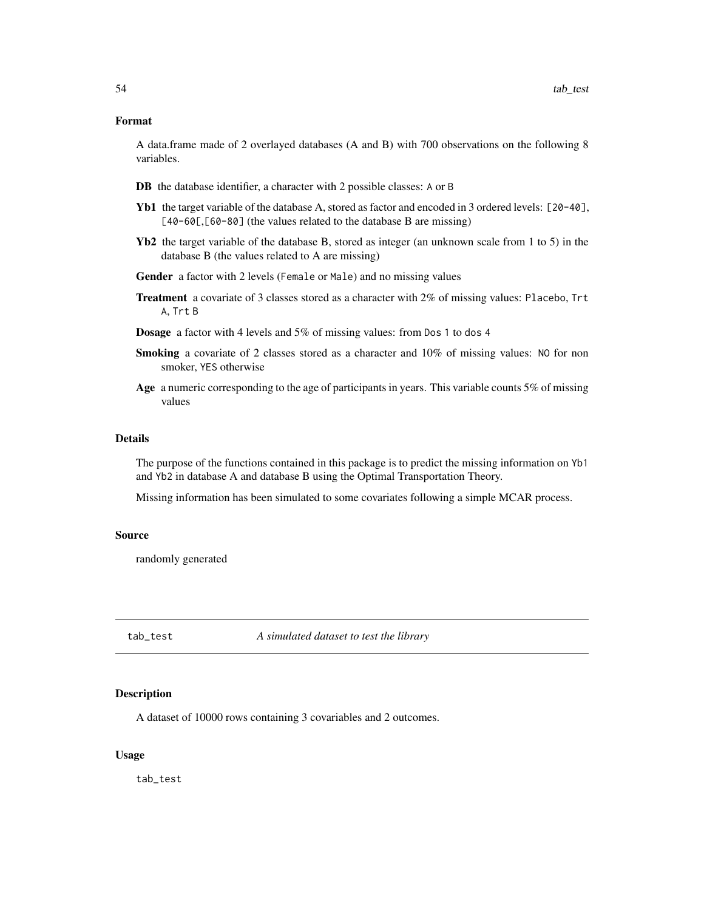### Format

A data.frame made of 2 overlayed databases (A and B) with 700 observations on the following 8 variables.

**DB** the database identifier, a character with 2 possible classes: `A` or `B`

**Yb1** the target variable of the database A, stored as factor and encoded in 3 ordered levels: `[20-40]`, `[40-60[`,`[60-80]` (the values related to the database B are missing)

**Yb2** the target variable of the database B, stored as integer (an unknown scale from 1 to 5) in the database B (the values related to A are missing)

**Gender** a factor with 2 levels (`Female` or `Male`) and no missing values

**Treatment** a covariate of 3 classes stored as a character with 2% of missing values: `Placebo`, `Trt A`, `Trt B`

**Dosage** a factor with 4 levels and 5% of missing values: from `Dos 1` to `dos 4`

**Smoking** a covariate of 2 classes stored as a character and 10% of missing values: `NO` for non smoker, `YES` otherwise

**Age** a numeric corresponding to the age of participants in years. This variable counts 5% of missing values

### Details

The purpose of the functions contained in this package is to predict the missing information on `Yb1` and `Yb2` in database A and database B using the Optimal Transportation Theory.

Missing information has been simulated to some covariates following a simple MCAR process.

### Source

randomly generated

---

## tab_test — *A simulated dataset to test the library*

### Description

A dataset of 10000 rows containing 3 covariables and 2 outcomes.

### Usage

```
tab_test
```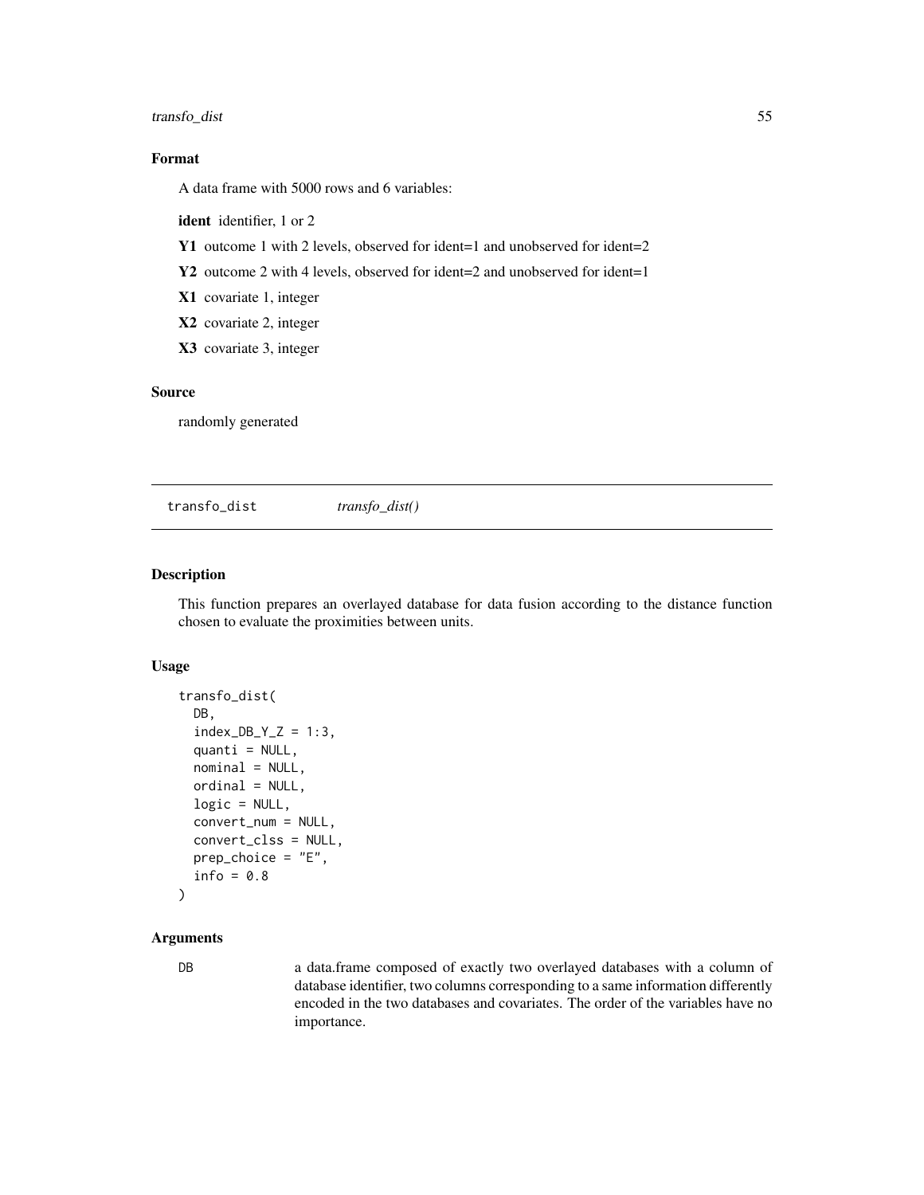## Format

A data frame with 5000 rows and 6 variables:

**ident** identifier, 1 or 2

**Y1** outcome 1 with 2 levels, observed for ident=1 and unobserved for ident=2

**Y2** outcome 2 with 4 levels, observed for ident=2 and unobserved for ident=1

**X1** covariate 1, integer

**X2** covariate 2, integer

**X3** covariate 3, integer

## Source

randomly generated

---

# transfo_dist *transfo_dist()*

---

## Description

This function prepares an overlayed database for data fusion according to the distance function chosen to evaluate the proximities between units.

## Usage

```
transfo_dist(
  DB,
  index_DB_Y_Z = 1:3,
  quanti = NULL,
  nominal = NULL,
  ordinal = NULL,
  logic = NULL,
  convert_num = NULL,
  convert_clss = NULL,
  prep_choice = "E",
  info = 0.8
)
```

## Arguments

| | |
|---|---|
| DB | a data.frame composed of exactly two overlayed databases with a column of database identifier, two columns corresponding to a same information differently encoded in the two databases and covariates. The order of the variables have no importance. |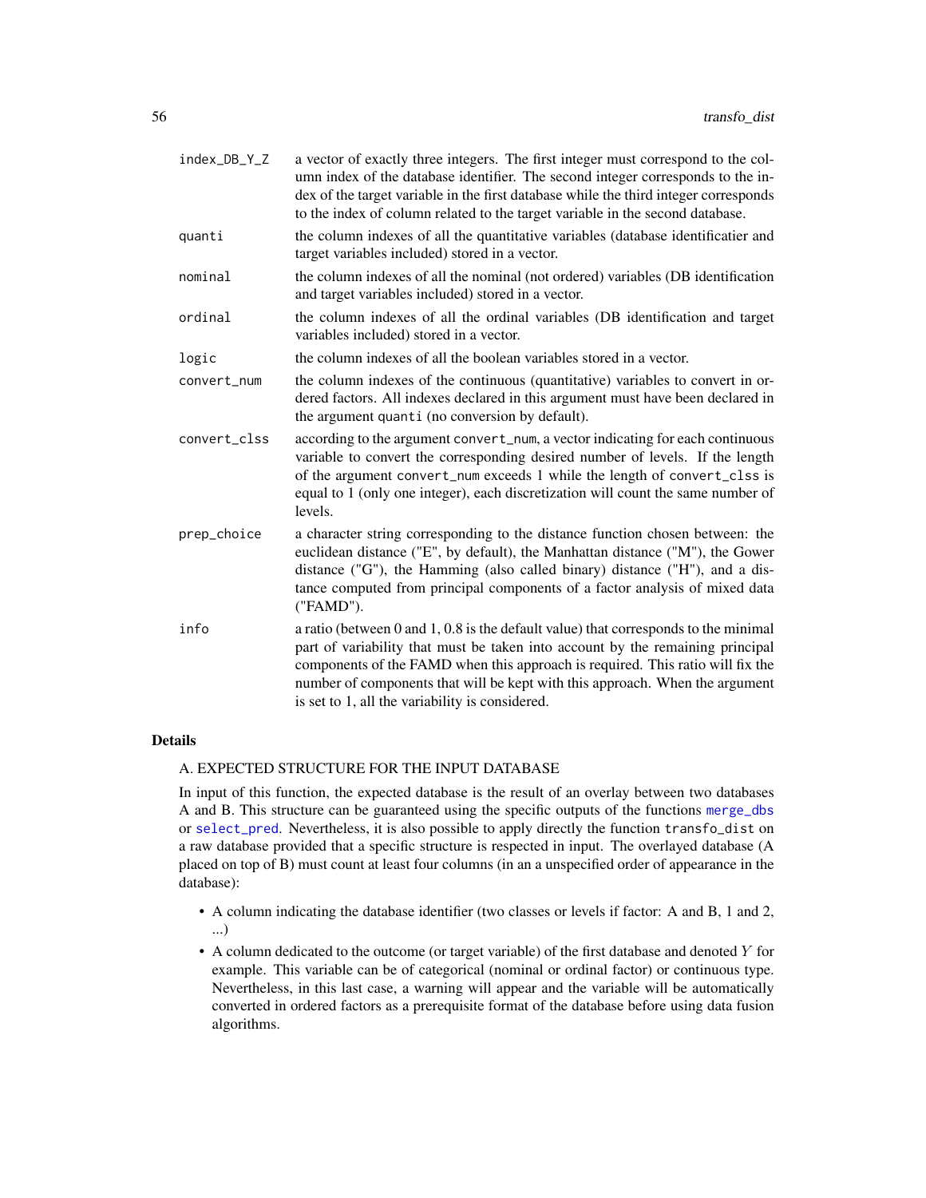| | |
|---|---|
| `index_DB_Y_Z` | a vector of exactly three integers. The first integer must correspond to the column index of the database identifier. The second integer corresponds to the index of the target variable in the first database while the third integer corresponds to the index of column related to the target variable in the second database. |
| `quanti` | the column indexes of all the quantitative variables (database identificatier and target variables included) stored in a vector. |
| `nominal` | the column indexes of all the nominal (not ordered) variables (DB identification and target variables included) stored in a vector. |
| `ordinal` | the column indexes of all the ordinal variables (DB identification and target variables included) stored in a vector. |
| `logic` | the column indexes of all the boolean variables stored in a vector. |
| `convert_num` | the column indexes of the continuous (quantitative) variables to convert in ordered factors. All indexes declared in this argument must have been declared in the argument `quanti` (no conversion by default). |
| `convert_clss` | according to the argument `convert_num`, a vector indicating for each continuous variable to convert the corresponding desired number of levels. If the length of the argument `convert_num` exceeds 1 while the length of `convert_clss` is equal to 1 (only one integer), each discretization will count the same number of levels. |
| `prep_choice` | a character string corresponding to the distance function chosen between: the euclidean distance ("E", by default), the Manhattan distance ("M"), the Gower distance ("G"), the Hamming (also called binary) distance ("H"), and a distance computed from principal components of a factor analysis of mixed data ("FAMD"). |
| `info` | a ratio (between 0 and 1, 0.8 is the default value) that corresponds to the minimal part of variability that must be taken into account by the remaining principal components of the FAMD when this approach is required. This ratio will fix the number of components that will be kept with this approach. When the argument is set to 1, all the variability is considered. |

## Details

A. EXPECTED STRUCTURE FOR THE INPUT DATABASE

In input of this function, the expected database is the result of an overlay between two databases A and B. This structure can be guaranteed using the specific outputs of the functions `merge_dbs` or `select_pred`. Nevertheless, it is also possible to apply directly the function `transfo_dist` on a raw database provided that a specific structure is respected in input. The overlayed database (A placed on top of B) must count at least four columns (in an a unspecified order of appearance in the database):

- A column indicating the database identifier (two classes or levels if factor: A and B, 1 and 2, ...)
- A column dedicated to the outcome (or target variable) of the first database and denoted $Y$ for example. This variable can be of categorical (nominal or ordinal factor) or continuous type. Nevertheless, in this last case, a warning will appear and the variable will be automatically converted in ordered factors as a prerequisite format of the database before using data fusion algorithms.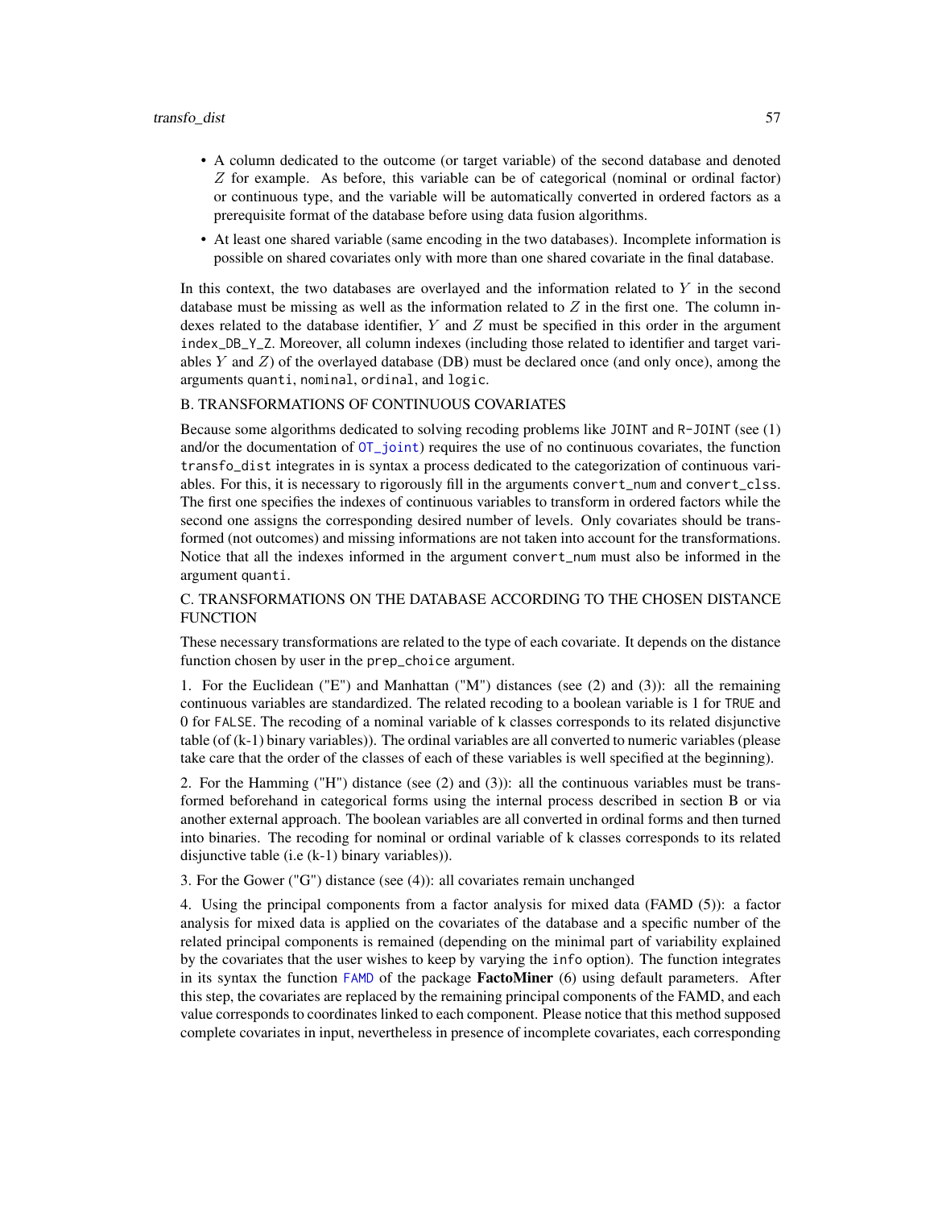- A column dedicated to the outcome (or target variable) of the second database and denoted $Z$ for example. As before, this variable can be of categorical (nominal or ordinal factor) or continuous type, and the variable will be automatically converted in ordered factors as a prerequisite format of the database before using data fusion algorithms.
- At least one shared variable (same encoding in the two databases). Incomplete information is possible on shared covariates only with more than one shared covariate in the final database.

In this context, the two databases are overlayed and the information related to $Y$ in the second database must be missing as well as the information related to $Z$ in the first one. The column indexes related to the database identifier, $Y$ and $Z$ must be specified in this order in the argument `index_DB_Y_Z`. Moreover, all column indexes (including those related to identifier and target variables $Y$ and $Z$) of the overlayed database (DB) must be declared once (and only once), among the arguments `quanti`, `nominal`, `ordinal`, and `logic`.

B. TRANSFORMATIONS OF CONTINUOUS COVARIATES

Because some algorithms dedicated to solving recoding problems like `JOINT` and `R-JOINT` (see (1) and/or the documentation of `OT_joint`) requires the use of no continuous covariates, the function `transfo_dist` integrates in is syntax a process dedicated to the categorization of continuous variables. For this, it is necessary to rigorously fill in the arguments `convert_num` and `convert_clss`. The first one specifies the indexes of continuous variables to transform in ordered factors while the second one assigns the corresponding desired number of levels. Only covariates should be transformed (not outcomes) and missing informations are not taken into account for the transformations. Notice that all the indexes informed in the argument `convert_num` must also be informed in the argument `quanti`.

C. TRANSFORMATIONS ON THE DATABASE ACCORDING TO THE CHOSEN DISTANCE FUNCTION

These necessary transformations are related to the type of each covariate. It depends on the distance function chosen by user in the `prep_choice` argument.

1. For the Euclidean ("E") and Manhattan ("M") distances (see (2) and (3)): all the remaining continuous variables are standardized. The related recoding to a boolean variable is 1 for `TRUE` and 0 for `FALSE`. The recoding of a nominal variable of k classes corresponds to its related disjunctive table (of (k-1) binary variables)). The ordinal variables are all converted to numeric variables (please take care that the order of the classes of each of these variables is well specified at the beginning).

2. For the Hamming ("H") distance (see (2) and (3)): all the continuous variables must be transformed beforehand in categorical forms using the internal process described in section B or via another external approach. The boolean variables are all converted in ordinal forms and then turned into binaries. The recoding for nominal or ordinal variable of k classes corresponds to its related disjunctive table (i.e (k-1) binary variables)).

3. For the Gower ("G") distance (see (4)): all covariates remain unchanged

4. Using the principal components from a factor analysis for mixed data (FAMD (5)): a factor analysis for mixed data is applied on the covariates of the database and a specific number of the related principal components is remained (depending on the minimal part of variability explained by the covariates that the user wishes to keep by varying the `info` option). The function integrates in its syntax the function `FAMD` of the package **FactoMiner** (6) using default parameters. After this step, the covariates are replaced by the remaining principal components of the FAMD, and each value corresponds to coordinates linked to each component. Please notice that this method supposed complete covariates in input, nevertheless in presence of incomplete covariates, each corresponding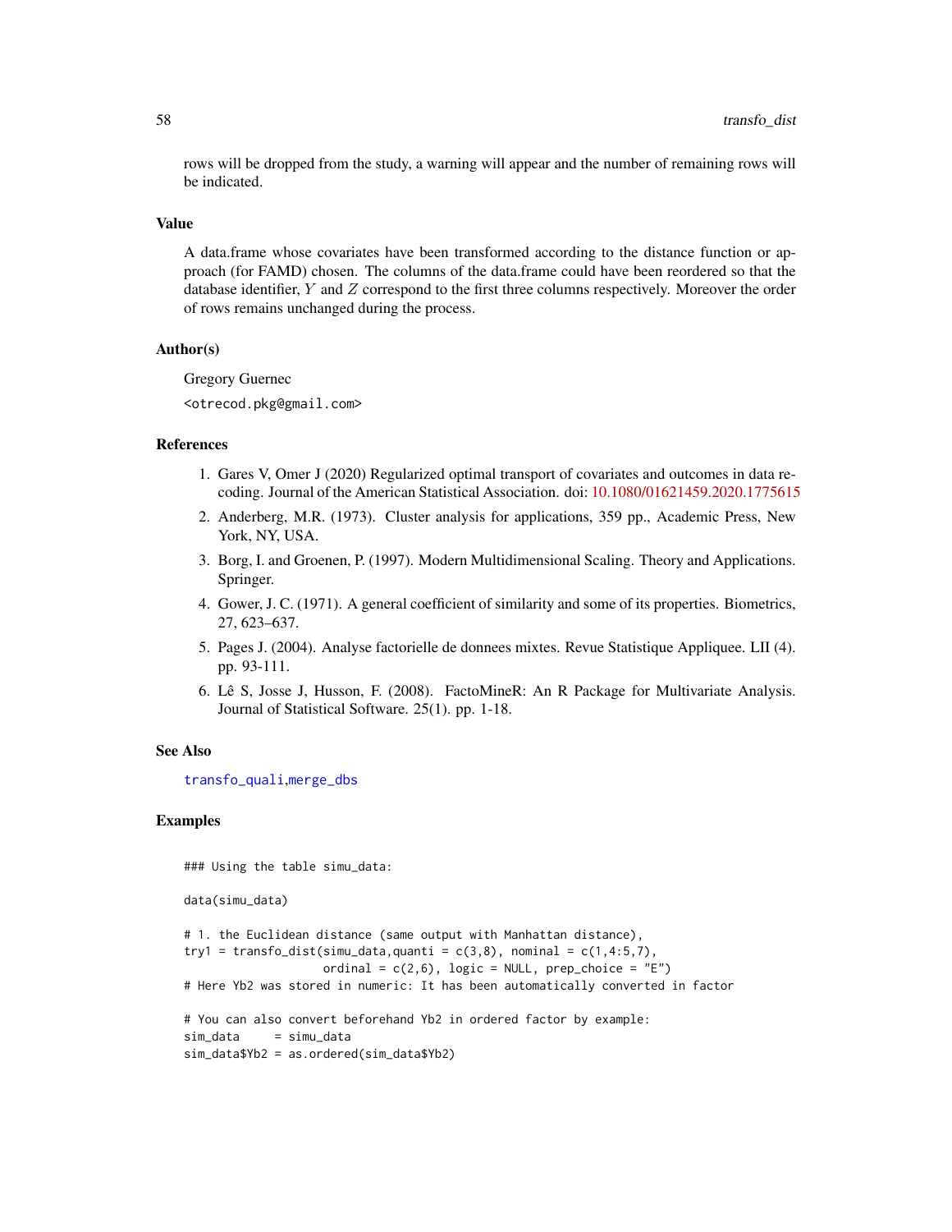rows will be dropped from the study, a warning will appear and the number of remaining rows will be indicated.

## Value

A data.frame whose covariates have been transformed according to the distance function or approach (for FAMD) chosen. The columns of the data.frame could have been reordered so that the database identifier, $Y$ and $Z$ correspond to the first three columns respectively. Moreover the order of rows remains unchanged during the process.

## Author(s)

Gregory Guernec

<otrecod.pkg@gmail.com>

## References

1. Gares V, Omer J (2020) Regularized optimal transport of covariates and outcomes in data recoding. Journal of the American Statistical Association. doi: 10.1080/01621459.2020.1775615
2. Anderberg, M.R. (1973). Cluster analysis for applications, 359 pp., Academic Press, New York, NY, USA.
3. Borg, I. and Groenen, P. (1997). Modern Multidimensional Scaling. Theory and Applications. Springer.
4. Gower, J. C. (1971). A general coefficient of similarity and some of its properties. Biometrics, 27, 623–637.
5. Pages J. (2004). Analyse factorielle de donnees mixtes. Revue Statistique Appliquee. LII (4). pp. 93-111.
6. Lê S, Josse J, Husson, F. (2008). FactoMineR: An R Package for Multivariate Analysis. Journal of Statistical Software. 25(1). pp. 1-18.

## See Also

transfo_quali,merge_dbs

## Examples

```
### Using the table simu_data:

data(simu_data)

# 1. the Euclidean distance (same output with Manhattan distance),
try1 = transfo_dist(simu_data,quanti = c(3,8), nominal = c(1,4:5,7),
                    ordinal = c(2,6), logic = NULL, prep_choice = "E")
# Here Yb2 was stored in numeric: It has been automatically converted in factor

# You can also convert beforehand Yb2 in ordered factor by example:
sim_data     = simu_data
sim_data$Yb2 = as.ordered(sim_data$Yb2)
```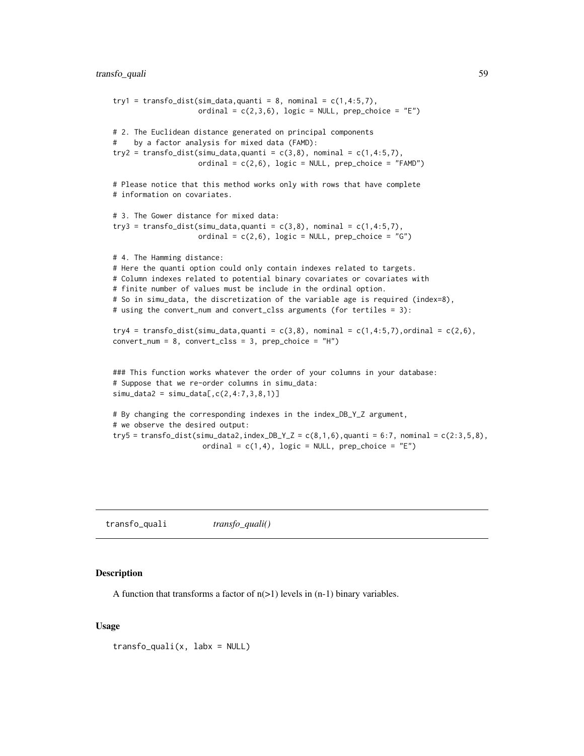```
try1 = transfo_dist(sim_data,quanti = 8, nominal = c(1,4:5,7),
                    ordinal = c(2,3,6), logic = NULL, prep_choice = "E")

# 2. The Euclidean distance generated on principal components
#    by a factor analysis for mixed data (FAMD):
try2 = transfo_dist(simu_data,quanti = c(3,8), nominal = c(1,4:5,7),
                    ordinal = c(2,6), logic = NULL, prep_choice = "FAMD")

# Please notice that this method works only with rows that have complete
# information on covariates.

# 3. The Gower distance for mixed data:
try3 = transfo_dist(simu_data,quanti = c(3,8), nominal = c(1,4:5,7),
                    ordinal = c(2,6), logic = NULL, prep_choice = "G")

# 4. The Hamming distance:
# Here the quanti option could only contain indexes related to targets.
# Column indexes related to potential binary covariates or covariates with
# finite number of values must be include in the ordinal option.
# So in simu_data, the discretization of the variable age is required (index=8),
# using the convert_num and convert_clss arguments (for tertiles = 3):

try4 = transfo_dist(simu_data,quanti = c(3,8), nominal = c(1,4:5,7),ordinal = c(2,6),
convert_num = 8, convert_clss = 3, prep_choice = "H")


### This function works whatever the order of your columns in your database:
# Suppose that we re-order columns in simu_data:
simu_data2 = simu_data[,c(2,4:7,3,8,1)]

# By changing the corresponding indexes in the index_DB_Y_Z argument,
# we observe the desired output:
try5 = transfo_dist(simu_data2,index_DB_Y_Z = c(8,1,6),quanti = 6:7, nominal = c(2:3,5,8),
                     ordinal = c(1,4), logic = NULL, prep_choice = "E")
```

## transfo_quali    *transfo_quali()*

### Description

A function that transforms a factor of n(>1) levels in (n-1) binary variables.

### Usage

```
transfo_quali(x, labx = NULL)
```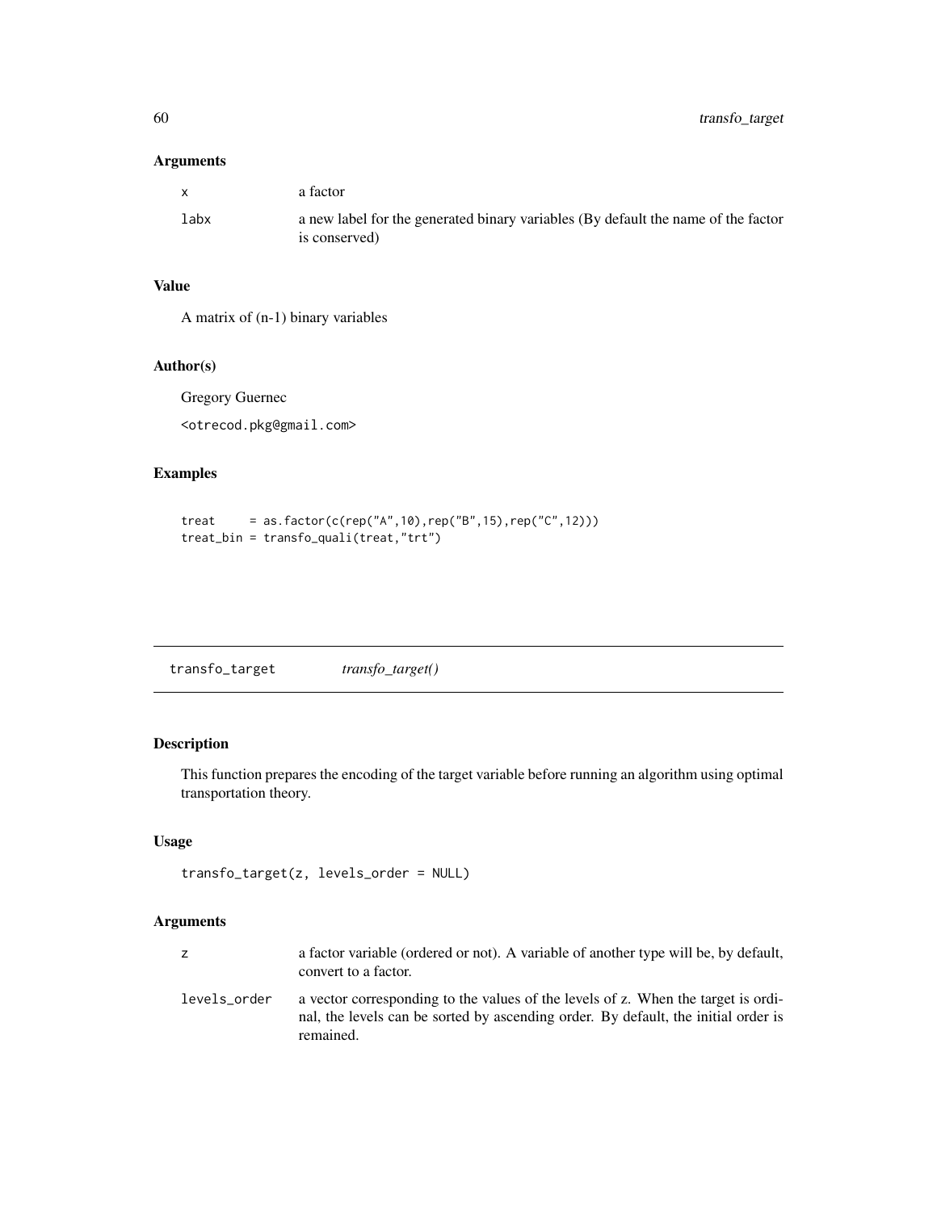## Arguments

| | |
|---|---|
| x | a factor |
| labx | a new label for the generated binary variables (By default the name of the factor is conserved) |

## Value

A matrix of (n-1) binary variables

## Author(s)

Gregory Guernec

<otrecod.pkg@gmail.com>

## Examples

```
treat     = as.factor(c(rep("A",10),rep("B",15),rep("C",12)))
treat_bin = transfo_quali(treat,"trt")
```

---

# transfo_target &nbsp;&nbsp;&nbsp; *transfo_target()*

## Description

This function prepares the encoding of the target variable before running an algorithm using optimal transportation theory.

## Usage

```
transfo_target(z, levels_order = NULL)
```

## Arguments

| | |
|---|---|
| z | a factor variable (ordered or not). A variable of another type will be, by default, convert to a factor. |
| levels_order | a vector corresponding to the values of the levels of z. When the target is ordinal, the levels can be sorted by ascending order. By default, the initial order is remained. |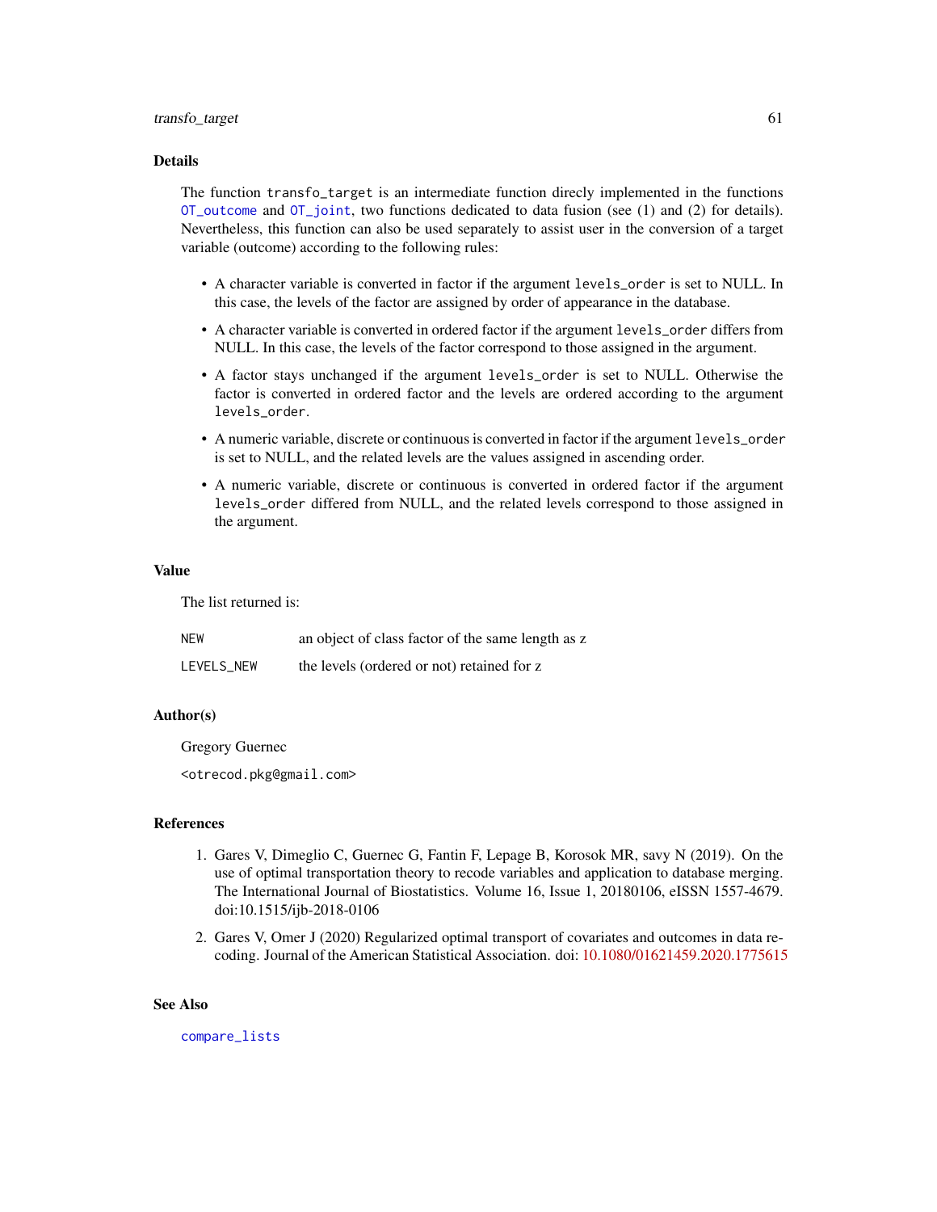## Details

The function `transfo_target` is an intermediate function direcly implemented in the functions `OT_outcome` and `OT_joint`, two functions dedicated to data fusion (see (1) and (2) for details). Nevertheless, this function can also be used separately to assist user in the conversion of a target variable (outcome) according to the following rules:

- A character variable is converted in factor if the argument `levels_order` is set to NULL. In this case, the levels of the factor are assigned by order of appearance in the database.
- A character variable is converted in ordered factor if the argument `levels_order` differs from NULL. In this case, the levels of the factor correspond to those assigned in the argument.
- A factor stays unchanged if the argument `levels_order` is set to NULL. Otherwise the factor is converted in ordered factor and the levels are ordered according to the argument `levels_order`.
- A numeric variable, discrete or continuous is converted in factor if the argument `levels_order` is set to NULL, and the related levels are the values assigned in ascending order.
- A numeric variable, discrete or continuous is converted in ordered factor if the argument `levels_order` differed from NULL, and the related levels correspond to those assigned in the argument.

## Value

The list returned is:

| | |
|---|---|
| `NEW` | an object of class factor of the same length as z |
| `LEVELS_NEW` | the levels (ordered or not) retained for z |

## Author(s)

Gregory Guernec

<otrecod.pkg@gmail.com>

## References

1. Gares V, Dimeglio C, Guernec G, Fantin F, Lepage B, Korosok MR, savy N (2019). On the use of optimal transportation theory to recode variables and application to database merging. The International Journal of Biostatistics. Volume 16, Issue 1, 20180106, eISSN 1557-4679. doi:10.1515/ijb-2018-0106
2. Gares V, Omer J (2020) Regularized optimal transport of covariates and outcomes in data recoding. Journal of the American Statistical Association. doi: 10.1080/01621459.2020.1775615

## See Also

`compare_lists`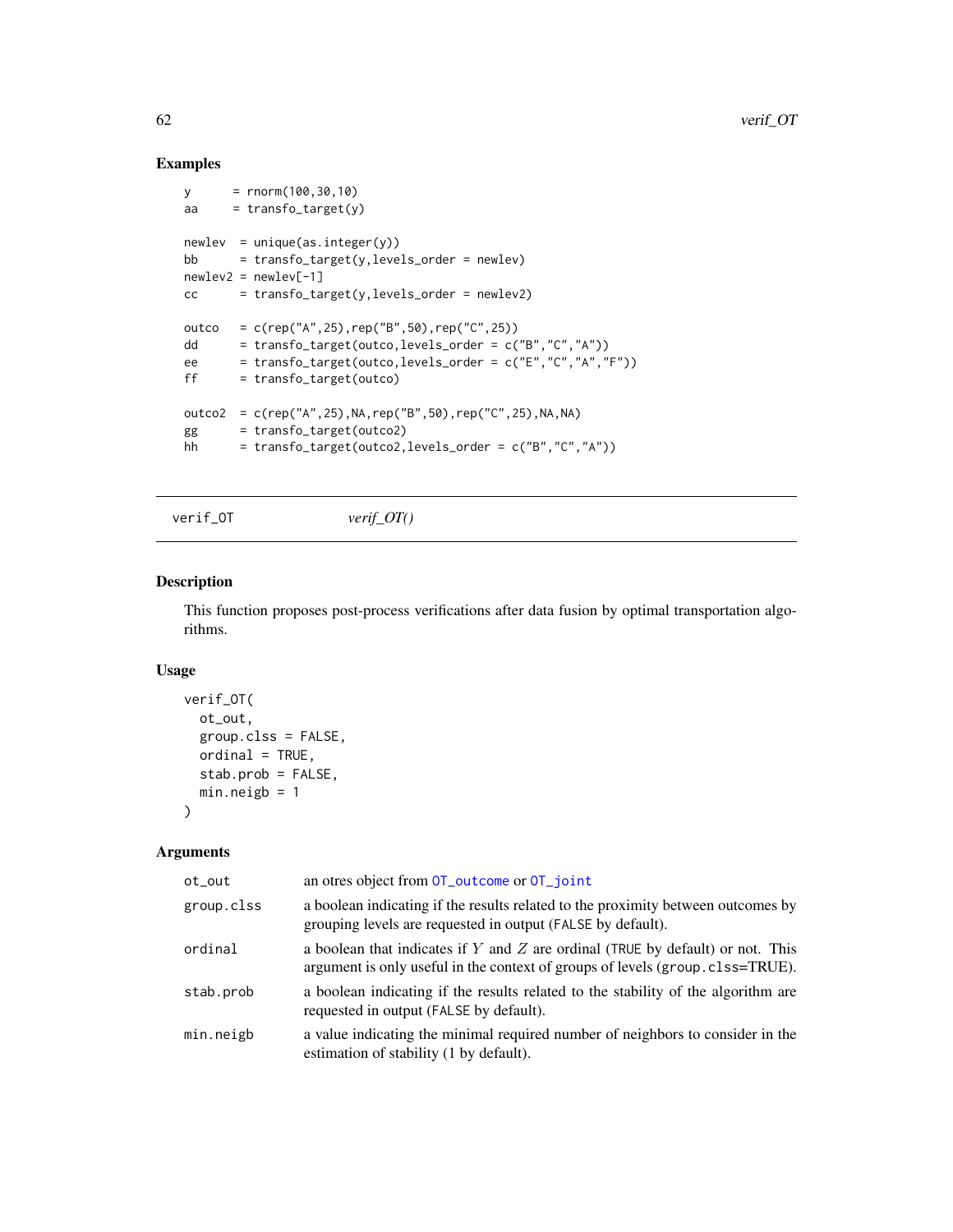## Examples

```
y      = rnorm(100,30,10)
aa     = transfo_target(y)

newlev  = unique(as.integer(y))
bb      = transfo_target(y,levels_order = newlev)
newlev2 = newlev[-1]
cc      = transfo_target(y,levels_order = newlev2)

outco   = c(rep("A",25),rep("B",50),rep("C",25))
dd      = transfo_target(outco,levels_order = c("B","C","A"))
ee      = transfo_target(outco,levels_order = c("E","C","A","F"))
ff      = transfo_target(outco)

outco2  = c(rep("A",25),NA,rep("B",50),rep("C",25),NA,NA)
gg      = transfo_target(outco2)
hh      = transfo_target(outco2,levels_order = c("B","C","A"))
```

---

verif_OT &nbsp;&nbsp;&nbsp;&nbsp; *verif_OT()*

---

## Description

This function proposes post-process verifications after data fusion by optimal transportation algorithms.

## Usage

```
verif_OT(
  ot_out,
  group.clss = FALSE,
  ordinal = TRUE,
  stab.prob = FALSE,
  min.neigb = 1
)
```

## Arguments

| | |
|---|---|
| ot_out | an otres object from OT_outcome or OT_joint |
| group.clss | a boolean indicating if the results related to the proximity between outcomes by grouping levels are requested in output (FALSE by default). |
| ordinal | a boolean that indicates if $Y$ and $Z$ are ordinal (TRUE by default) or not. This argument is only useful in the context of groups of levels (group.clss=TRUE). |
| stab.prob | a boolean indicating if the results related to the stability of the algorithm are requested in output (FALSE by default). |
| min.neigb | a value indicating the minimal required number of neighbors to consider in the estimation of stability (1 by default). |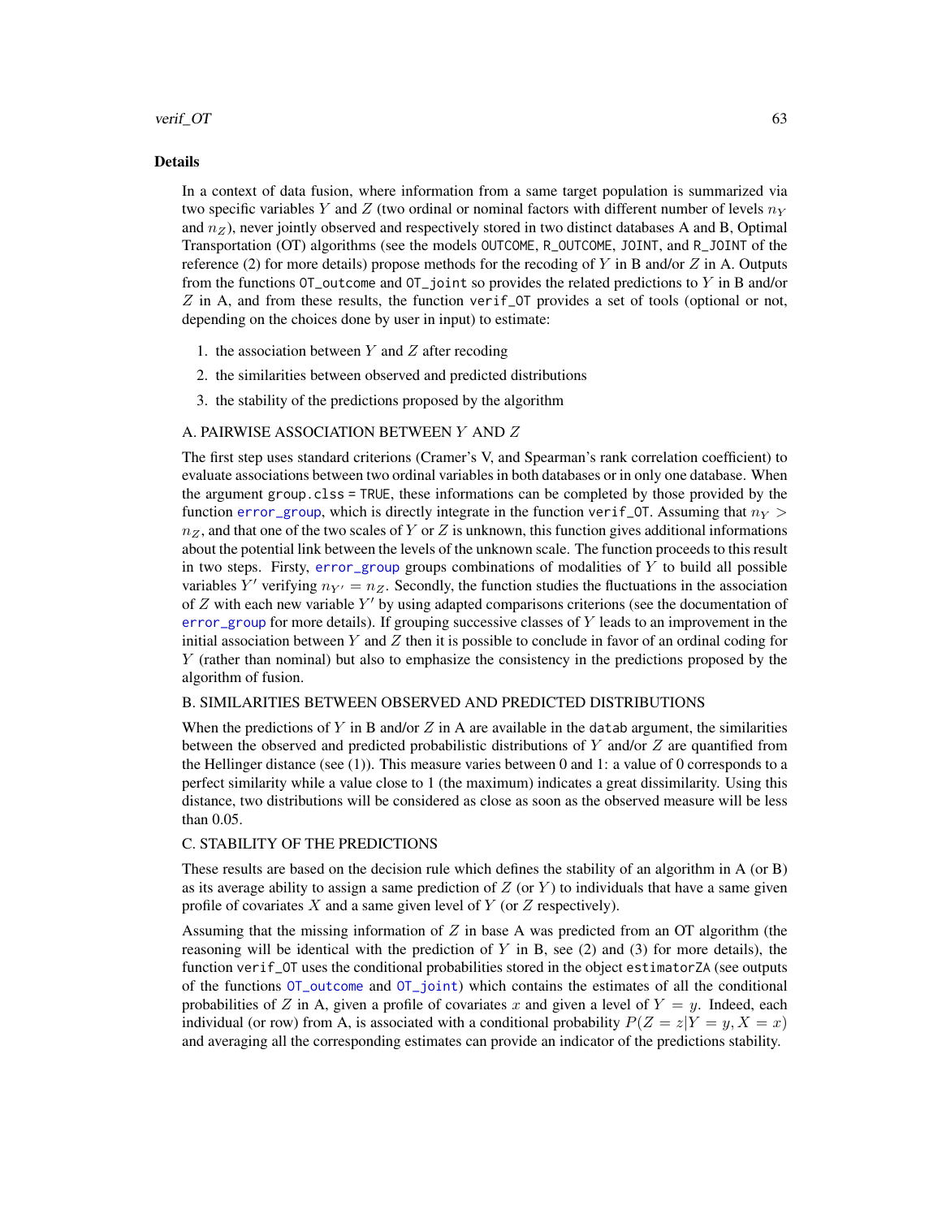### Details

In a context of data fusion, where information from a same target population is summarized via two specific variables $Y$ and $Z$ (two ordinal or nominal factors with different number of levels $n_Y$ and $n_Z$), never jointly observed and respectively stored in two distinct databases A and B, Optimal Transportation (OT) algorithms (see the models `OUTCOME`, `R_OUTCOME`, `JOINT`, and `R_JOINT` of the reference (2) for more details) propose methods for the recoding of $Y$ in B and/or $Z$ in A. Outputs from the functions `OT_outcome` and `OT_joint` so provides the related predictions to $Y$ in B and/or $Z$ in A, and from these results, the function `verif_OT` provides a set of tools (optional or not, depending on the choices done by user in input) to estimate:

1. the association between $Y$ and $Z$ after recoding
2. the similarities between observed and predicted distributions
3. the stability of the predictions proposed by the algorithm

A. PAIRWISE ASSOCIATION BETWEEN $Y$ AND $Z$

The first step uses standard criterions (Cramer's V, and Spearman's rank correlation coefficient) to evaluate associations between two ordinal variables in both databases or in only one database. When the argument `group.clss = TRUE`, these informations can be completed by those provided by the function `error_group`, which is directly integrate in the function `verif_OT`. Assuming that $n_Y > n_Z$, and that one of the two scales of $Y$ or $Z$ is unknown, this function gives additional informations about the potential link between the levels of the unknown scale. The function proceeds to this result in two steps. Firsty, `error_group` groups combinations of modalities of $Y$ to build all possible variables $Y'$ verifying $n_{Y'} = n_Z$. Secondly, the function studies the fluctuations in the association of $Z$ with each new variable $Y'$ by using adapted comparisons criterions (see the documentation of `error_group` for more details). If grouping successive classes of $Y$ leads to an improvement in the initial association between $Y$ and $Z$ then it is possible to conclude in favor of an ordinal coding for $Y$ (rather than nominal) but also to emphasize the consistency in the predictions proposed by the algorithm of fusion.

B. SIMILARITIES BETWEEN OBSERVED AND PREDICTED DISTRIBUTIONS

When the predictions of $Y$ in B and/or $Z$ in A are available in the `datab` argument, the similarities between the observed and predicted probabilistic distributions of $Y$ and/or $Z$ are quantified from the Hellinger distance (see (1)). This measure varies between 0 and 1: a value of 0 corresponds to a perfect similarity while a value close to 1 (the maximum) indicates a great dissimilarity. Using this distance, two distributions will be considered as close as soon as the observed measure will be less than 0.05.

C. STABILITY OF THE PREDICTIONS

These results are based on the decision rule which defines the stability of an algorithm in A (or B) as its average ability to assign a same prediction of $Z$ (or $Y$) to individuals that have a same given profile of covariates $X$ and a same given level of $Y$ (or $Z$ respectively).

Assuming that the missing information of $Z$ in base A was predicted from an OT algorithm (the reasoning will be identical with the prediction of $Y$ in B, see (2) and (3) for more details), the function `verif_OT` uses the conditional probabilities stored in the object `estimatorZA` (see outputs of the functions `OT_outcome` and `OT_joint`) which contains the estimates of all the conditional probabilities of $Z$ in A, given a profile of covariates $x$ and given a level of $Y = y$. Indeed, each individual (or row) from A, is associated with a conditional probability $P(Z = z|Y = y, X = x)$ and averaging all the corresponding estimates can provide an indicator of the predictions stability.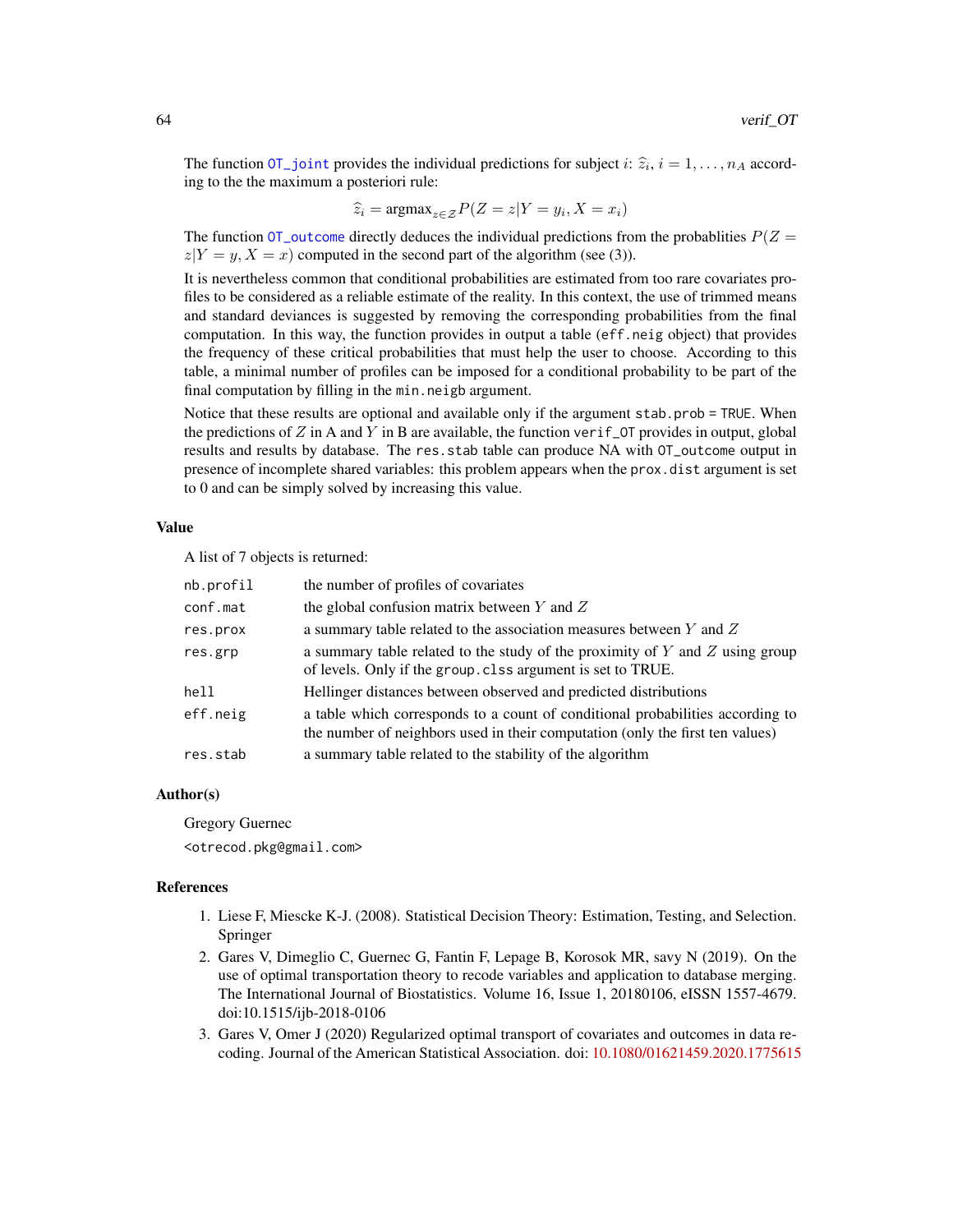The function `OT_joint` provides the individual predictions for subject $i$: $\widehat{z}_i$, $i = 1, \ldots, n_A$ according to the the maximum a posteriori rule:

$$\widehat{z}_i = \text{argmax}_{z \in \mathcal{Z}} P(Z = z | Y = y_i, X = x_i)$$

The function `OT_outcome` directly deduces the individual predictions from the probablities $P(Z = z|Y = y, X = x)$ computed in the second part of the algorithm (see (3)).

It is nevertheless common that conditional probabilities are estimated from too rare covariates profiles to be considered as a reliable estimate of the reality. In this context, the use of trimmed means and standard deviances is suggested by removing the corresponding probabilities from the final computation. In this way, the function provides in output a table (`eff.neig` object) that provides the frequency of these critical probabilities that must help the user to choose. According to this table, a minimal number of profiles can be imposed for a conditional probability to be part of the final computation by filling in the `min.neigb` argument.

Notice that these results are optional and available only if the argument `stab.prob = TRUE`. When the predictions of $Z$ in A and $Y$ in B are available, the function `verif_OT` provides in output, global results and results by database. The `res.stab` table can produce NA with `OT_outcome` output in presence of incomplete shared variables: this problem appears when the `prox.dist` argument is set to 0 and can be simply solved by increasing this value.

### Value

A list of 7 objects is returned:

| | |
|---|---|
| `nb.profil` | the number of profiles of covariates |
| `conf.mat` | the global confusion matrix between $Y$ and $Z$ |
| `res.prox` | a summary table related to the association measures between $Y$ and $Z$ |
| `res.grp` | a summary table related to the study of the proximity of $Y$ and $Z$ using group of levels. Only if the `group.clss` argument is set to TRUE. |
| `hell` | Hellinger distances between observed and predicted distributions |
| `eff.neig` | a table which corresponds to a count of conditional probabilities according to the number of neighbors used in their computation (only the first ten values) |
| `res.stab` | a summary table related to the stability of the algorithm |

### Author(s)

Gregory Guernec

`<otrecod.pkg@gmail.com>`

### References

1. Liese F, Miescke K-J. (2008). Statistical Decision Theory: Estimation, Testing, and Selection. Springer
2. Gares V, Dimeglio C, Guernec G, Fantin F, Lepage B, Korosok MR, savy N (2019). On the use of optimal transportation theory to recode variables and application to database merging. The International Journal of Biostatistics. Volume 16, Issue 1, 20180106, eISSN 1557-4679. doi:10.1515/ijb-2018-0106
3. Gares V, Omer J (2020) Regularized optimal transport of covariates and outcomes in data recoding. Journal of the American Statistical Association. doi: 10.1080/01621459.2020.1775615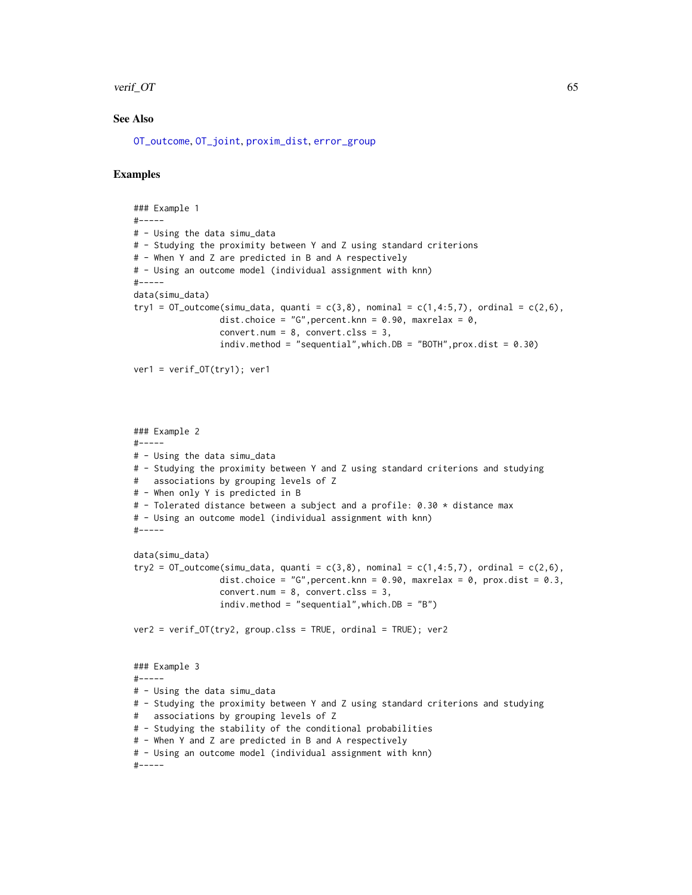## See Also

OT_outcome, OT_joint, proxim_dist, error_group

## Examples

```
### Example 1
#-----
# - Using the data simu_data
# - Studying the proximity between Y and Z using standard criterions
# - When Y and Z are predicted in B and A respectively
# - Using an outcome model (individual assignment with knn)
#-----
data(simu_data)
try1 = OT_outcome(simu_data, quanti = c(3,8), nominal = c(1,4:5,7), ordinal = c(2,6),
                 dist.choice = "G",percent.knn = 0.90, maxrelax = 0,
                 convert.num = 8, convert.clss = 3,
                 indiv.method = "sequential",which.DB = "BOTH",prox.dist = 0.30)

ver1 = verif_OT(try1); ver1




### Example 2
#-----
# - Using the data simu_data
# - Studying the proximity between Y and Z using standard criterions and studying
#   associations by grouping levels of Z
# - When only Y is predicted in B
# - Tolerated distance between a subject and a profile: 0.30 * distance max
# - Using an outcome model (individual assignment with knn)
#-----

data(simu_data)
try2 = OT_outcome(simu_data, quanti = c(3,8), nominal = c(1,4:5,7), ordinal = c(2,6),
                 dist.choice = "G",percent.knn = 0.90, maxrelax = 0, prox.dist = 0.3,
                 convert.num = 8, convert.clss = 3,
                 indiv.method = "sequential",which.DB = "B")

ver2 = verif_OT(try2, group.clss = TRUE, ordinal = TRUE); ver2


### Example 3
#-----
# - Using the data simu_data
# - Studying the proximity between Y and Z using standard criterions and studying
#   associations by grouping levels of Z
# - Studying the stability of the conditional probabilities
# - When Y and Z are predicted in B and A respectively
# - Using an outcome model (individual assignment with knn)
#-----
```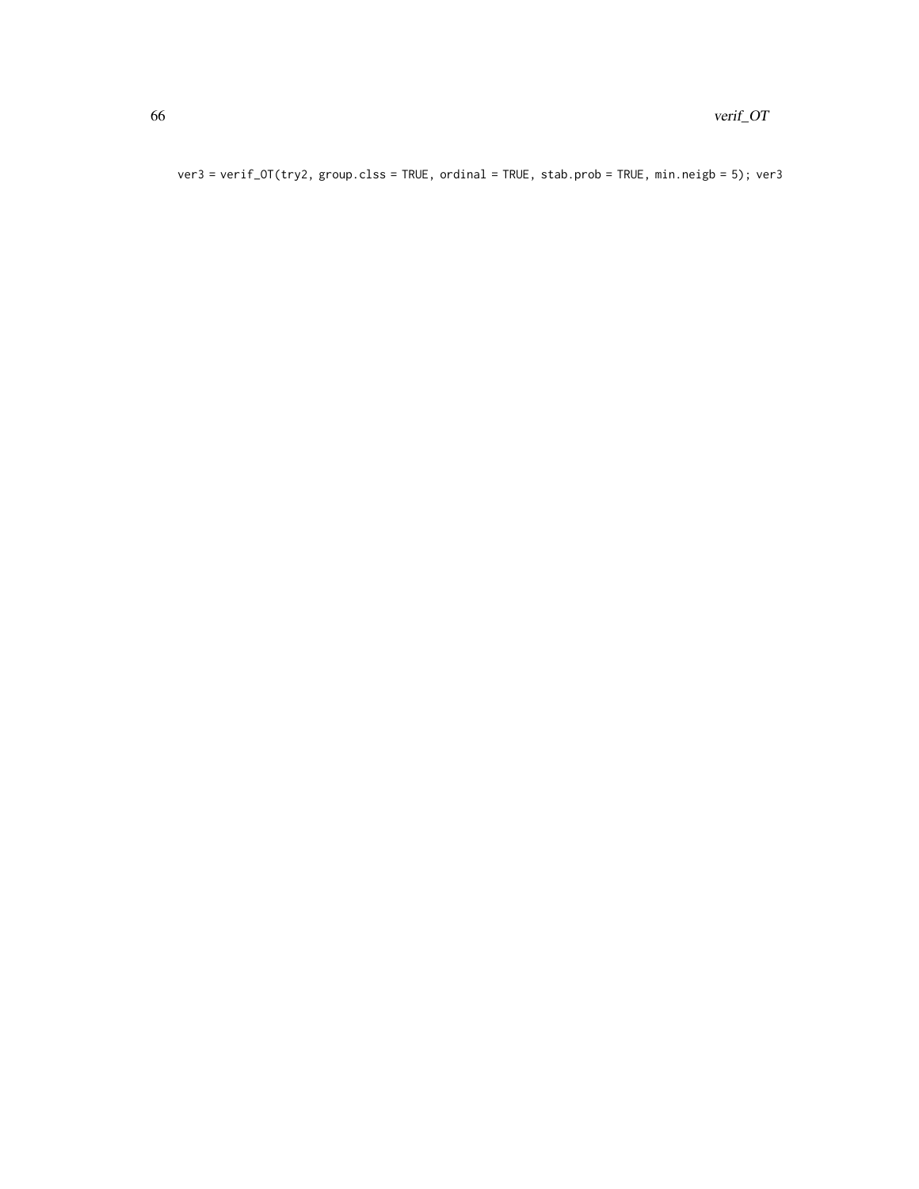```
ver3 = verif_OT(try2, group.clss = TRUE, ordinal = TRUE, stab.prob = TRUE, min.neigb = 5); ver3
```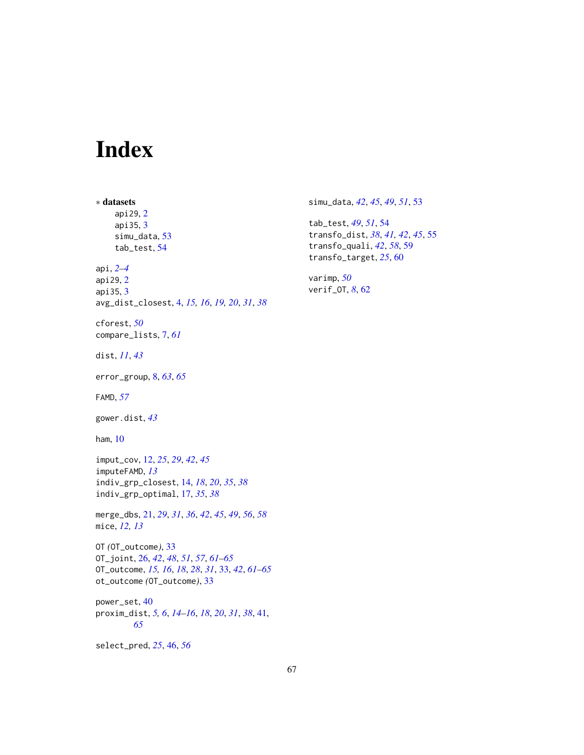# Index

∗ **datasets**
    api29, 2
    api35, 3
    simu_data, 53
    tab_test, 54

api, *2–4*
api29, 2
api35, 3
avg_dist_closest, 4, *15, 16*, *19, 20*, *31*, *38*

cforest, *50*
compare_lists, 7, *61*

dist, *11*, *43*

error_group, 8, *63*, *65*

FAMD, *57*

gower.dist, *43*

ham, 10

imput_cov, 12, *25*, *29*, *42*, *45*
imputeFAMD, *13*
indiv_grp_closest, 14, *18*, *20*, *35*, *38*
indiv_grp_optimal, 17, *35*, *38*

merge_dbs, 21, *29*, *31*, *36*, *42*, *45*, *49*, *56*, *58*
mice, *12, 13*

OT (OT_outcome), 33
OT_joint, 26, *42*, *48*, *51*, *57*, *61–65*
OT_outcome, *15, 16*, *18*, *28*, *31*, 33, *42*, *61–65*
ot_outcome (OT_outcome), 33

power_set, 40
proxim_dist, *5, 6*, *14–16*, *18*, *20*, *31*, *38*, 41, *65*

select_pred, *25*, 46, *56*

simu_data, *42*, *45*, *49*, *51*, 53

tab_test, *49*, *51*, 54
transfo_dist, *38*, *41, 42*, *45*, 55
transfo_quali, *42*, *58*, 59
transfo_target, *25*, 60

varimp, *50*
verif_OT, *8*, 62